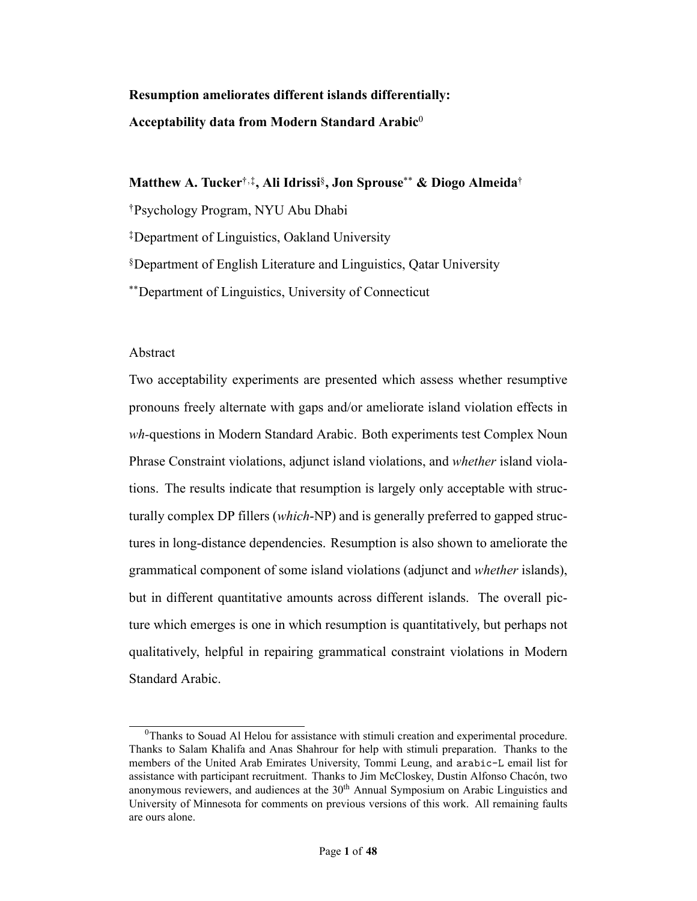# Resumption ameliorates different islands differentially: Acceptability data from Modern Standard Arabic[0]

**Matthew A. Tucker[†,‡], Ali Idrissi[§], Jon Sprouse[**] & Diogo Almeida[†]**

[†]Psychology Program, NYU Abu Dhabi

[‡]Department of Linguistics, Oakland University

[§]Department of English Literature and Linguistics, Qatar University

[**]Department of Linguistics, University of Connecticut

## Abstract

Two acceptability experiments are presented which assess whether resumptive pronouns freely alternate with gaps and/or ameliorate island violation effects in *wh*-questions in Modern Standard Arabic. Both experiments test Complex Noun Phrase Constraint violations, adjunct island violations, and *whether* island violations. The results indicate that resumption is largely only acceptable with structurally complex DP fillers (*which*-NP) and is generally preferred to gapped structures in long-distance dependencies. Resumption is also shown to ameliorate the grammatical component of some island violations (adjunct and *whether* islands), but in different quantitative amounts across different islands. The overall picture which emerges is one in which resumption is quantitatively, but perhaps not qualitatively, helpful in repairing grammatical constraint violations in Modern Standard Arabic.

---

[0]Thanks to Souad Al Helou for assistance with stimuli creation and experimental procedure. Thanks to Salam Khalifa and Anas Shahrour for help with stimuli preparation. Thanks to the members of the United Arab Emirates University, Tommi Leung, and `arabic-L` email list for assistance with participant recruitment. Thanks to Jim McCloskey, Dustin Alfonso Chacón, two anonymous reviewers, and audiences at the 30th Annual Symposium on Arabic Linguistics and University of Minnesota for comments on previous versions of this work. All remaining faults are ours alone.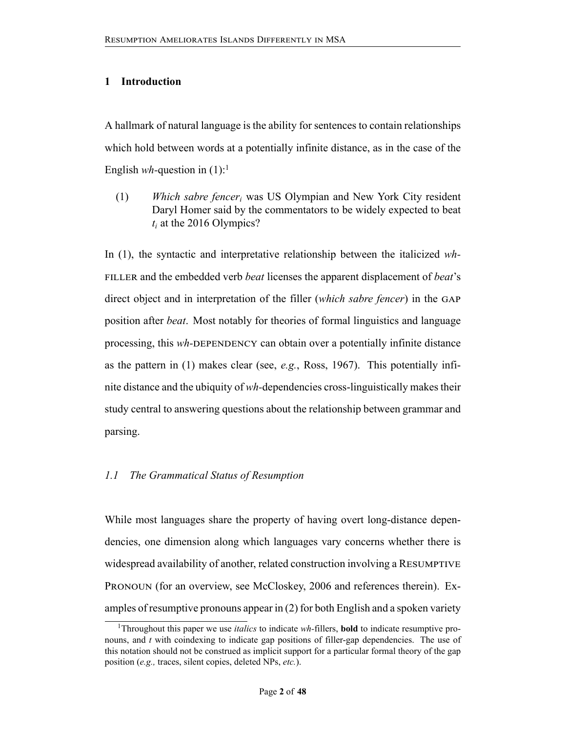# 1 Introduction

A hallmark of natural language is the ability for sentences to contain relationships which hold between words at a potentially infinite distance, as in the case of the English *wh*-question in (1):[1]

(1) *Which sabre fencer$_i$* was US Olympian and New York City resident Daryl Homer said by the commentators to be widely expected to beat $t_i$ at the 2016 Olympics?

In (1), the syntactic and interpretative relationship between the italicized *wh*-FILLER and the embedded verb *beat* licenses the apparent displacement of *beat*'s direct object and in interpretation of the filler (*which sabre fencer*) in the GAP position after *beat*. Most notably for theories of formal linguistics and language processing, this *wh*-DEPENDENCY can obtain over a potentially infinite distance as the pattern in (1) makes clear (see, *e.g.*, Ross, 1967). This potentially infinite distance and the ubiquity of *wh*-dependencies cross-linguistically makes their study central to answering questions about the relationship between grammar and parsing.

## *1.1 The Grammatical Status of Resumption*

While most languages share the property of having overt long-distance dependencies, one dimension along which languages vary concerns whether there is widespread availability of another, related construction involving a RESUMPTIVE PRONOUN (for an overview, see McCloskey, 2006 and references therein). Examples of resumptive pronouns appear in (2) for both English and a spoken variety

[1] Throughout this paper we use *italics* to indicate *wh*-fillers, **bold** to indicate resumptive pronouns, and *t* with coindexing to indicate gap positions of filler-gap dependencies. The use of this notation should not be construed as implicit support for a particular formal theory of the gap position (*e.g.,* traces, silent copies, deleted NPs, *etc.*).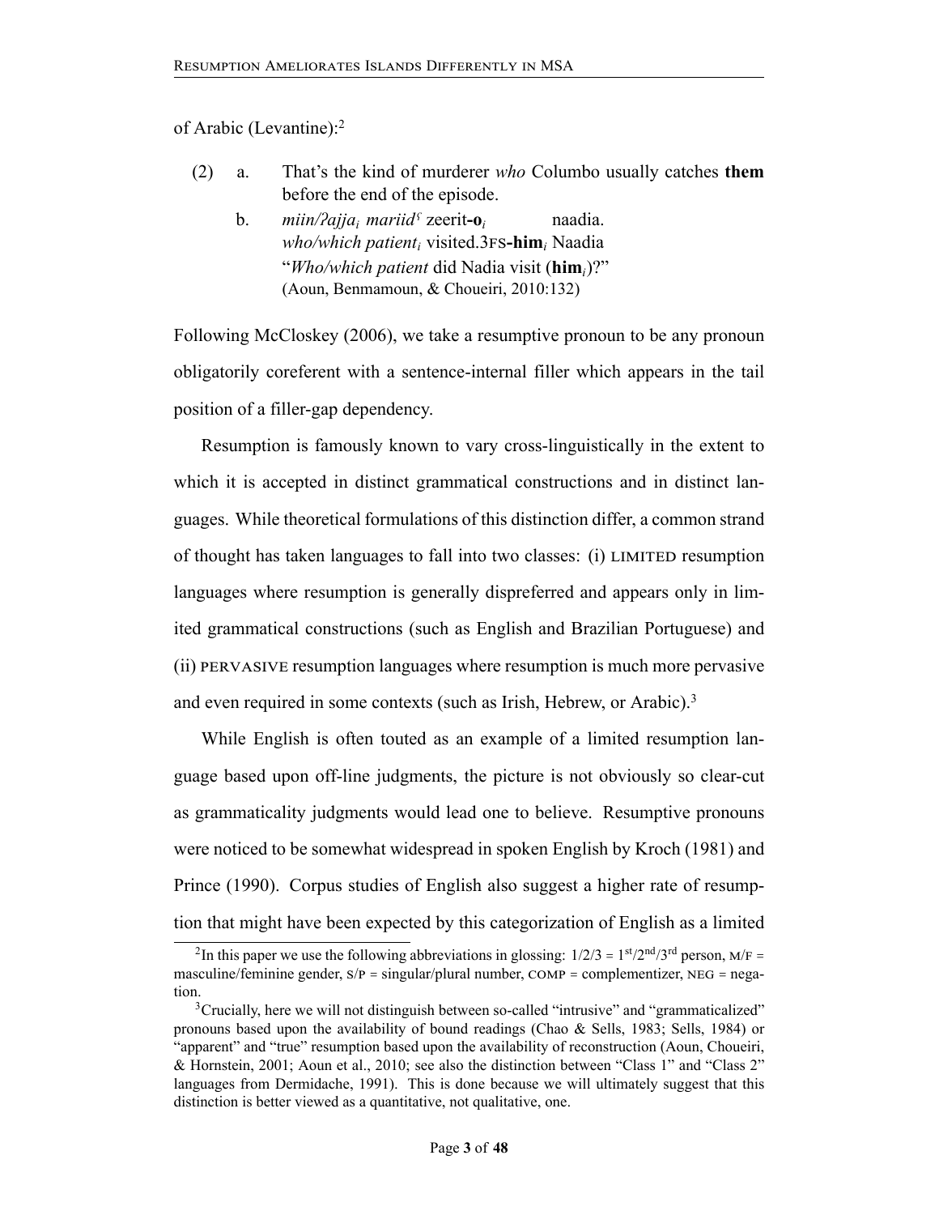of Arabic (Levantine):[2]

(2) a. That's the kind of murderer *who* Columbo usually catches **them** before the end of the episode.

b. *miin/ʔajja$_i$ mariidˤ* zeerit-**o**$_i$ naadia.
*who/which patient$_i$* visited.3FS-**him**$_i$ Naadia
"*Who/which patient* did Nadia visit (**him**$_i$)?"
(Aoun, Benmamoun, & Choueiri, 2010:132)

Following McCloskey (2006), we take a resumptive pronoun to be any pronoun obligatorily coreferent with a sentence-internal filler which appears in the tail position of a filler-gap dependency.

Resumption is famously known to vary cross-linguistically in the extent to which it is accepted in distinct grammatical constructions and in distinct languages. While theoretical formulations of this distinction differ, a common strand of thought has taken languages to fall into two classes: (i) LIMITED resumption languages where resumption is generally dispreferred and appears only in limited grammatical constructions (such as English and Brazilian Portuguese) and (ii) PERVASIVE resumption languages where resumption is much more pervasive and even required in some contexts (such as Irish, Hebrew, or Arabic).[3]

While English is often touted as an example of a limited resumption language based upon off-line judgments, the picture is not obviously so clear-cut as grammaticality judgments would lead one to believe. Resumptive pronouns were noticed to be somewhat widespread in spoken English by Kroch (1981) and Prince (1990). Corpus studies of English also suggest a higher rate of resumption that might have been expected by this categorization of English as a limited

---

[2] In this paper we use the following abbreviations in glossing: 1/2/3 = 1$^{st}$/2$^{nd}$/3$^{rd}$ person, M/F = masculine/feminine gender, S/P = singular/plural number, COMP = complementizer, NEG = negation.

[3] Crucially, here we will not distinguish between so-called "intrusive" and "grammaticalized" pronouns based upon the availability of bound readings (Chao & Sells, 1983; Sells, 1984) or "apparent" and "true" resumption based upon the availability of reconstruction (Aoun, Choueiri, & Hornstein, 2001; Aoun et al., 2010; see also the distinction between "Class 1" and "Class 2" languages from Dermidache, 1991). This is done because we will ultimately suggest that this distinction is better viewed as a quantitative, not qualitative, one.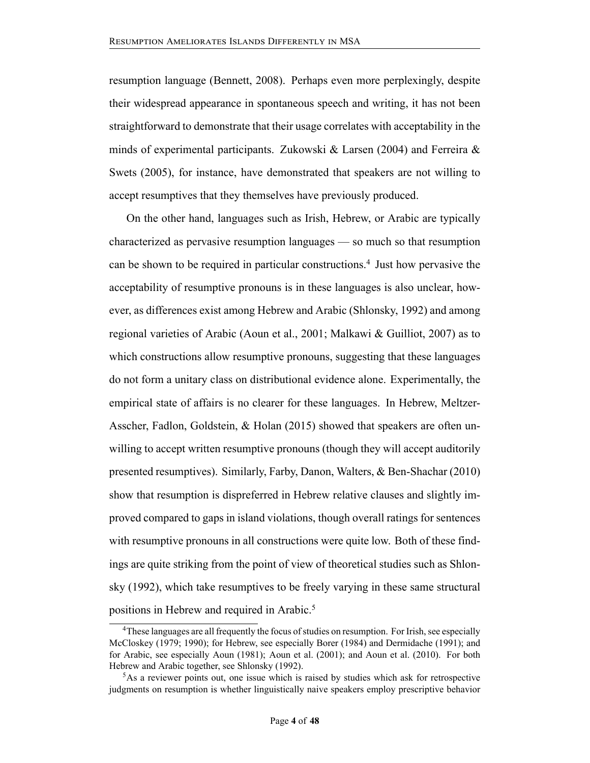resumption language (Bennett, 2008). Perhaps even more perplexingly, despite their widespread appearance in spontaneous speech and writing, it has not been straightforward to demonstrate that their usage correlates with acceptability in the minds of experimental participants. Zukowski & Larsen (2004) and Ferreira & Swets (2005), for instance, have demonstrated that speakers are not willing to accept resumptives that they themselves have previously produced.

On the other hand, languages such as Irish, Hebrew, or Arabic are typically characterized as pervasive resumption languages — so much so that resumption can be shown to be required in particular constructions.[4] Just how pervasive the acceptability of resumptive pronouns is in these languages is also unclear, however, as differences exist among Hebrew and Arabic (Shlonsky, 1992) and among regional varieties of Arabic (Aoun et al., 2001; Malkawi & Guilliot, 2007) as to which constructions allow resumptive pronouns, suggesting that these languages do not form a unitary class on distributional evidence alone. Experimentally, the empirical state of affairs is no clearer for these languages. In Hebrew, Meltzer-Asscher, Fadlon, Goldstein, & Holan (2015) showed that speakers are often unwilling to accept written resumptive pronouns (though they will accept auditorily presented resumptives). Similarly, Farby, Danon, Walters, & Ben-Shachar (2010) show that resumption is dispreferred in Hebrew relative clauses and slightly improved compared to gaps in island violations, though overall ratings for sentences with resumptive pronouns in all constructions were quite low. Both of these findings are quite striking from the point of view of theoretical studies such as Shlonsky (1992), which take resumptives to be freely varying in these same structural positions in Hebrew and required in Arabic.[5]

[4] These languages are all frequently the focus of studies on resumption. For Irish, see especially McCloskey (1979; 1990); for Hebrew, see especially Borer (1984) and Dermidache (1991); and for Arabic, see especially Aoun (1981); Aoun et al. (2001); and Aoun et al. (2010). For both Hebrew and Arabic together, see Shlonsky (1992).

[5] As a reviewer points out, one issue which is raised by studies which ask for retrospective judgments on resumption is whether linguistically naive speakers employ prescriptive behavior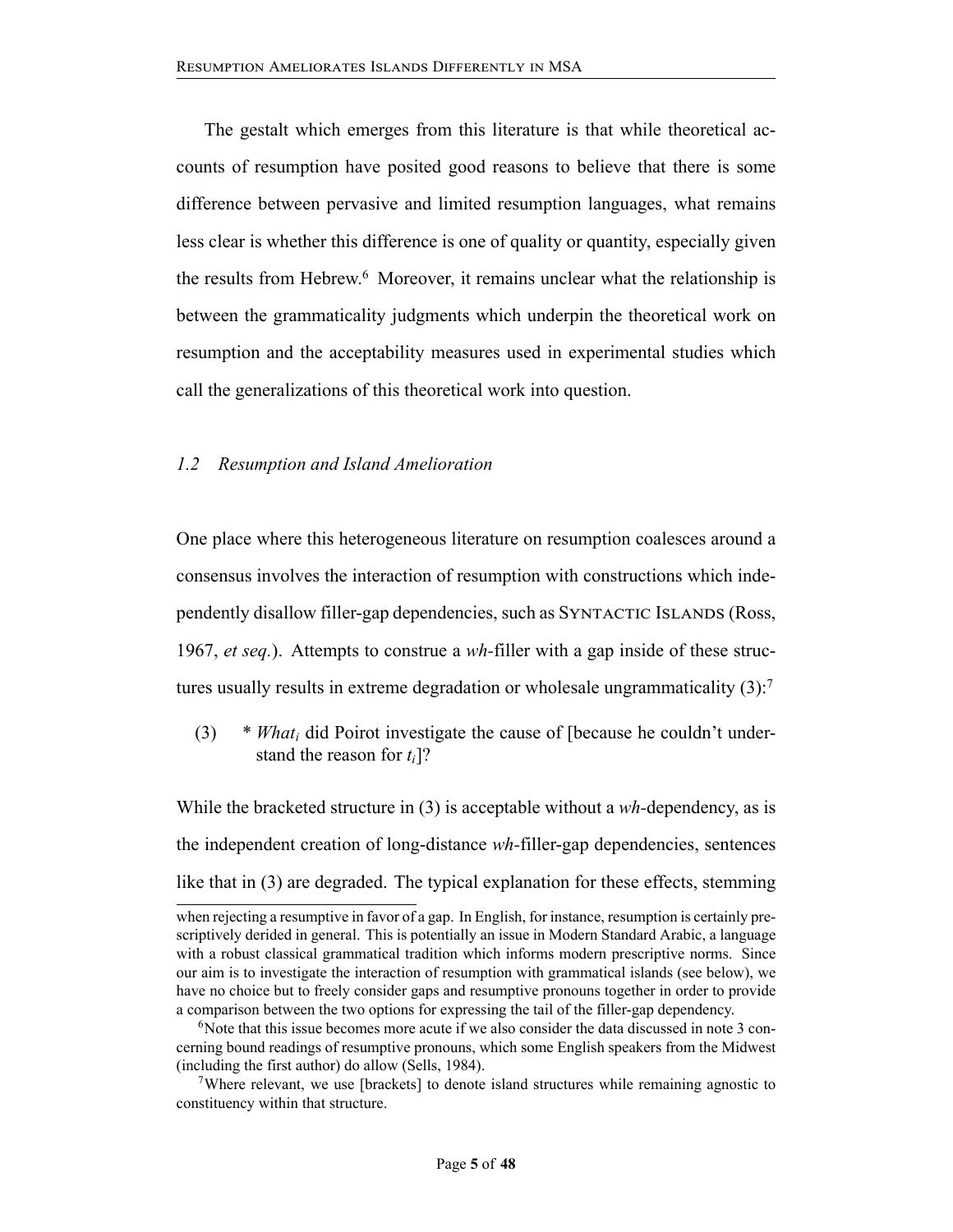The gestalt which emerges from this literature is that while theoretical accounts of resumption have posited good reasons to believe that there is some difference between pervasive and limited resumption languages, what remains less clear is whether this difference is one of quality or quantity, especially given the results from Hebrew.[6] Moreover, it remains unclear what the relationship is between the grammaticality judgments which underpin the theoretical work on resumption and the acceptability measures used in experimental studies which call the generalizations of this theoretical work into question.

### *1.2 Resumption and Island Amelioration*

One place where this heterogeneous literature on resumption coalesces around a consensus involves the interaction of resumption with constructions which independently disallow filler-gap dependencies, such as SYNTACTIC ISLANDS (Ross, 1967, *et seq.*). Attempts to construe a *wh*-filler with a gap inside of these structures usually results in extreme degradation or wholesale ungrammaticality (3):[7]

(3) \* *What*$_i$ did Poirot investigate the cause of [because he couldn't understand the reason for $t_i$]?

While the bracketed structure in (3) is acceptable without a *wh*-dependency, as is the independent creation of long-distance *wh*-filler-gap dependencies, sentences like that in (3) are degraded. The typical explanation for these effects, stemming

---

when rejecting a resumptive in favor of a gap. In English, for instance, resumption is certainly prescriptively derided in general. This is potentially an issue in Modern Standard Arabic, a language with a robust classical grammatical tradition which informs modern prescriptive norms. Since our aim is to investigate the interaction of resumption with grammatical islands (see below), we have no choice but to freely consider gaps and resumptive pronouns together in order to provide a comparison between the two options for expressing the tail of the filler-gap dependency.

[6] Note that this issue becomes more acute if we also consider the data discussed in note 3 concerning bound readings of resumptive pronouns, which some English speakers from the Midwest (including the first author) do allow (Sells, 1984).

[7] Where relevant, we use [brackets] to denote island structures while remaining agnostic to constituency within that structure.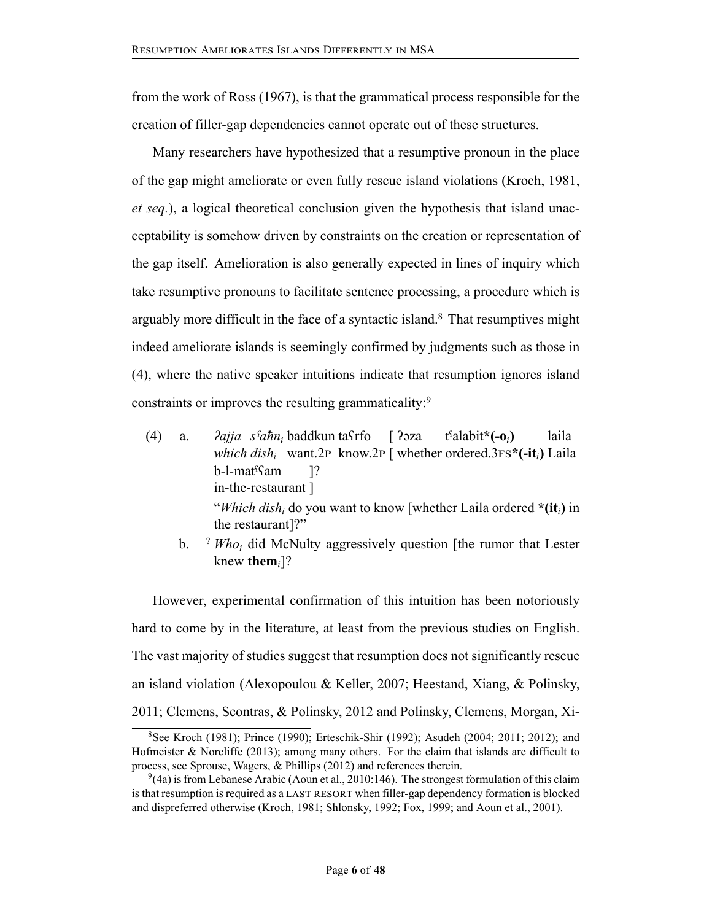from the work of Ross (1967), is that the grammatical process responsible for the creation of filler-gap dependencies cannot operate out of these structures.

Many researchers have hypothesized that a resumptive pronoun in the place of the gap might ameliorate or even fully rescue island violations (Kroch, 1981, *et seq.*), a logical theoretical conclusion given the hypothesis that island unacceptability is somehow driven by constraints on the creation or representation of the gap itself. Amelioration is also generally expected in lines of inquiry which take resumptive pronouns to facilitate sentence processing, a procedure which is arguably more difficult in the face of a syntactic island.[8] That resumptives might indeed ameliorate islands is seemingly confirmed by judgments such as those in (4), where the native speaker intuitions indicate that resumption ignores island constraints or improves the resulting grammaticality:[9]

(4) a. *ʔajja sˤaħn$_i$* baddkun taʕrfo [ ʔəza tˤalabit**\*(-o$_i$)** laila b-l-matˤʕam ]?
*which dish$_i$* want.2P know.2P [ whether ordered.3FS**\*(-it$_i$)** Laila in-the-restaurant ]
"*Which dish$_i$* do you want to know [whether Laila ordered **\*(it$_i$)** in the restaurant]?"

b. ? *Who$_i$* did McNulty aggressively question [the rumor that Lester knew **them$_i$**]?

However, experimental confirmation of this intuition has been notoriously hard to come by in the literature, at least from the previous studies on English. The vast majority of studies suggest that resumption does not significantly rescue an island violation (Alexopoulou & Keller, 2007; Heestand, Xiang, & Polinsky, 2011; Clemens, Scontras, & Polinsky, 2012 and Polinsky, Clemens, Morgan, Xi-

---

[8] See Kroch (1981); Prince (1990); Erteschik-Shir (1992); Asudeh (2004; 2011; 2012); and Hofmeister & Norcliffe (2013); among many others. For the claim that islands are difficult to process, see Sprouse, Wagers, & Phillips (2012) and references therein.

[9] (4a) is from Lebanese Arabic (Aoun et al., 2010:146). The strongest formulation of this claim is that resumption is required as a LAST RESORT when filler-gap dependency formation is blocked and dispreferred otherwise (Kroch, 1981; Shlonsky, 1992; Fox, 1999; and Aoun et al., 2001).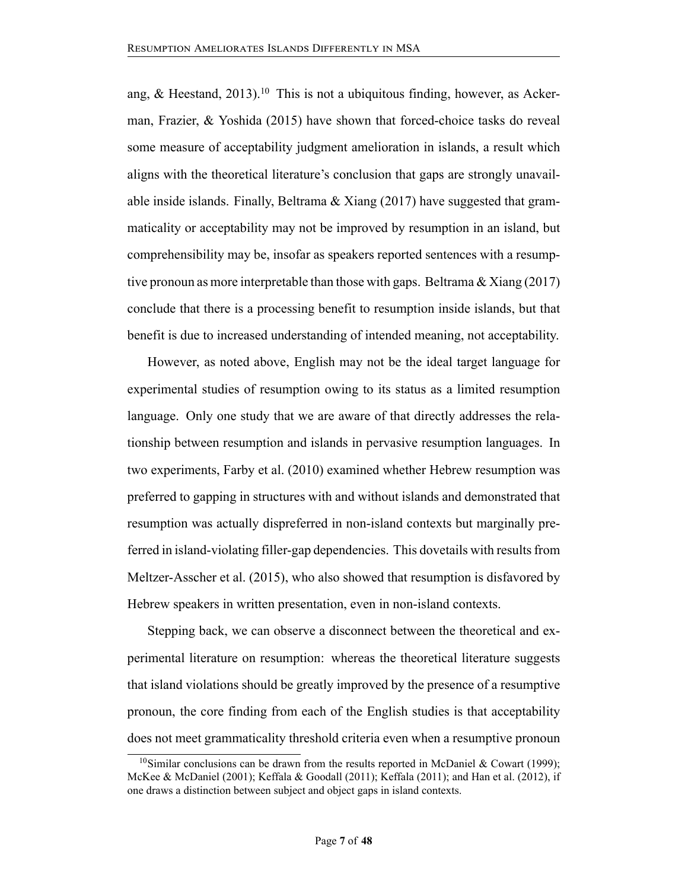ang, & Heestand, 2013).[10] This is not a ubiquitous finding, however, as Ackerman, Frazier, & Yoshida (2015) have shown that forced-choice tasks do reveal some measure of acceptability judgment amelioration in islands, a result which aligns with the theoretical literature's conclusion that gaps are strongly unavailable inside islands. Finally, Beltrama & Xiang (2017) have suggested that grammaticality or acceptability may not be improved by resumption in an island, but comprehensibility may be, insofar as speakers reported sentences with a resumptive pronoun as more interpretable than those with gaps. Beltrama & Xiang (2017) conclude that there is a processing benefit to resumption inside islands, but that benefit is due to increased understanding of intended meaning, not acceptability.

However, as noted above, English may not be the ideal target language for experimental studies of resumption owing to its status as a limited resumption language. Only one study that we are aware of that directly addresses the relationship between resumption and islands in pervasive resumption languages. In two experiments, Farby et al. (2010) examined whether Hebrew resumption was preferred to gapping in structures with and without islands and demonstrated that resumption was actually dispreferred in non-island contexts but marginally preferred in island-violating filler-gap dependencies. This dovetails with results from Meltzer-Asscher et al. (2015), who also showed that resumption is disfavored by Hebrew speakers in written presentation, even in non-island contexts.

Stepping back, we can observe a disconnect between the theoretical and experimental literature on resumption: whereas the theoretical literature suggests that island violations should be greatly improved by the presence of a resumptive pronoun, the core finding from each of the English studies is that acceptability does not meet grammaticality threshold criteria even when a resumptive pronoun

[10] Similar conclusions can be drawn from the results reported in McDaniel & Cowart (1999); McKee & McDaniel (2001); Keffala & Goodall (2011); Keffala (2011); and Han et al. (2012), if one draws a distinction between subject and object gaps in island contexts.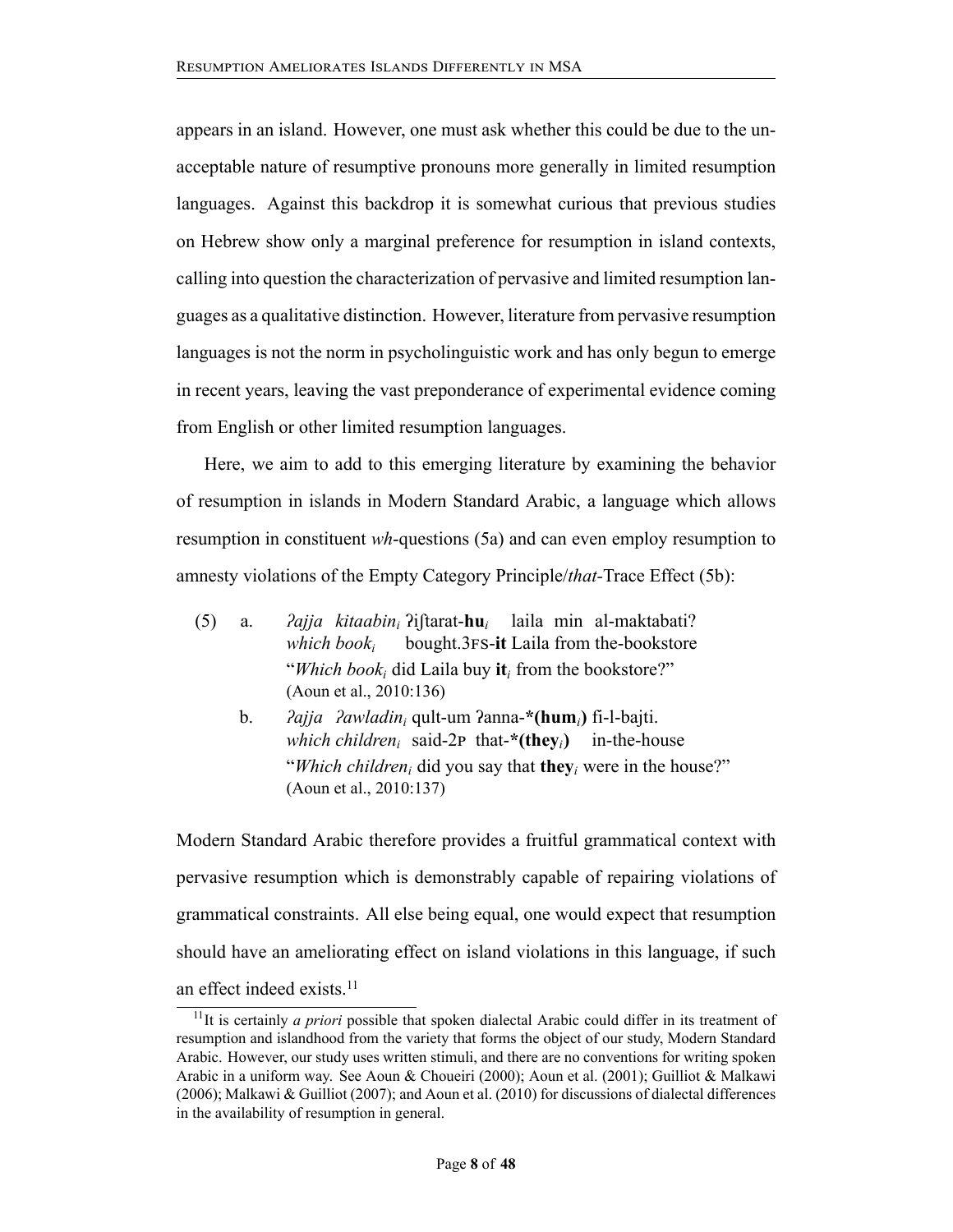appears in an island. However, one must ask whether this could be due to the unacceptable nature of resumptive pronouns more generally in limited resumption languages. Against this backdrop it is somewhat curious that previous studies on Hebrew show only a marginal preference for resumption in island contexts, calling into question the characterization of pervasive and limited resumption languages as a qualitative distinction. However, literature from pervasive resumption languages is not the norm in psycholinguistic work and has only begun to emerge in recent years, leaving the vast preponderance of experimental evidence coming from English or other limited resumption languages.

Here, we aim to add to this emerging literature by examining the behavior of resumption in islands in Modern Standard Arabic, a language which allows resumption in constituent *wh*-questions (5a) and can even employ resumption to amnesty violations of the Empty Category Principle/*that*-Trace Effect (5b):

(5) a. *ʔajja kitaabin$_i$* ʔiʃtarat-**hu**$_i$ laila min al-maktabati?
*which book$_i$* bought.3FS-**it** Laila from the-bookstore
"*Which book$_i$* did Laila buy **it**$_i$ from the bookstore?"
(Aoun et al., 2010:136)

b. *ʔajja ʔawladin$_i$* qult-um ʔanna-*(**hum**$_i$) fi-l-bajti.
*which children$_i$* said-2P that-*(**they**$_i$) in-the-house
"*Which children$_i$* did you say that **they**$_i$ were in the house?"
(Aoun et al., 2010:137)

Modern Standard Arabic therefore provides a fruitful grammatical context with pervasive resumption which is demonstrably capable of repairing violations of grammatical constraints. All else being equal, one would expect that resumption should have an ameliorating effect on island violations in this language, if such an effect indeed exists.[11]

[11] It is certainly *a priori* possible that spoken dialectal Arabic could differ in its treatment of resumption and islandhood from the variety that forms the object of our study, Modern Standard Arabic. However, our study uses written stimuli, and there are no conventions for writing spoken Arabic in a uniform way. See Aoun & Choueiri (2000); Aoun et al. (2001); Guilliot & Malkawi (2006); Malkawi & Guilliot (2007); and Aoun et al. (2010) for discussions of dialectal differences in the availability of resumption in general.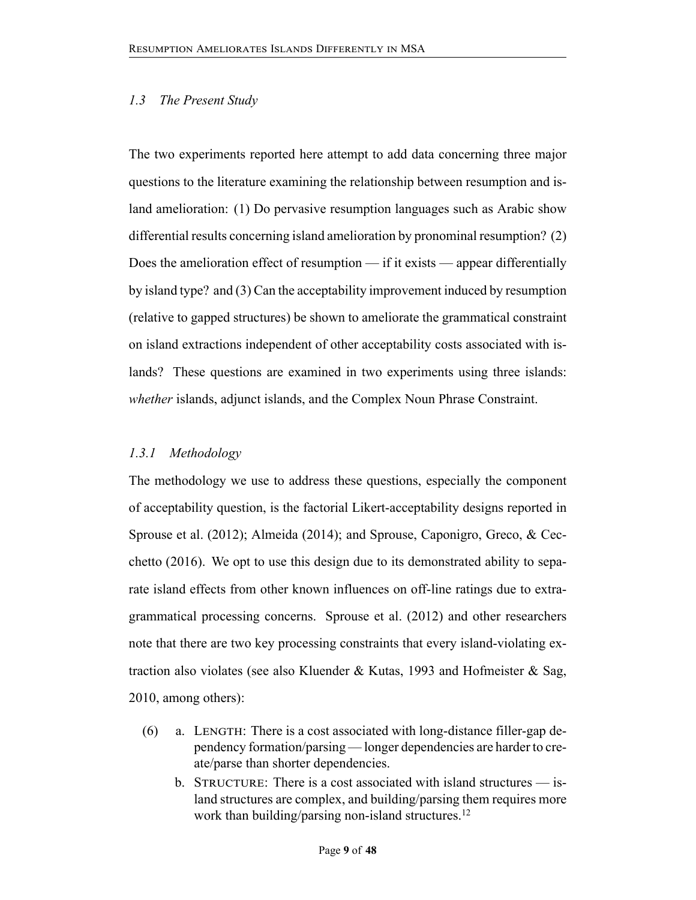### *1.3 The Present Study*

The two experiments reported here attempt to add data concerning three major questions to the literature examining the relationship between resumption and island amelioration: (1) Do pervasive resumption languages such as Arabic show differential results concerning island amelioration by pronominal resumption? (2) Does the amelioration effect of resumption — if it exists — appear differentially by island type? and (3) Can the acceptability improvement induced by resumption (relative to gapped structures) be shown to ameliorate the grammatical constraint on island extractions independent of other acceptability costs associated with islands? These questions are examined in two experiments using three islands: *whether* islands, adjunct islands, and the Complex Noun Phrase Constraint.

#### *1.3.1 Methodology*

The methodology we use to address these questions, especially the component of acceptability question, is the factorial Likert-acceptability designs reported in Sprouse et al. (2012); Almeida (2014); and Sprouse, Caponigro, Greco, & Cecchetto (2016). We opt to use this design due to its demonstrated ability to separate island effects from other known influences on off-line ratings due to extra-grammatical processing concerns. Sprouse et al. (2012) and other researchers note that there are two key processing constraints that every island-violating extraction also violates (see also Kluender & Kutas, 1993 and Hofmeister & Sag, 2010, among others):

(6) a. LENGTH: There is a cost associated with long-distance filler-gap dependency formation/parsing — longer dependencies are harder to create/parse than shorter dependencies.

b. STRUCTURE: There is a cost associated with island structures — island structures are complex, and building/parsing them requires more work than building/parsing non-island structures.[12]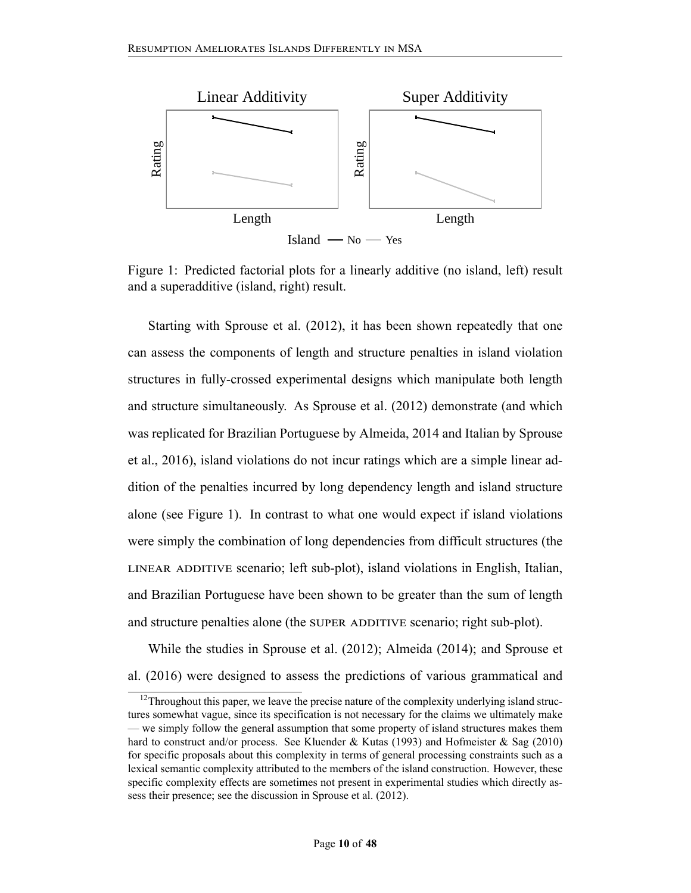Figure 1: Predicted factorial plots for a linearly additive (no island, left) result and a superadditive (island, right) result.

Starting with Sprouse et al. (2012), it has been shown repeatedly that one can assess the components of length and structure penalties in island violation structures in fully-crossed experimental designs which manipulate both length and structure simultaneously. As Sprouse et al. (2012) demonstrate (and which was replicated for Brazilian Portuguese by Almeida, 2014 and Italian by Sprouse et al., 2016), island violations do not incur ratings which are a simple linear addition of the penalties incurred by long dependency length and island structure alone (see Figure 1). In contrast to what one would expect if island violations were simply the combination of long dependencies from difficult structures (the LINEAR ADDITIVE scenario; left sub-plot), island violations in English, Italian, and Brazilian Portuguese have been shown to be greater than the sum of length and structure penalties alone (the SUPER ADDITIVE scenario; right sub-plot).

While the studies in Sprouse et al. (2012); Almeida (2014); and Sprouse et al. (2016) were designed to assess the predictions of various grammatical and

[12] Throughout this paper, we leave the precise nature of the complexity underlying island structures somewhat vague, since its specification is not necessary for the claims we ultimately make — we simply follow the general assumption that some property of island structures makes them hard to construct and/or process. See Kluender & Kutas (1993) and Hofmeister & Sag (2010) for specific proposals about this complexity in terms of general processing constraints such as a lexical semantic complexity attributed to the members of the island construction. However, these specific complexity effects are sometimes not present in experimental studies which directly assess their presence; see the discussion in Sprouse et al. (2012).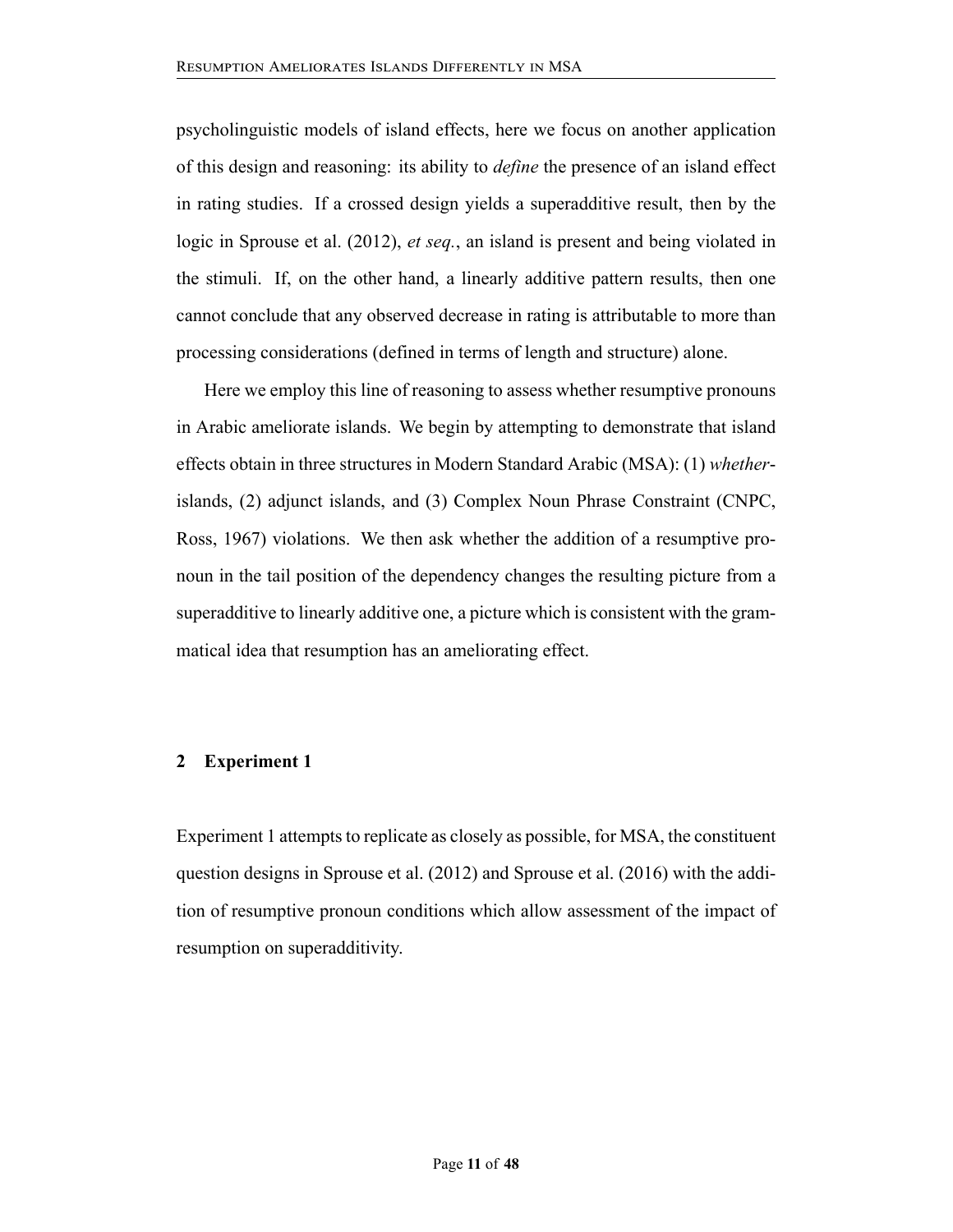psycholinguistic models of island effects, here we focus on another application of this design and reasoning: its ability to *define* the presence of an island effect in rating studies. If a crossed design yields a superadditive result, then by the logic in Sprouse et al. (2012), *et seq.*, an island is present and being violated in the stimuli. If, on the other hand, a linearly additive pattern results, then one cannot conclude that any observed decrease in rating is attributable to more than processing considerations (defined in terms of length and structure) alone.

Here we employ this line of reasoning to assess whether resumptive pronouns in Arabic ameliorate islands. We begin by attempting to demonstrate that island effects obtain in three structures in Modern Standard Arabic (MSA): (1) *whether*-islands, (2) adjunct islands, and (3) Complex Noun Phrase Constraint (CNPC, Ross, 1967) violations. We then ask whether the addition of a resumptive pronoun in the tail position of the dependency changes the resulting picture from a superadditive to linearly additive one, a picture which is consistent with the grammatical idea that resumption has an ameliorating effect.

## 2 Experiment 1

Experiment 1 attempts to replicate as closely as possible, for MSA, the constituent question designs in Sprouse et al. (2012) and Sprouse et al. (2016) with the addition of resumptive pronoun conditions which allow assessment of the impact of resumption on superadditivity.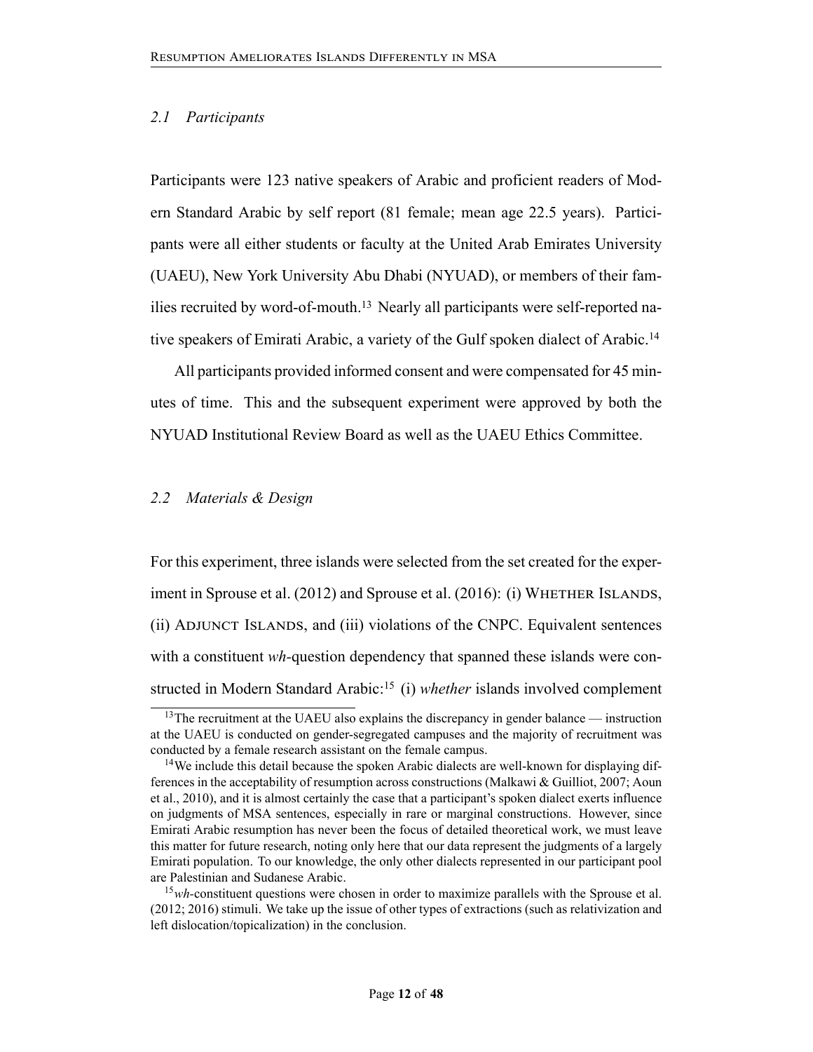### 2.1 Participants

Participants were 123 native speakers of Arabic and proficient readers of Modern Standard Arabic by self report (81 female; mean age 22.5 years). Participants were all either students or faculty at the United Arab Emirates University (UAEU), New York University Abu Dhabi (NYUAD), or members of their families recruited by word-of-mouth.[13] Nearly all participants were self-reported native speakers of Emirati Arabic, a variety of the Gulf spoken dialect of Arabic.[14]

All participants provided informed consent and were compensated for 45 minutes of time. This and the subsequent experiment were approved by both the NYUAD Institutional Review Board as well as the UAEU Ethics Committee.

### 2.2 Materials & Design

For this experiment, three islands were selected from the set created for the experiment in Sprouse et al. (2012) and Sprouse et al. (2016): (i) Whether Islands, (ii) Adjunct Islands, and (iii) violations of the CNPC. Equivalent sentences with a constituent *wh*-question dependency that spanned these islands were constructed in Modern Standard Arabic:[15] (i) *whether* islands involved complement

---

[13] The recruitment at the UAEU also explains the discrepancy in gender balance — instruction at the UAEU is conducted on gender-segregated campuses and the majority of recruitment was conducted by a female research assistant on the female campus.

[14] We include this detail because the spoken Arabic dialects are well-known for displaying differences in the acceptability of resumption across constructions (Malkawi & Guilliot, 2007; Aoun et al., 2010), and it is almost certainly the case that a participant's spoken dialect exerts influence on judgments of MSA sentences, especially in rare or marginal constructions. However, since Emirati Arabic resumption has never been the focus of detailed theoretical work, we must leave this matter for future research, noting only here that our data represent the judgments of a largely Emirati population. To our knowledge, the only other dialects represented in our participant pool are Palestinian and Sudanese Arabic.

[15] *wh*-constituent questions were chosen in order to maximize parallels with the Sprouse et al. (2012; 2016) stimuli. We take up the issue of other types of extractions (such as relativization and left dislocation/topicalization) in the conclusion.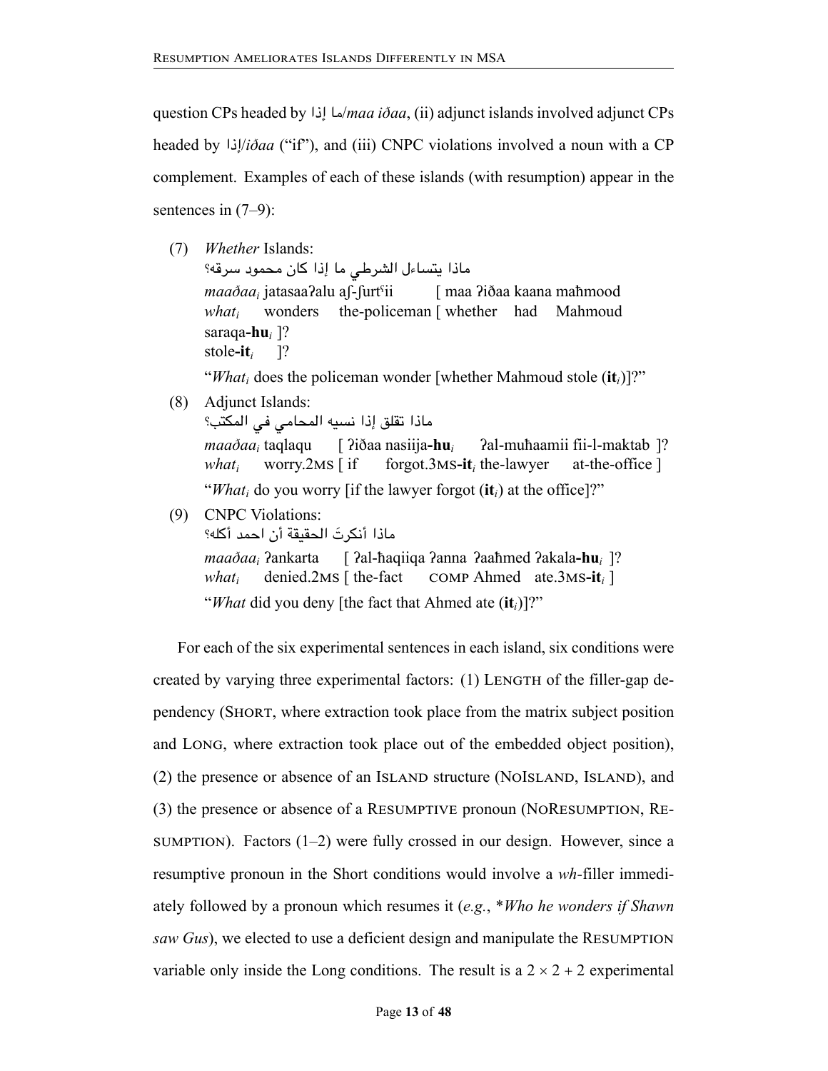question CPs headed by ما إذا/*maa iðaa*, (ii) adjunct islands involved adjunct CPs headed by إذا/*iðaa* ("if"), and (iii) CNPC violations involved a noun with a CP complement. Examples of each of these islands (with resumption) appear in the sentences in (7–9):

(7) *Whether* Islands:
ماذا يتساءل الشرطي ما إذا كان محمود سرقه؟
*maaðaa$_i$* jatasaaʔalu aʃ-ʃurtˤii [ maa ʔiðaa kaana maħmood saraqa-**hu**$_i$ ]?
*what$_i$* wonders the-policeman [ whether had Mahmoud stole-**it**$_i$ ]?
"*What$_i$* does the policeman wonder [whether Mahmoud stole (**it**$_i$)]?"

(8) Adjunct Islands:
ماذا تقلق إذا نسيه المحامي في المكتب؟
*maaðaa$_i$* taqlaqu [ ʔiðaa nasiija-**hu**$_i$ ʔal-muħaamii fii-l-maktab ]?
*what$_i$* worry.2MS [ if forgot.3MS-**it**$_i$ the-lawyer at-the-office ]
"*What$_i$* do you worry [if the lawyer forgot (**it**$_i$) at the office]?"

(9) CNPC Violations:
ماذا أنكرتَ الحقيقة أن احمد أكله؟
*maaðaa$_i$* ʔankarta [ ʔal-ħaqiiqa ʔanna ʔaaħmed ʔakala-**hu**$_i$ ]?
*what$_i$* denied.2MS [ the-fact COMP Ahmed ate.3MS-**it**$_i$ ]
"*What* did you deny [the fact that Ahmed ate (**it**$_i$)]?"

For each of the six experimental sentences in each island, six conditions were created by varying three experimental factors: (1) LENGTH of the filler-gap dependency (SHORT, where extraction took place from the matrix subject position and LONG, where extraction took place out of the embedded object position), (2) the presence or absence of an ISLAND structure (NOISLAND, ISLAND), and (3) the presence or absence of a RESUMPTIVE pronoun (NORESUMPTION, RESUMPTION). Factors (1–2) were fully crossed in our design. However, since a resumptive pronoun in the Short conditions would involve a *wh*-filler immediately followed by a pronoun which resumes it (*e.g.*, \**Who he wonders if Shawn saw Gus*), we elected to use a deficient design and manipulate the RESUMPTION variable only inside the Long conditions. The result is a $2 \times 2 + 2$ experimental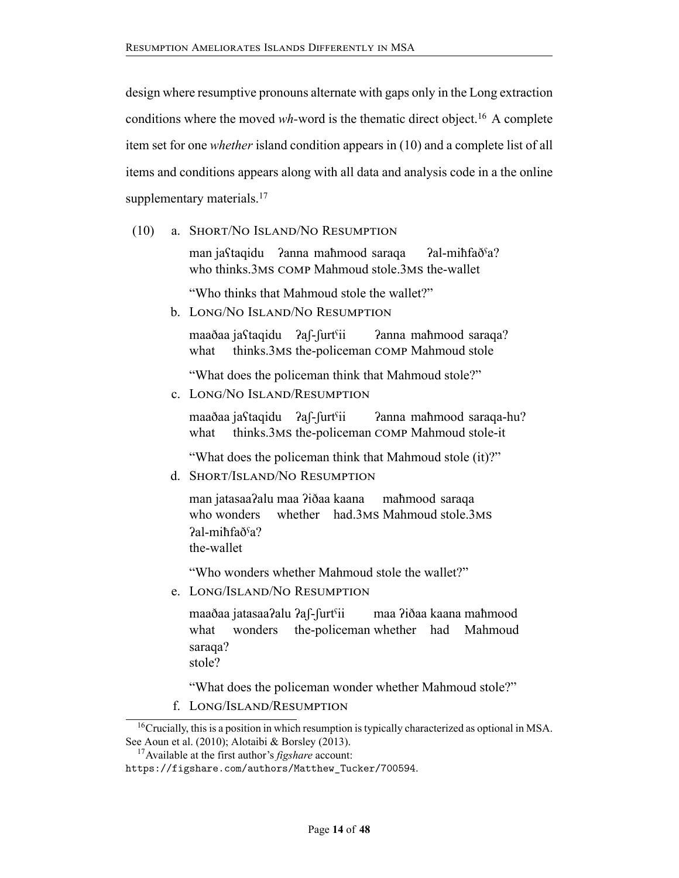design where resumptive pronouns alternate with gaps only in the Long extraction conditions where the moved *wh*-word is the thematic direct object.[16] A complete item set for one *whether* island condition appears in (10) and a complete list of all items and conditions appears along with all data and analysis code in a the online supplementary materials.[17]

(10) a. SHORT/NO ISLAND/NO RESUMPTION

man jaʕtaqidu ʔanna maħmood saraqa ʔal-miħfaðˤa?
who thinks.3MS COMP Mahmoud stole.3MS the-wallet

"Who thinks that Mahmoud stole the wallet?"

b. LONG/NO ISLAND/NO RESUMPTION

maaðaa jaʕtaqidu ʔaʃ-ʃurtˤii ʔanna maħmood saraqa?
what thinks.3MS the-policeman COMP Mahmoud stole

"What does the policeman think that Mahmoud stole?"

c. LONG/NO ISLAND/RESUMPTION

maaðaa jaʕtaqidu ʔaʃ-ʃurtˤii ʔanna maħmood saraqa-hu?
what thinks.3MS the-policeman COMP Mahmoud stole-it

"What does the policeman think that Mahmoud stole (it)?"

d. SHORT/ISLAND/NO RESUMPTION

man jatasaaʔalu maa ʔiðaa kaana maħmood saraqa ʔal-miħfaðˤa?
who wonders whether had.3MS Mahmoud stole.3MS the-wallet

"Who wonders whether Mahmoud stole the wallet?"

e. LONG/ISLAND/NO RESUMPTION

maaðaa jatasaaʔalu ʔaʃ-ʃurtˤii maa ʔiðaa kaana maħmood saraqa?
what wonders the-policeman whether had Mahmoud stole?

"What does the policeman wonder whether Mahmoud stole?"

f. LONG/ISLAND/RESUMPTION

[16] Crucially, this is a position in which resumption is typically characterized as optional in MSA. See Aoun et al. (2010); Alotaibi & Borsley (2013).

[17] Available at the first author's *figshare* account: `https://figshare.com/authors/Matthew_Tucker/700594`.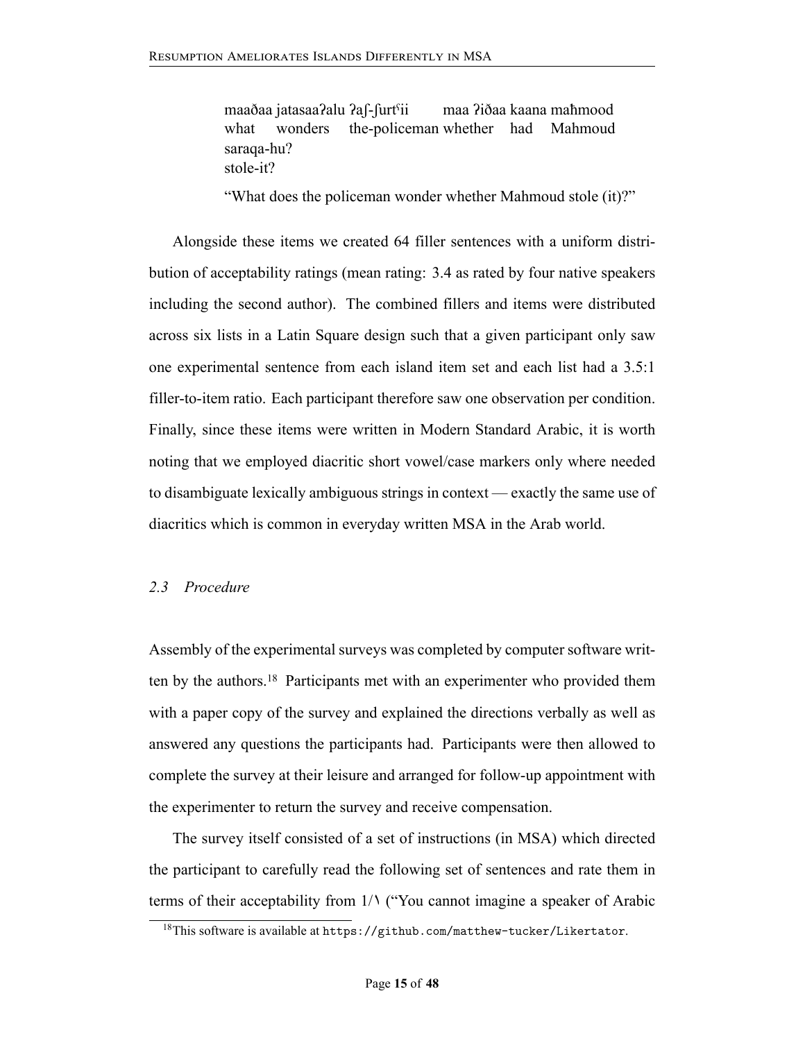maaðaa jatasaaʔalu ʔaʃ-ʃurtˤii maa ʔiðaa kaana maħmood
what wonders the-policeman whether had Mahmoud
saraqa-hu?
stole-it?

"What does the policeman wonder whether Mahmoud stole (it)?"

Alongside these items we created 64 filler sentences with a uniform distribution of acceptability ratings (mean rating: 3.4 as rated by four native speakers including the second author). The combined fillers and items were distributed across six lists in a Latin Square design such that a given participant only saw one experimental sentence from each island item set and each list had a 3.5:1 filler-to-item ratio. Each participant therefore saw one observation per condition. Finally, since these items were written in Modern Standard Arabic, it is worth noting that we employed diacritic short vowel/case markers only where needed to disambiguate lexically ambiguous strings in context — exactly the same use of diacritics which is common in everyday written MSA in the Arab world.

### *2.3 Procedure*

Assembly of the experimental surveys was completed by computer software written by the authors.[18] Participants met with an experimenter who provided them with a paper copy of the survey and explained the directions verbally as well as answered any questions the participants had. Participants were then allowed to complete the survey at their leisure and arranged for follow-up appointment with the experimenter to return the survey and receive compensation.

The survey itself consisted of a set of instructions (in MSA) which directed the participant to carefully read the following set of sentences and rate them in terms of their acceptability from 1/١ ("You cannot imagine a speaker of Arabic

[18] This software is available at `https://github.com/matthew-tucker/Likertator`.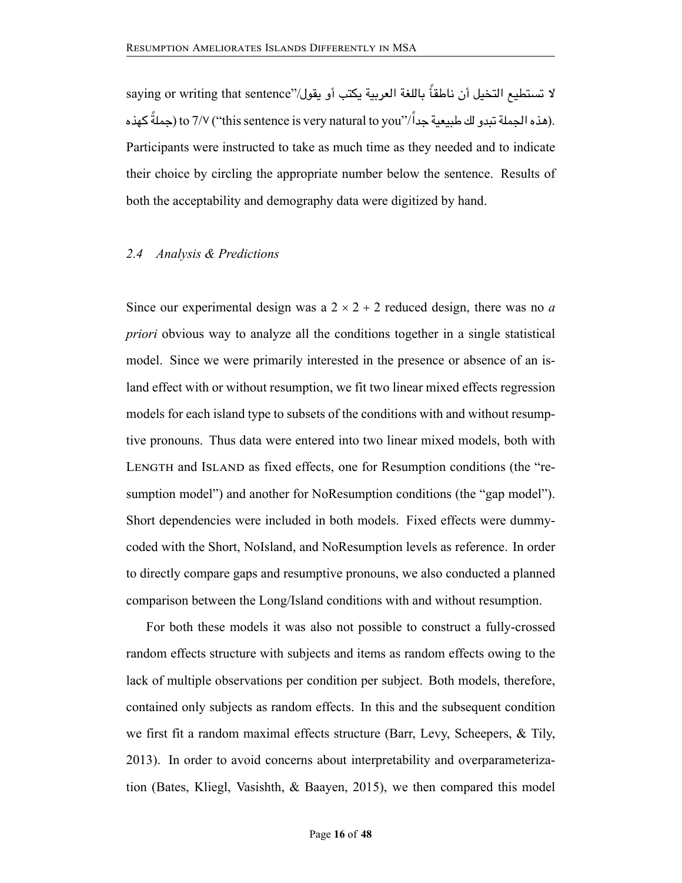saying or writing that sentence"/لا تستطيع التخيل أن ناطقاً باللغة العربية يكتب أو يقول جملةً كهذه) to 7/٧ ("this sentence is very natural to you"/هذه الجملة تبدو لك طبيعية جداً). Participants were instructed to take as much time as they needed and to indicate their choice by circling the appropriate number below the sentence. Results of both the acceptability and demography data were digitized by hand.

### *2.4 Analysis & Predictions*

Since our experimental design was a $2 \times 2 + 2$ reduced design, there was no *a priori* obvious way to analyze all the conditions together in a single statistical model. Since we were primarily interested in the presence or absence of an island effect with or without resumption, we fit two linear mixed effects regression models for each island type to subsets of the conditions with and without resumptive pronouns. Thus data were entered into two linear mixed models, both with LENGTH and ISLAND as fixed effects, one for Resumption conditions (the "resumption model") and another for NoResumption conditions (the "gap model"). Short dependencies were included in both models. Fixed effects were dummy-coded with the Short, NoIsland, and NoResumption levels as reference. In order to directly compare gaps and resumptive pronouns, we also conducted a planned comparison between the Long/Island conditions with and without resumption.

For both these models it was also not possible to construct a fully-crossed random effects structure with subjects and items as random effects owing to the lack of multiple observations per condition per subject. Both models, therefore, contained only subjects as random effects. In this and the subsequent condition we first fit a random maximal effects structure (Barr, Levy, Scheepers, & Tily, 2013). In order to avoid concerns about interpretability and overparameterization (Bates, Kliegl, Vasishth, & Baayen, 2015), we then compared this model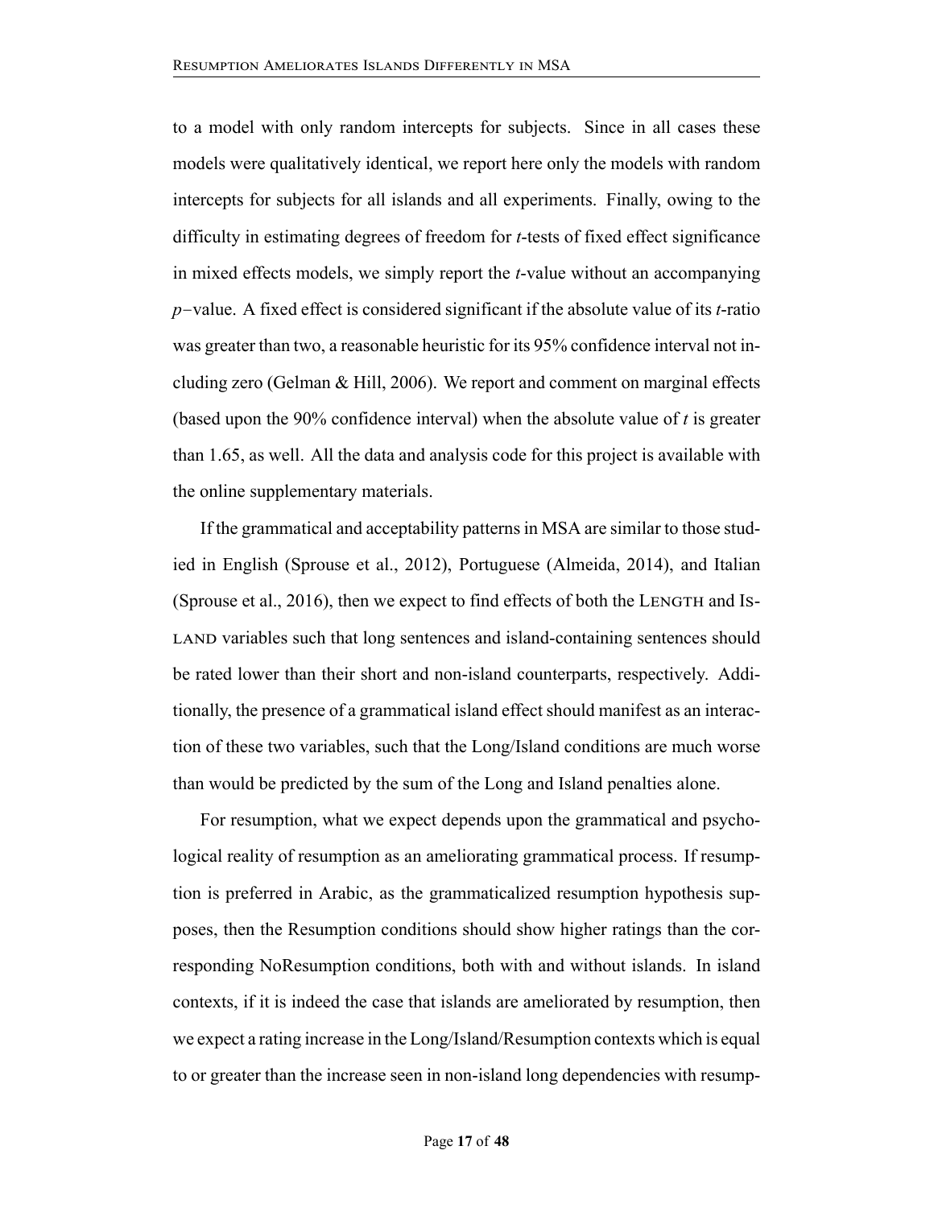to a model with only random intercepts for subjects. Since in all cases these models were qualitatively identical, we report here only the models with random intercepts for subjects for all islands and all experiments. Finally, owing to the difficulty in estimating degrees of freedom for *t*-tests of fixed effect significance in mixed effects models, we simply report the *t*-value without an accompanying $p-$value. A fixed effect is considered significant if the absolute value of its *t*-ratio was greater than two, a reasonable heuristic for its 95% confidence interval not including zero (Gelman & Hill, 2006). We report and comment on marginal effects (based upon the 90% confidence interval) when the absolute value of $t$ is greater than 1.65, as well. All the data and analysis code for this project is available with the online supplementary materials.

If the grammatical and acceptability patterns in MSA are similar to those studied in English (Sprouse et al., 2012), Portuguese (Almeida, 2014), and Italian (Sprouse et al., 2016), then we expect to find effects of both the LENGTH and ISLAND variables such that long sentences and island-containing sentences should be rated lower than their short and non-island counterparts, respectively. Additionally, the presence of a grammatical island effect should manifest as an interaction of these two variables, such that the Long/Island conditions are much worse than would be predicted by the sum of the Long and Island penalties alone.

For resumption, what we expect depends upon the grammatical and psychological reality of resumption as an ameliorating grammatical process. If resumption is preferred in Arabic, as the grammaticalized resumption hypothesis supposes, then the Resumption conditions should show higher ratings than the corresponding NoResumption conditions, both with and without islands. In island contexts, if it is indeed the case that islands are ameliorated by resumption, then we expect a rating increase in the Long/Island/Resumption contexts which is equal to or greater than the increase seen in non-island long dependencies with resump-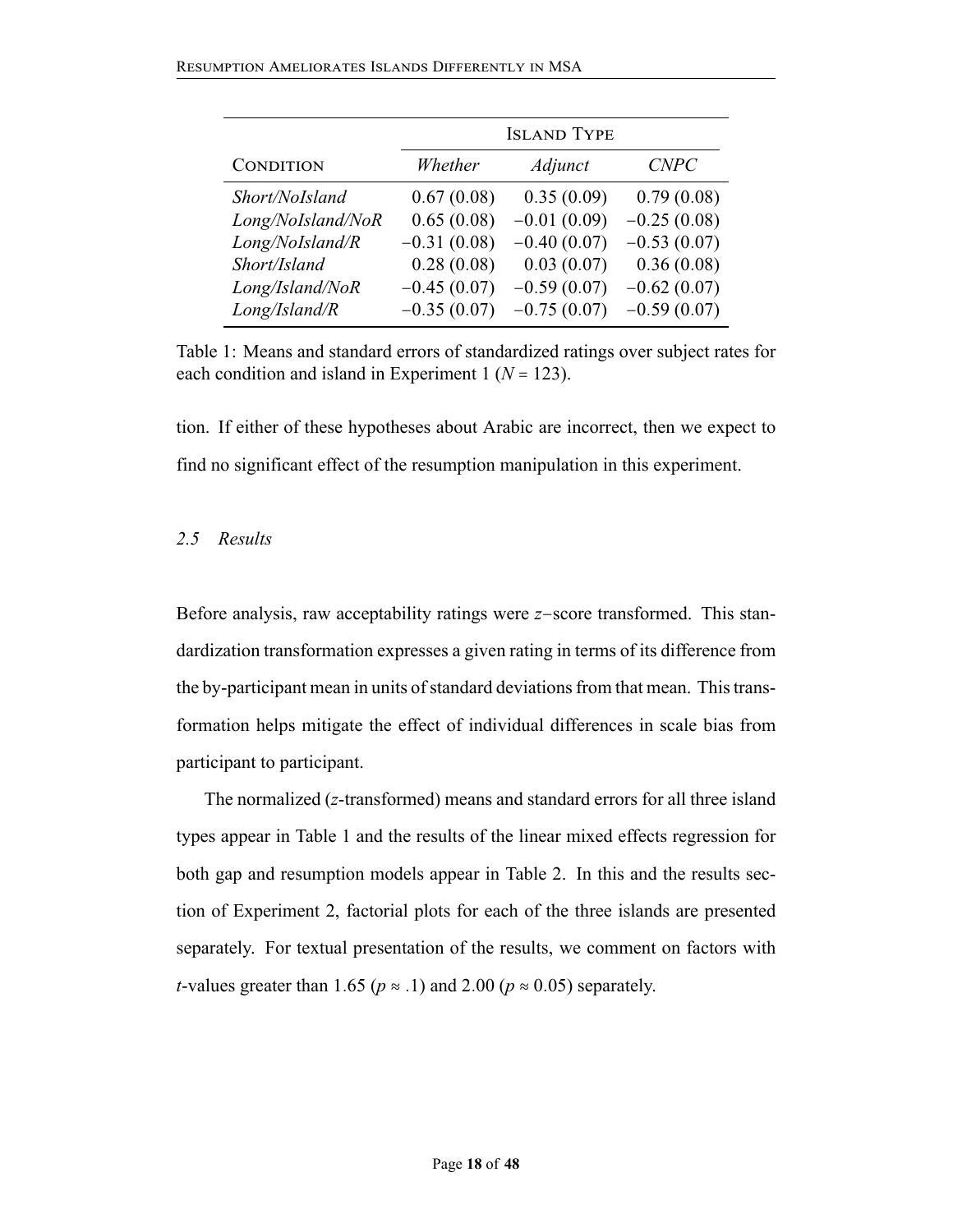| Condition | Island Type | | |
|---|---|---|---|
| | *Whether* | *Adjunct* | *CNPC* |
| *Short/NoIsland* | 0.67 (0.08) | 0.35 (0.09) | 0.79 (0.08) |
| *Long/NoIsland/NoR* | 0.65 (0.08) | −0.01 (0.09) | −0.25 (0.08) |
| *Long/NoIsland/R* | −0.31 (0.08) | −0.40 (0.07) | −0.53 (0.07) |
| *Short/Island* | 0.28 (0.08) | 0.03 (0.07) | 0.36 (0.08) |
| *Long/Island/NoR* | −0.45 (0.07) | −0.59 (0.07) | −0.62 (0.07) |
| *Long/Island/R* | −0.35 (0.07) | −0.75 (0.07) | −0.59 (0.07) |

Table 1: Means and standard errors of standardized ratings over subject rates for each condition and island in Experiment 1 ($N = 123$).

tion. If either of these hypotheses about Arabic are incorrect, then we expect to find no significant effect of the resumption manipulation in this experiment.

### *2.5 Results*

Before analysis, raw acceptability ratings were $z-$score transformed. This standardization transformation expresses a given rating in terms of its difference from the by-participant mean in units of standard deviations from that mean. This transformation helps mitigate the effect of individual differences in scale bias from participant to participant.

The normalized ($z$-transformed) means and standard errors for all three island types appear in Table 1 and the results of the linear mixed effects regression for both gap and resumption models appear in Table 2. In this and the results section of Experiment 2, factorial plots for each of the three islands are presented separately. For textual presentation of the results, we comment on factors with $t$-values greater than 1.65 ($p \approx .1$) and 2.00 ($p \approx 0.05$) separately.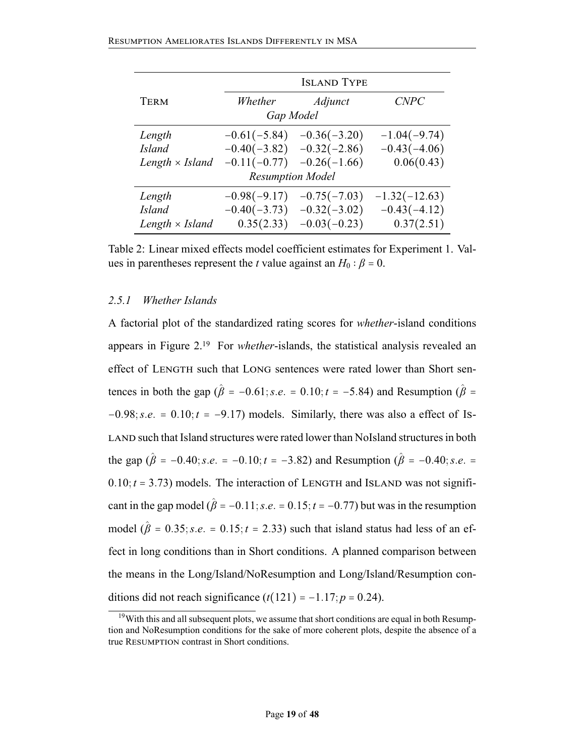| Term | Island Type | | |
|---|---|---|---|
| | *Whether* | *Adjunct* | *CNPC* |
| | *Gap Model* | | |
| *Length* | −0.61(−5.84) | −0.36(−3.20) | −1.04(−9.74) |
| *Island* | −0.40(−3.82) | −0.32(−2.86) | −0.43(−4.06) |
| *Length × Island* | −0.11(−0.77) | −0.26(−1.66) | 0.06(0.43) |
| | *Resumption Model* | | |
| *Length* | −0.98(−9.17) | −0.75(−7.03) | −1.32(−12.63) |
| *Island* | −0.40(−3.73) | −0.32(−3.02) | −0.43(−4.12) |
| *Length × Island* | 0.35(2.33) | −0.03(−0.23) | 0.37(2.51) |

Table 2: Linear mixed effects model coefficient estimates for Experiment 1. Values in parentheses represent the $t$ value against an $H_0 : \beta = 0$.

### 2.5.1 Whether Islands

A factorial plot of the standardized rating scores for *whether*-island conditions appears in Figure 2.[19] For *whether*-islands, the statistical analysis revealed an effect of Length such that Long sentences were rated lower than Short sentences in both the gap ($\hat{\beta} = -0.61; s.e. = 0.10; t = -5.84$) and Resumption ($\hat{\beta} = -0.98; s.e. = 0.10; t = -9.17$) models. Similarly, there was also a effect of Island such that Island structures were rated lower than NoIsland structures in both the gap ($\hat{\beta} = -0.40; s.e. = -0.10; t = -3.82$) and Resumption ($\hat{\beta} = -0.40; s.e. = 0.10; t = 3.73$) models. The interaction of Length and Island was not significant in the gap model ($\hat{\beta} = -0.11; s.e. = 0.15; t = -0.77$) but was in the resumption model ($\hat{\beta} = 0.35; s.e. = 0.15; t = 2.33$) such that island status had less of an effect in long conditions than in Short conditions. A planned comparison between the means in the Long/Island/NoResumption and Long/Island/Resumption conditions did not reach significance ($t(121) = -1.17; p = 0.24$).

[19] With this and all subsequent plots, we assume that short conditions are equal in both Resumption and NoResumption conditions for the sake of more coherent plots, despite the absence of a true Resumption contrast in Short conditions.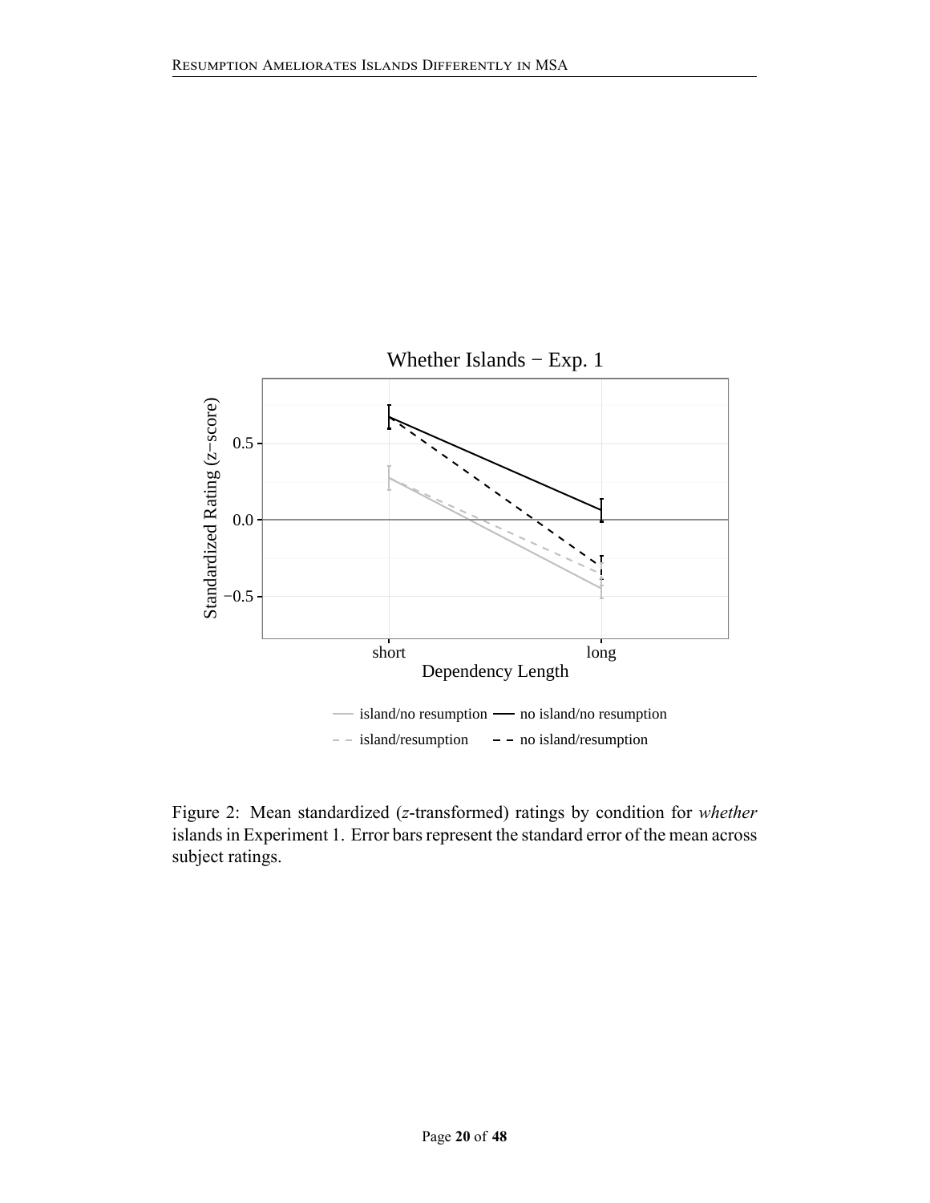Figure 2: Mean standardized (*z*-transformed) ratings by condition for *whether* islands in Experiment 1. Error bars represent the standard error of the mean across subject ratings.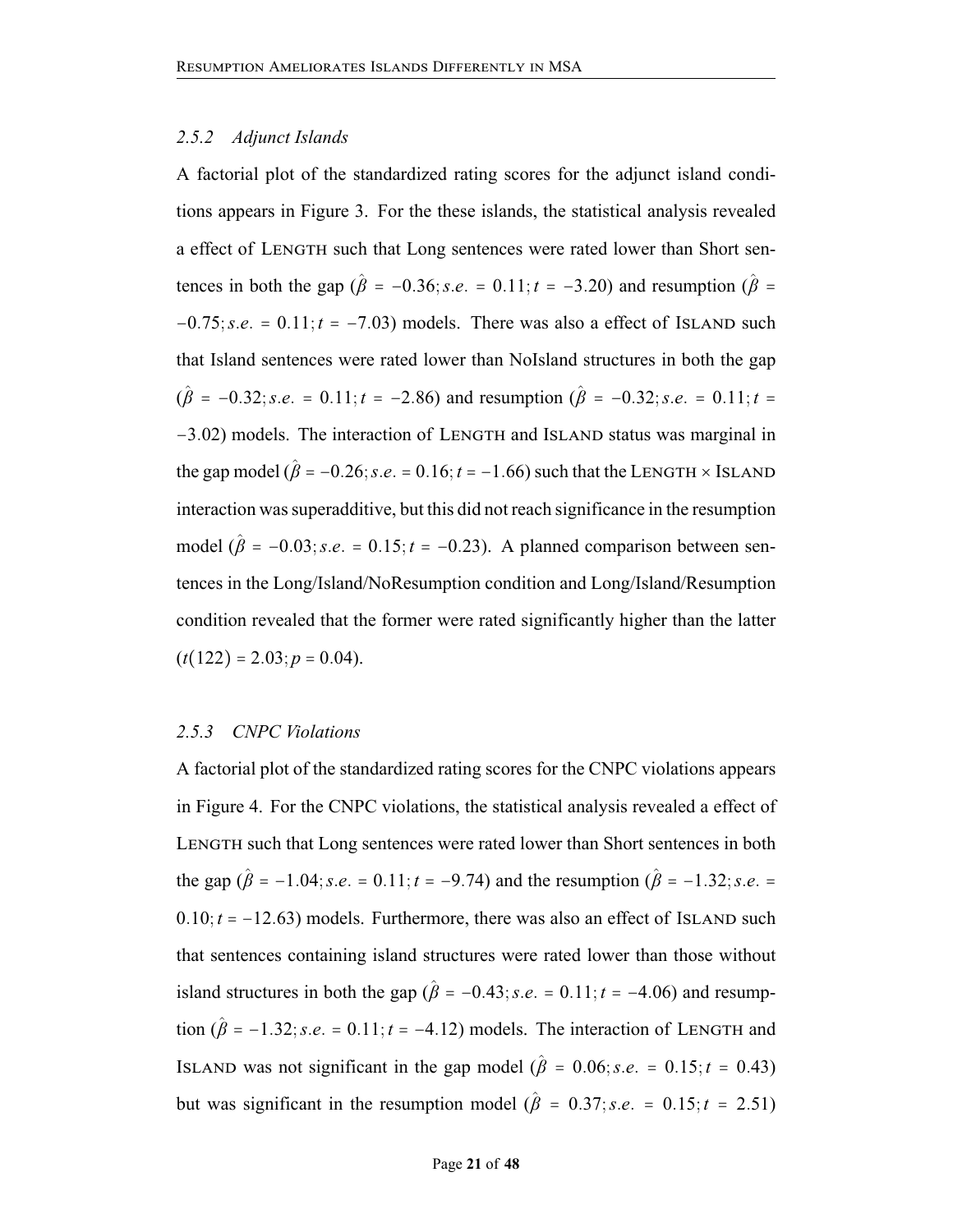### 2.5.2 *Adjunct Islands*

A factorial plot of the standardized rating scores for the adjunct island conditions appears in Figure 3. For the these islands, the statistical analysis revealed a effect of Length such that Long sentences were rated lower than Short sentences in both the gap ($\hat{\beta} = -0.36; s.e. = 0.11; t = -3.20$) and resumption ($\hat{\beta} = -0.75; s.e. = 0.11; t = -7.03$) models. There was also a effect of Island such that Island sentences were rated lower than NoIsland structures in both the gap ($\hat{\beta} = -0.32; s.e. = 0.11; t = -2.86$) and resumption ($\hat{\beta} = -0.32; s.e. = 0.11; t = -3.02$) models. The interaction of Length and Island status was marginal in the gap model ($\hat{\beta} = -0.26; s.e. = 0.16; t = -1.66$) such that the Length × Island interaction was superadditive, but this did not reach significance in the resumption model ($\hat{\beta} = -0.03; s.e. = 0.15; t = -0.23$). A planned comparison between sentences in the Long/Island/NoResumption condition and Long/Island/Resumption condition revealed that the former were rated significantly higher than the latter ($t(122) = 2.03; p = 0.04$).

### 2.5.3 *CNPC Violations*

A factorial plot of the standardized rating scores for the CNPC violations appears in Figure 4. For the CNPC violations, the statistical analysis revealed a effect of Length such that Long sentences were rated lower than Short sentences in both the gap ($\hat{\beta} = -1.04; s.e. = 0.11; t = -9.74$) and the resumption ($\hat{\beta} = -1.32; s.e. = 0.10; t = -12.63$) models. Furthermore, there was also an effect of Island such that sentences containing island structures were rated lower than those without island structures in both the gap ($\hat{\beta} = -0.43; s.e. = 0.11; t = -4.06$) and resumption ($\hat{\beta} = -1.32; s.e. = 0.11; t = -4.12$) models. The interaction of Length and Island was not significant in the gap model ($\hat{\beta} = 0.06; s.e. = 0.15; t = 0.43$) but was significant in the resumption model ($\hat{\beta} = 0.37; s.e. = 0.15; t = 2.51$)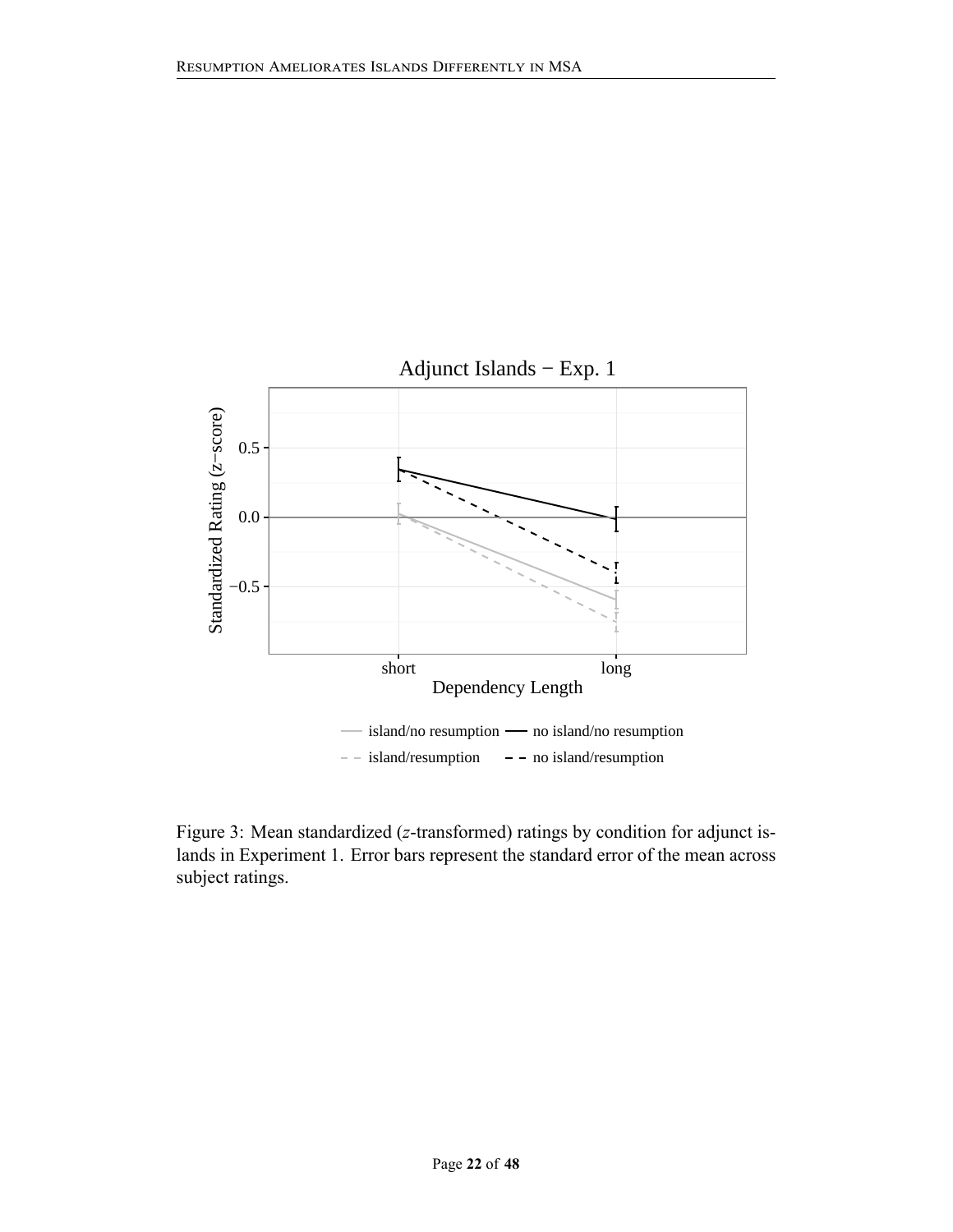Figure 3: Mean standardized (*z*-transformed) ratings by condition for adjunct islands in Experiment 1. Error bars represent the standard error of the mean across subject ratings.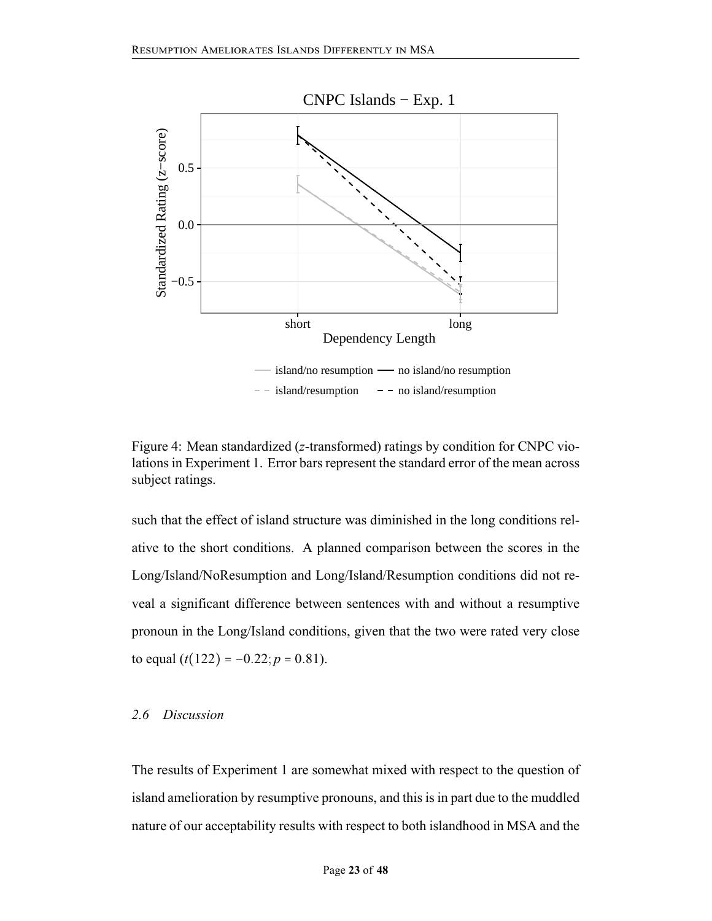Figure 4: Mean standardized ($z$-transformed) ratings by condition for CNPC violations in Experiment 1. Error bars represent the standard error of the mean across subject ratings.

such that the effect of island structure was diminished in the long conditions relative to the short conditions. A planned comparison between the scores in the Long/Island/NoResumption and Long/Island/Resumption conditions did not reveal a significant difference between sentences with and without a resumptive pronoun in the Long/Island conditions, given that the two were rated very close to equal ($t(122) = -0.22; p = 0.81$).

### *2.6 Discussion*

The results of Experiment 1 are somewhat mixed with respect to the question of island amelioration by resumptive pronouns, and this is in part due to the muddled nature of our acceptability results with respect to both islandhood in MSA and the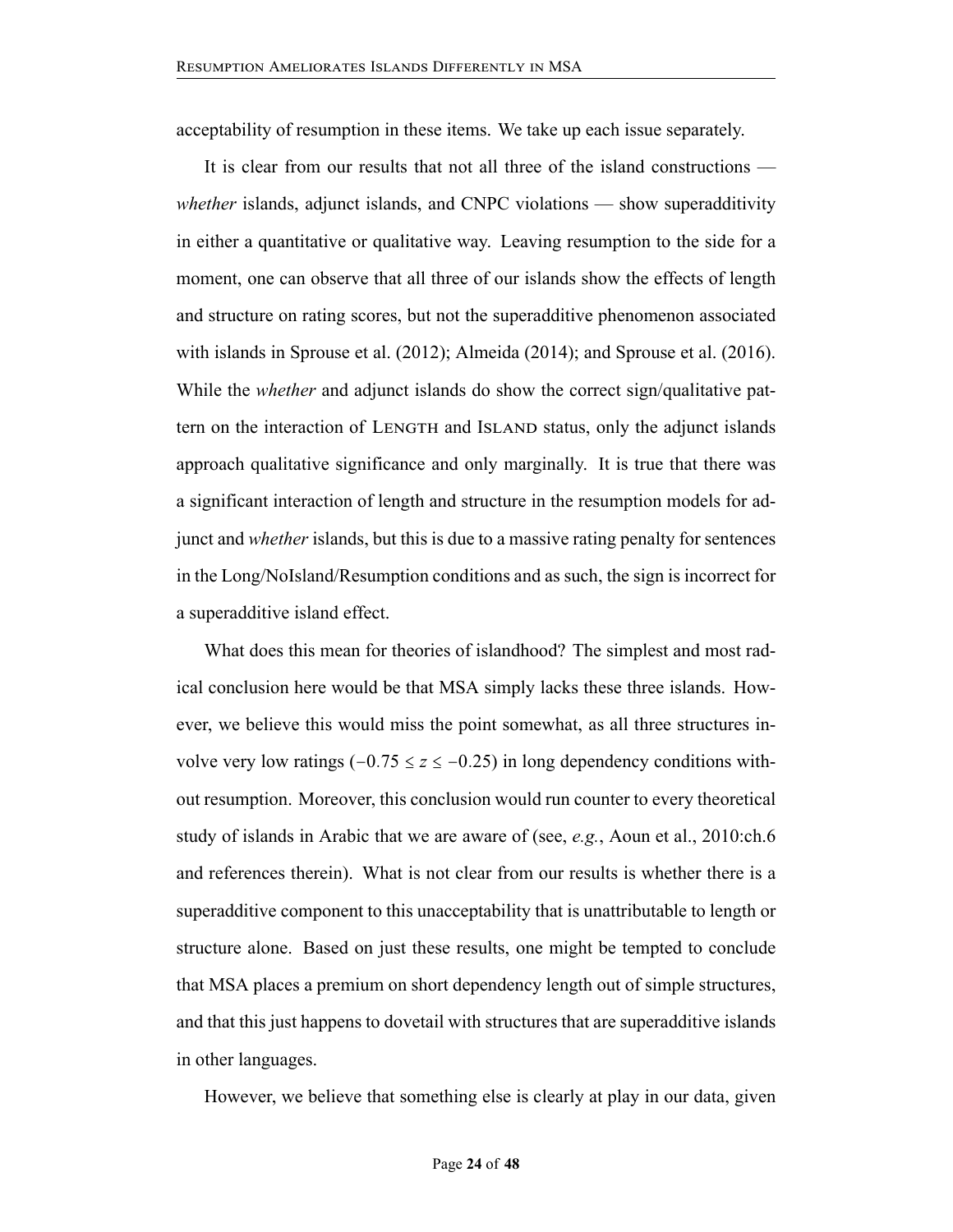acceptability of resumption in these items. We take up each issue separately.

It is clear from our results that not all three of the island constructions — *whether* islands, adjunct islands, and CNPC violations — show superadditivity in either a quantitative or qualitative way. Leaving resumption to the side for a moment, one can observe that all three of our islands show the effects of length and structure on rating scores, but not the superadditive phenomenon associated with islands in Sprouse et al. (2012); Almeida (2014); and Sprouse et al. (2016). While the *whether* and adjunct islands do show the correct sign/qualitative pattern on the interaction of LENGTH and ISLAND status, only the adjunct islands approach qualitative significance and only marginally. It is true that there was a significant interaction of length and structure in the resumption models for adjunct and *whether* islands, but this is due to a massive rating penalty for sentences in the Long/NoIsland/Resumption conditions and as such, the sign is incorrect for a superadditive island effect.

What does this mean for theories of islandhood? The simplest and most radical conclusion here would be that MSA simply lacks these three islands. However, we believe this would miss the point somewhat, as all three structures involve very low ratings ($-0.75 \leq z \leq -0.25$) in long dependency conditions without resumption. Moreover, this conclusion would run counter to every theoretical study of islands in Arabic that we are aware of (see, *e.g.*, Aoun et al., 2010:ch.6 and references therein). What is not clear from our results is whether there is a superadditive component to this unacceptability that is unattributable to length or structure alone. Based on just these results, one might be tempted to conclude that MSA places a premium on short dependency length out of simple structures, and that this just happens to dovetail with structures that are superadditive islands in other languages.

However, we believe that something else is clearly at play in our data, given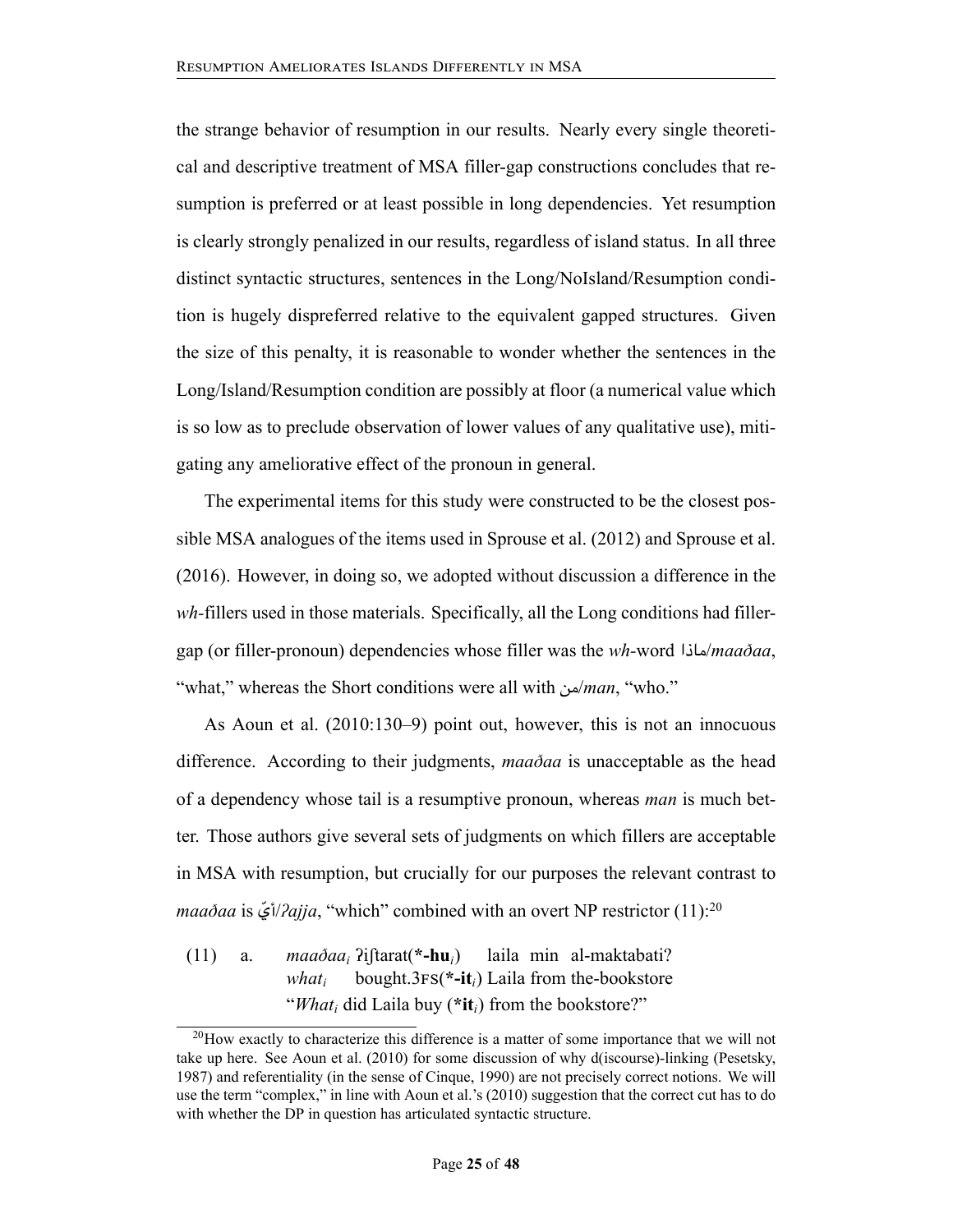the strange behavior of resumption in our results. Nearly every single theoretical and descriptive treatment of MSA filler-gap constructions concludes that resumption is preferred or at least possible in long dependencies. Yet resumption is clearly strongly penalized in our results, regardless of island status. In all three distinct syntactic structures, sentences in the Long/NoIsland/Resumption condition is hugely dispreferred relative to the equivalent gapped structures. Given the size of this penalty, it is reasonable to wonder whether the sentences in the Long/Island/Resumption condition are possibly at floor (a numerical value which is so low as to preclude observation of lower values of any qualitative use), mitigating any ameliorative effect of the pronoun in general.

The experimental items for this study were constructed to be the closest possible MSA analogues of the items used in Sprouse et al. (2012) and Sprouse et al. (2016). However, in doing so, we adopted without discussion a difference in the *wh*-fillers used in those materials. Specifically, all the Long conditions had filler-gap (or filler-pronoun) dependencies whose filler was the *wh*-word ماذا/*maaðaa*, "what," whereas the Short conditions were all with من/*man*, "who."

As Aoun et al. (2010:130–9) point out, however, this is not an innocuous difference. According to their judgments, *maaðaa* is unacceptable as the head of a dependency whose tail is a resumptive pronoun, whereas *man* is much better. Those authors give several sets of judgments on which fillers are acceptable in MSA with resumption, but crucially for our purposes the relevant contrast to *maaðaa* is أيّ/*ʔajja*, "which" combined with an overt NP restrictor (11):[20]

(11) a. *maaðaa*$_i$ ʔiʃtarat(***-hu**$_i$) laila min al-maktabati?
*what*$_i$ bought.3FS(***-it**$_i$) Laila from the-bookstore
"*What*$_i$ did Laila buy (***it**$_i$) from the bookstore?"

[20] How exactly to characterize this difference is a matter of some importance that we will not take up here. See Aoun et al. (2010) for some discussion of why d(iscourse)-linking (Pesetsky, 1987) and referentiality (in the sense of Cinque, 1990) are not precisely correct notions. We will use the term "complex," in line with Aoun et al.'s (2010) suggestion that the correct cut has to do with whether the DP in question has articulated syntactic structure.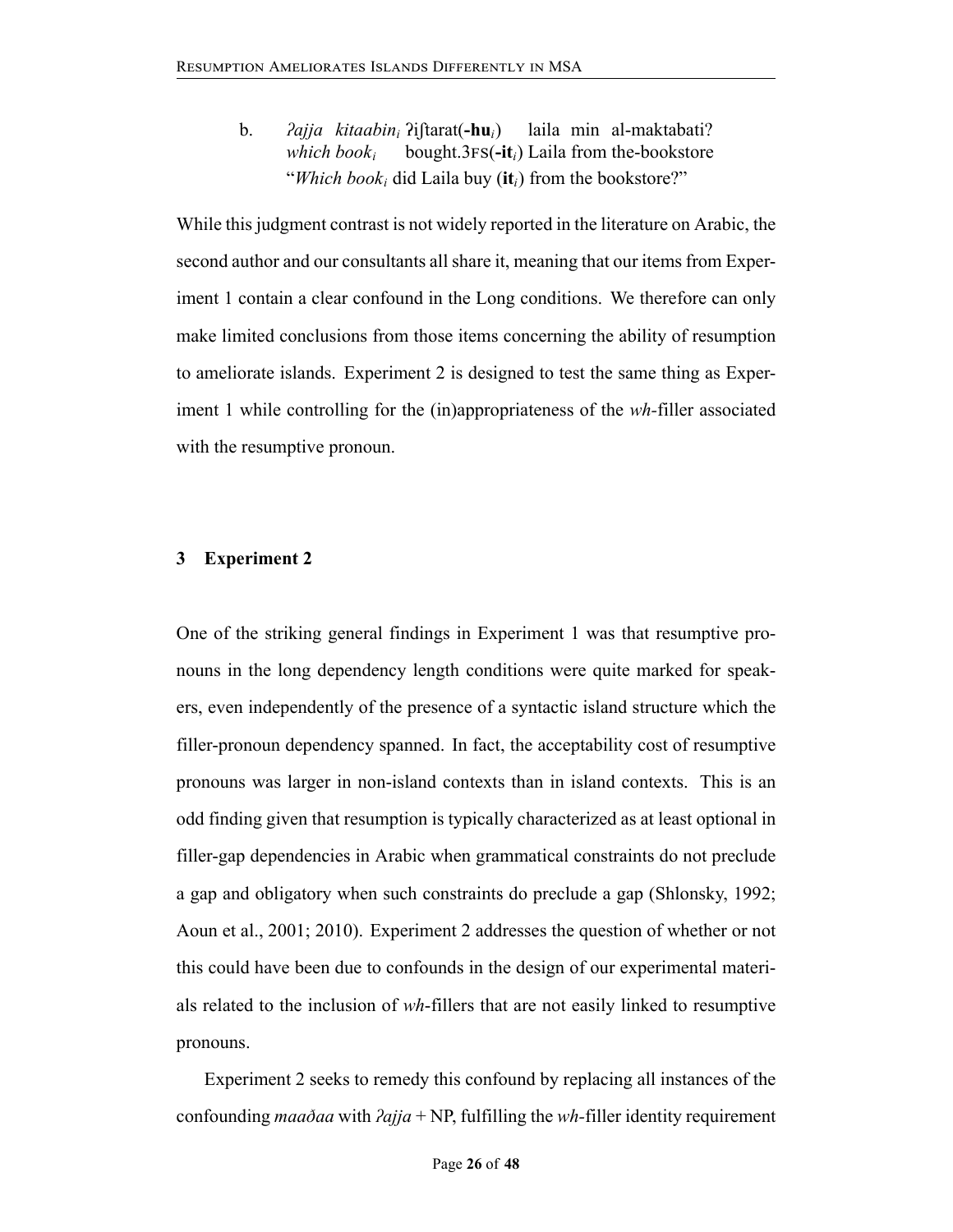b. *ʔajja kitaabin$_i$* ʔiʃtarat(**-hu**$_i$) laila min al-maktabati?
*which book$_i$* bought.3FS(**-it**$_i$) Laila from the-bookstore
"*Which book$_i$* did Laila buy (**it**$_i$) from the bookstore?"

While this judgment contrast is not widely reported in the literature on Arabic, the second author and our consultants all share it, meaning that our items from Experiment 1 contain a clear confound in the Long conditions. We therefore can only make limited conclusions from those items concerning the ability of resumption to ameliorate islands. Experiment 2 is designed to test the same thing as Experiment 1 while controlling for the (in)appropriateness of the *wh*-filler associated with the resumptive pronoun.

## 3 Experiment 2

One of the striking general findings in Experiment 1 was that resumptive pronouns in the long dependency length conditions were quite marked for speakers, even independently of the presence of a syntactic island structure which the filler-pronoun dependency spanned. In fact, the acceptability cost of resumptive pronouns was larger in non-island contexts than in island contexts. This is an odd finding given that resumption is typically characterized as at least optional in filler-gap dependencies in Arabic when grammatical constraints do not preclude a gap and obligatory when such constraints do preclude a gap (Shlonsky, 1992; Aoun et al., 2001; 2010). Experiment 2 addresses the question of whether or not this could have been due to confounds in the design of our experimental materials related to the inclusion of *wh*-fillers that are not easily linked to resumptive pronouns.

Experiment 2 seeks to remedy this confound by replacing all instances of the confounding *maaðaa* with *ʔajja* + NP, fulfilling the *wh*-filler identity requirement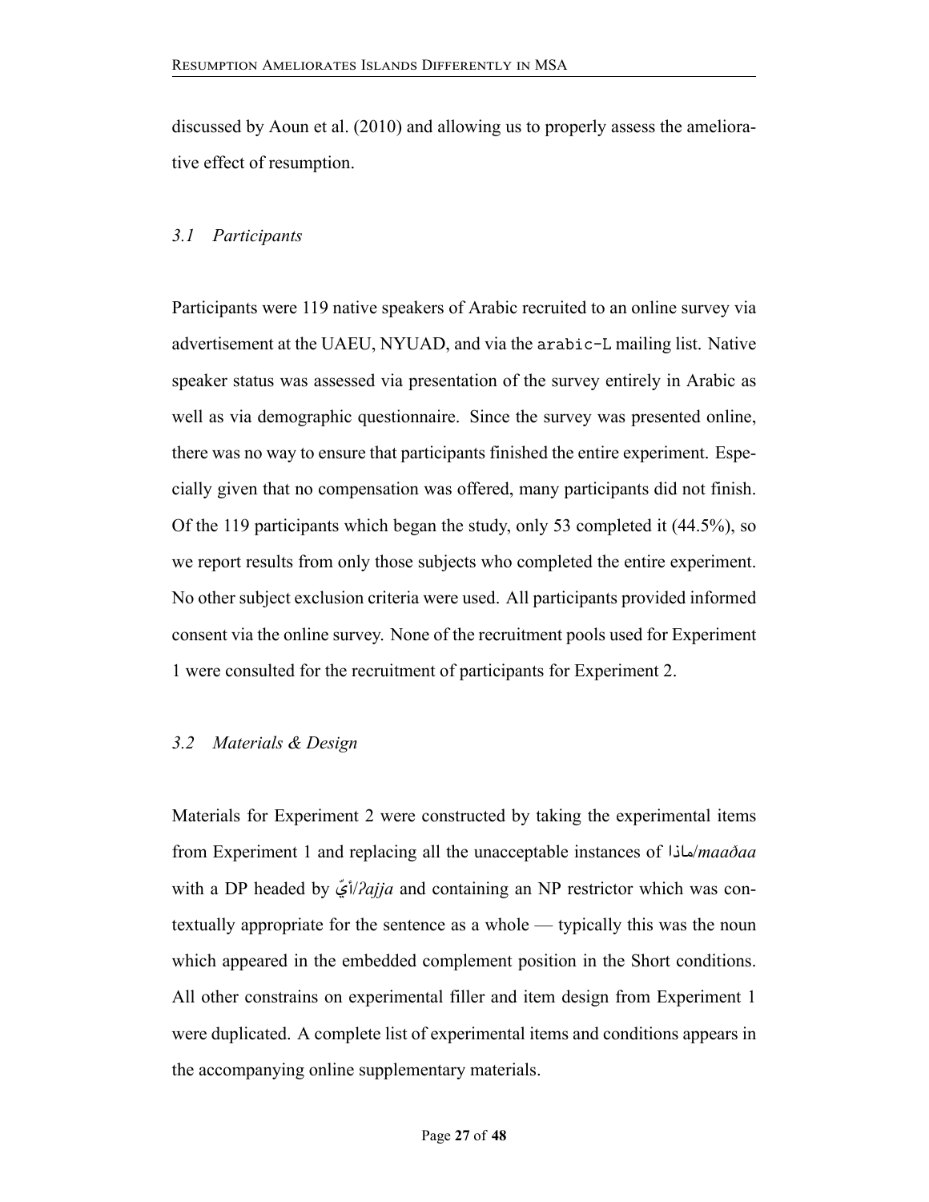discussed by Aoun et al. (2010) and allowing us to properly assess the ameliorative effect of resumption.

### *3.1 Participants*

Participants were 119 native speakers of Arabic recruited to an online survey via advertisement at the UAEU, NYUAD, and via the `arabic-L` mailing list. Native speaker status was assessed via presentation of the survey entirely in Arabic as well as via demographic questionnaire. Since the survey was presented online, there was no way to ensure that participants finished the entire experiment. Especially given that no compensation was offered, many participants did not finish. Of the 119 participants which began the study, only 53 completed it (44.5%), so we report results from only those subjects who completed the entire experiment. No other subject exclusion criteria were used. All participants provided informed consent via the online survey. None of the recruitment pools used for Experiment 1 were consulted for the recruitment of participants for Experiment 2.

### *3.2 Materials & Design*

Materials for Experiment 2 were constructed by taking the experimental items from Experiment 1 and replacing all the unacceptable instances of ماذا/*maaðaa* with a DP headed by أيّ/*ʔajja* and containing an NP restrictor which was contextually appropriate for the sentence as a whole — typically this was the noun which appeared in the embedded complement position in the Short conditions. All other constrains on experimental filler and item design from Experiment 1 were duplicated. A complete list of experimental items and conditions appears in the accompanying online supplementary materials.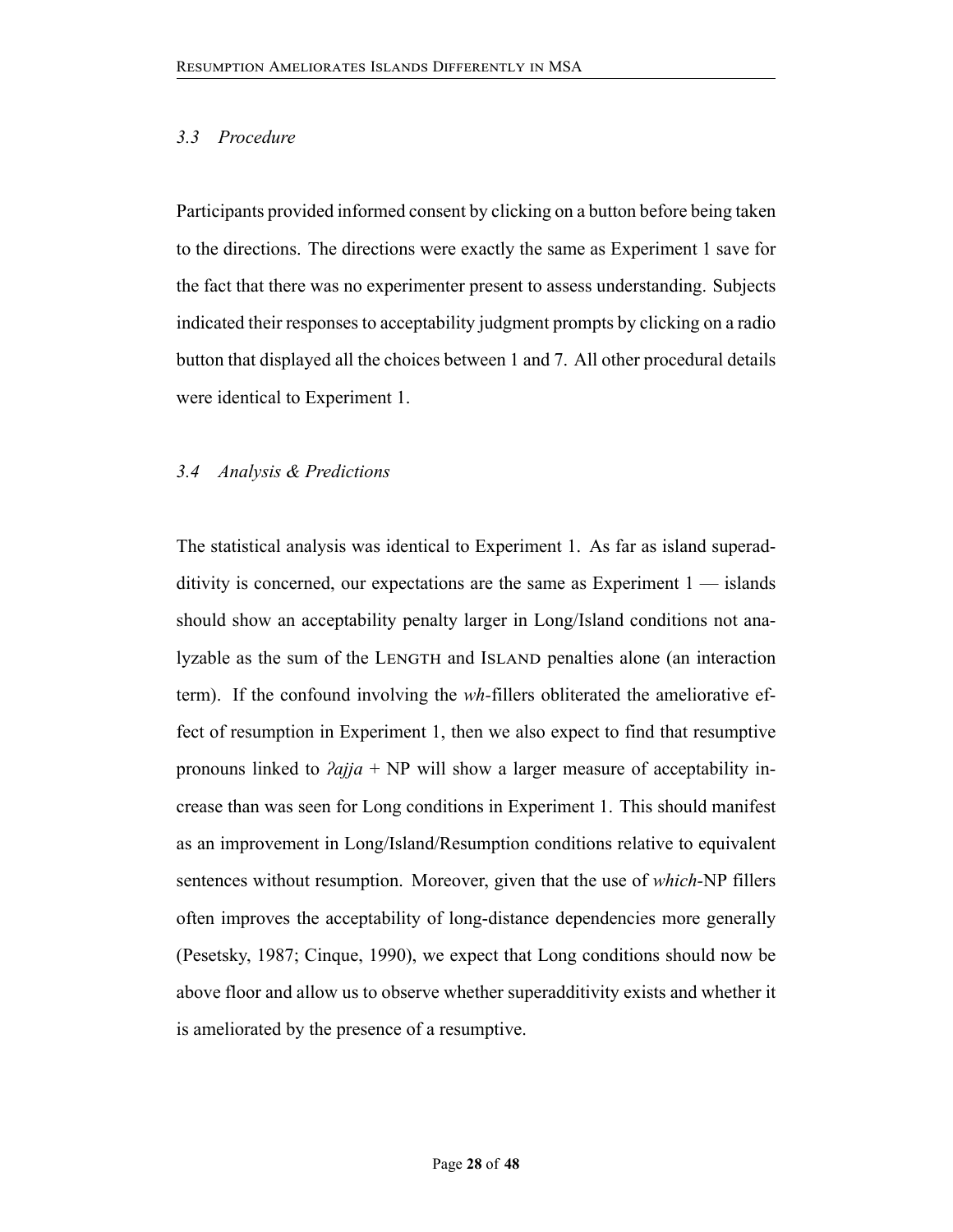### 3.3 Procedure

Participants provided informed consent by clicking on a button before being taken to the directions. The directions were exactly the same as Experiment 1 save for the fact that there was no experimenter present to assess understanding. Subjects indicated their responses to acceptability judgment prompts by clicking on a radio button that displayed all the choices between 1 and 7. All other procedural details were identical to Experiment 1.

### 3.4 Analysis & Predictions

The statistical analysis was identical to Experiment 1. As far as island superadditivity is concerned, our expectations are the same as Experiment 1 — islands should show an acceptability penalty larger in Long/Island conditions not analyzable as the sum of the LENGTH and ISLAND penalties alone (an interaction term). If the confound involving the *wh*-fillers obliterated the ameliorative effect of resumption in Experiment 1, then we also expect to find that resumptive pronouns linked to *ʔajja* + NP will show a larger measure of acceptability increase than was seen for Long conditions in Experiment 1. This should manifest as an improvement in Long/Island/Resumption conditions relative to equivalent sentences without resumption. Moreover, given that the use of *which*-NP fillers often improves the acceptability of long-distance dependencies more generally (Pesetsky, 1987; Cinque, 1990), we expect that Long conditions should now be above floor and allow us to observe whether superadditivity exists and whether it is ameliorated by the presence of a resumptive.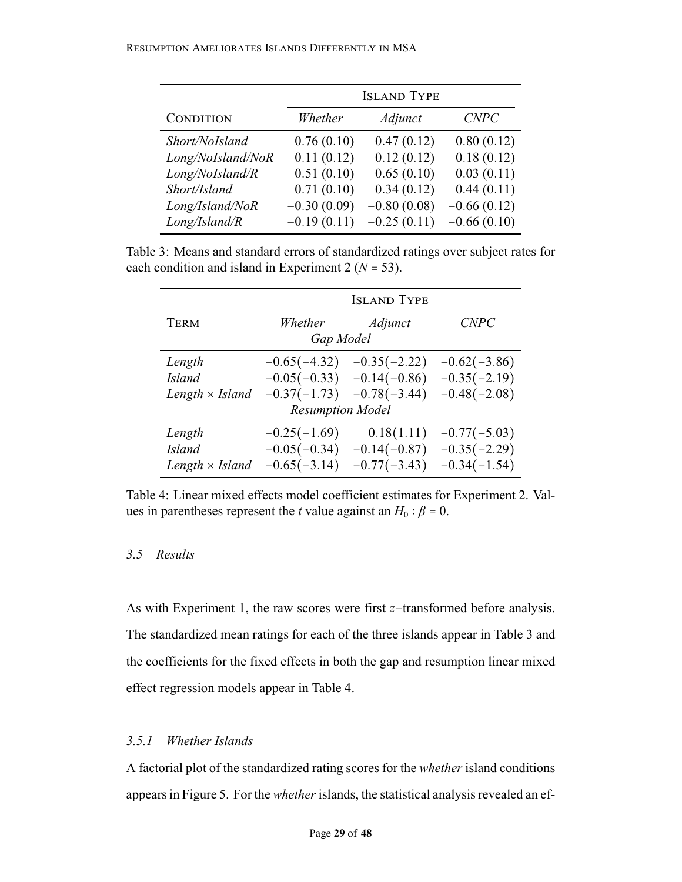| Condition | Island Type | | |
|---|---|---|---|
| | *Whether* | *Adjunct* | *CNPC* |
| *Short/NoIsland* | 0.76 (0.10) | 0.47 (0.12) | 0.80 (0.12) |
| *Long/NoIsland/NoR* | 0.11 (0.12) | 0.12 (0.12) | 0.18 (0.12) |
| *Long/NoIsland/R* | 0.51 (0.10) | 0.65 (0.10) | 0.03 (0.11) |
| *Short/Island* | 0.71 (0.10) | 0.34 (0.12) | 0.44 (0.11) |
| *Long/Island/NoR* | −0.30 (0.09) | −0.80 (0.08) | −0.66 (0.12) |
| *Long/Island/R* | −0.19 (0.11) | −0.25 (0.11) | −0.66 (0.10) |

Table 3: Means and standard errors of standardized ratings over subject rates for each condition and island in Experiment 2 ($N = 53$).

| Term | Island Type | | |
|---|---|---|---|
| | *Whether* | *Adjunct* | *CNPC* |
| | *Gap Model* | | |
| *Length* | −0.65(−4.32) | −0.35(−2.22) | −0.62(−3.86) |
| *Island* | −0.05(−0.33) | −0.14(−0.86) | −0.35(−2.19) |
| *Length × Island* | −0.37(−1.73) | −0.78(−3.44) | −0.48(−2.08) |
| | *Resumption Model* | | |
| *Length* | −0.25(−1.69) | 0.18(1.11) | −0.77(−5.03) |
| *Island* | −0.05(−0.34) | −0.14(−0.87) | −0.35(−2.29) |
| *Length × Island* | −0.65(−3.14) | −0.77(−3.43) | −0.34(−1.54) |

Table 4: Linear mixed effects model coefficient estimates for Experiment 2. Values in parentheses represent the $t$ value against an $H_0 : \beta = 0$.

### 3.5 Results

As with Experiment 1, the raw scores were first $z$−transformed before analysis. The standardized mean ratings for each of the three islands appear in Table 3 and the coefficients for the fixed effects in both the gap and resumption linear mixed effect regression models appear in Table 4.

#### 3.5.1 Whether Islands

A factorial plot of the standardized rating scores for the *whether* island conditions appears in Figure 5. For the *whether* islands, the statistical analysis revealed an ef-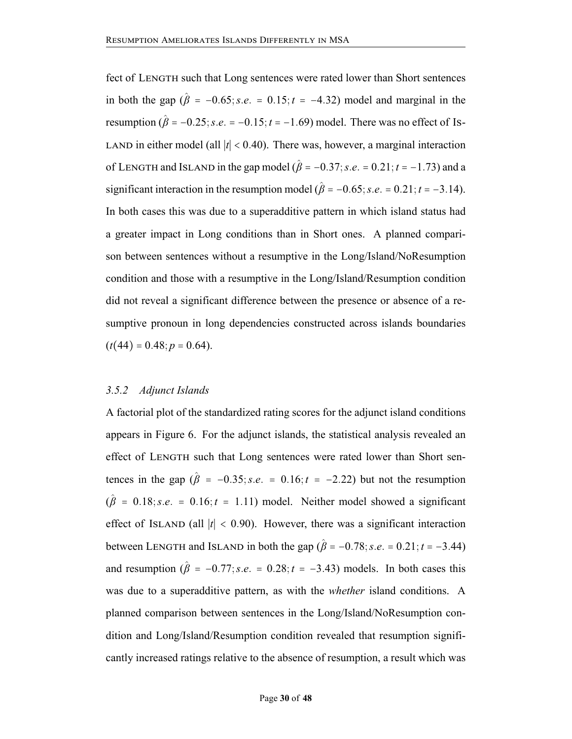fect of LENGTH such that Long sentences were rated lower than Short sentences in both the gap ($\hat{\beta} = -0.65; s.e. = 0.15; t = -4.32$) model and marginal in the resumption ($\hat{\beta} = -0.25; s.e. = -0.15; t = -1.69$) model. There was no effect of ISLAND in either model (all $|t| < 0.40$). There was, however, a marginal interaction of LENGTH and ISLAND in the gap model ($\hat{\beta} = -0.37; s.e. = 0.21; t = -1.73$) and a significant interaction in the resumption model ($\hat{\beta} = -0.65; s.e. = 0.21; t = -3.14$). In both cases this was due to a superadditive pattern in which island status had a greater impact in Long conditions than in Short ones. A planned comparison between sentences without a resumptive in the Long/Island/NoResumption condition and those with a resumptive in the Long/Island/Resumption condition did not reveal a significant difference between the presence or absence of a resumptive pronoun in long dependencies constructed across islands boundaries ($t(44) = 0.48; p = 0.64$).

### *3.5.2 Adjunct Islands*

A factorial plot of the standardized rating scores for the adjunct island conditions appears in Figure 6. For the adjunct islands, the statistical analysis revealed an effect of LENGTH such that Long sentences were rated lower than Short sentences in the gap ($\hat{\beta} = -0.35; s.e. = 0.16; t = -2.22$) but not the resumption ($\hat{\beta} = 0.18; s.e. = 0.16; t = 1.11$) model. Neither model showed a significant effect of ISLAND (all $|t| < 0.90$). However, there was a significant interaction between LENGTH and ISLAND in both the gap ($\hat{\beta} = -0.78; s.e. = 0.21; t = -3.44$) and resumption ($\hat{\beta} = -0.77; s.e. = 0.28; t = -3.43$) models. In both cases this was due to a superadditive pattern, as with the *whether* island conditions. A planned comparison between sentences in the Long/Island/NoResumption condition and Long/Island/Resumption condition revealed that resumption significantly increased ratings relative to the absence of resumption, a result which was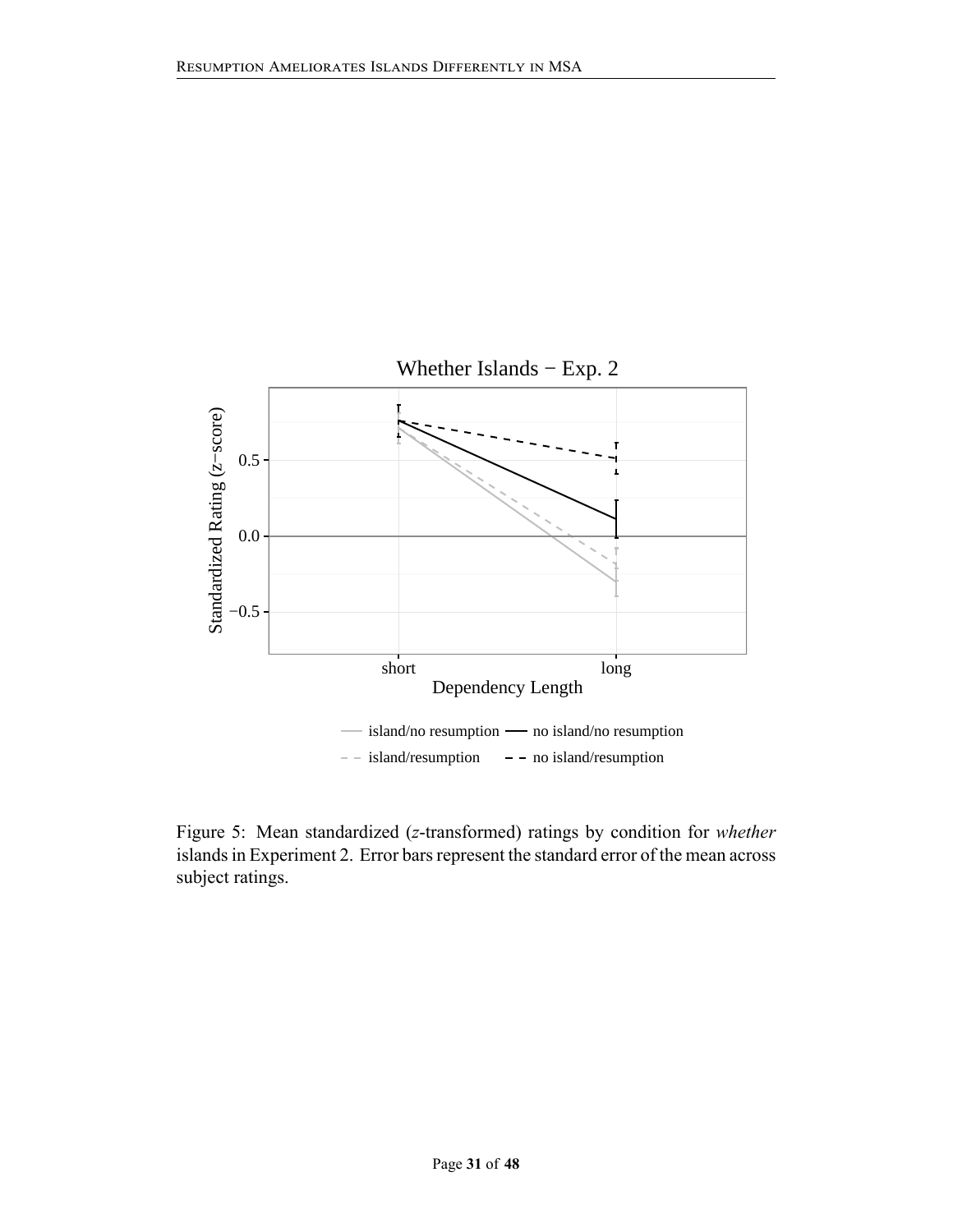Figure 5: Mean standardized (*z*-transformed) ratings by condition for *whether* islands in Experiment 2. Error bars represent the standard error of the mean across subject ratings.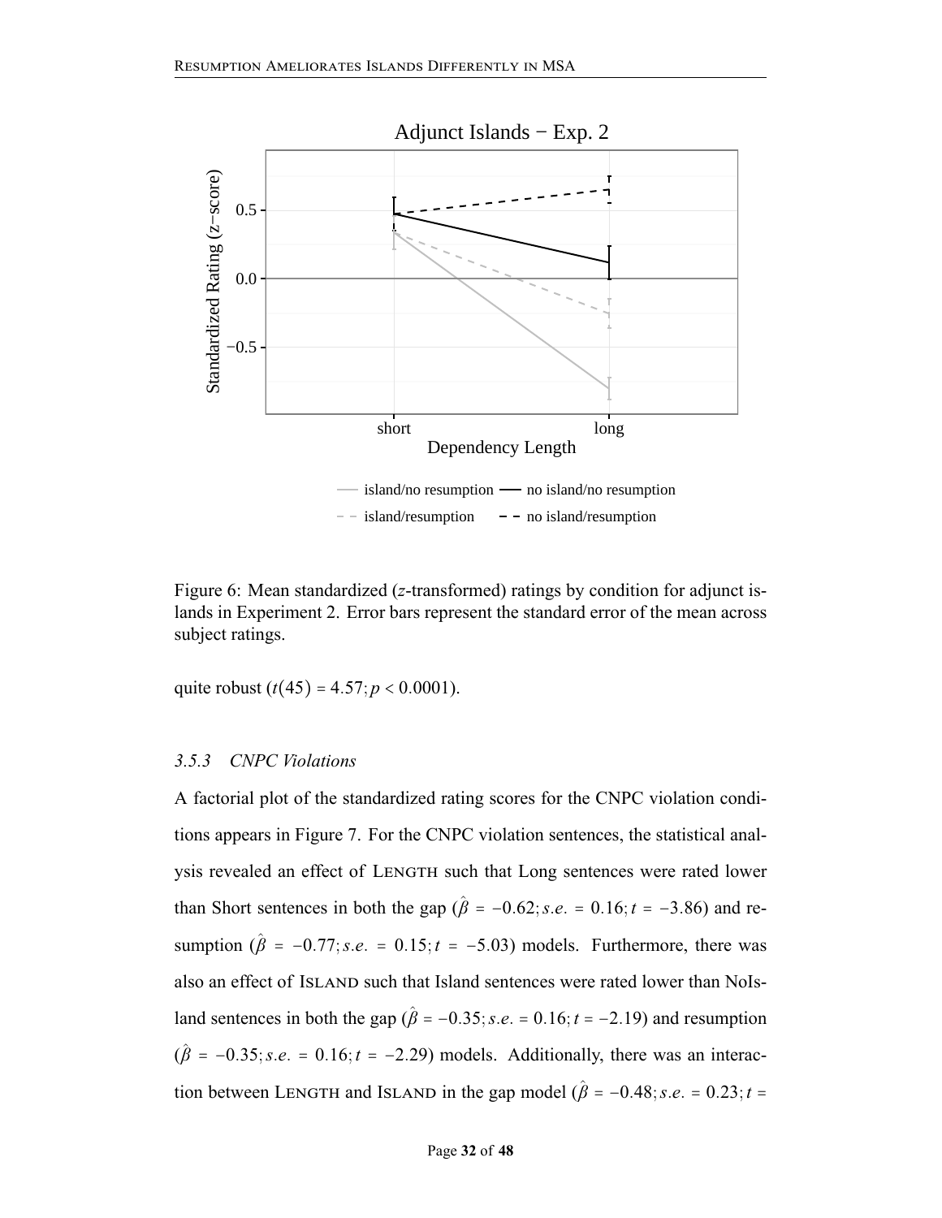Figure 6: Mean standardized ($z$-transformed) ratings by condition for adjunct islands in Experiment 2. Error bars represent the standard error of the mean across subject ratings.

quite robust ($t(45) = 4.57; p < 0.0001$).

### *3.5.3 CNPC Violations*

A factorial plot of the standardized rating scores for the CNPC violation conditions appears in Figure 7. For the CNPC violation sentences, the statistical analysis revealed an effect of LENGTH such that Long sentences were rated lower than Short sentences in both the gap ($\hat{\beta} = -0.62; s.e. = 0.16; t = -3.86$) and resumption ($\hat{\beta} = -0.77; s.e. = 0.15; t = -5.03$) models. Furthermore, there was also an effect of ISLAND such that Island sentences were rated lower than NoIsland sentences in both the gap ($\hat{\beta} = -0.35; s.e. = 0.16; t = -2.19$) and resumption ($\hat{\beta} = -0.35; s.e. = 0.16; t = -2.29$) models. Additionally, there was an interaction between LENGTH and ISLAND in the gap model ($\hat{\beta} = -0.48; s.e. = 0.23; t =$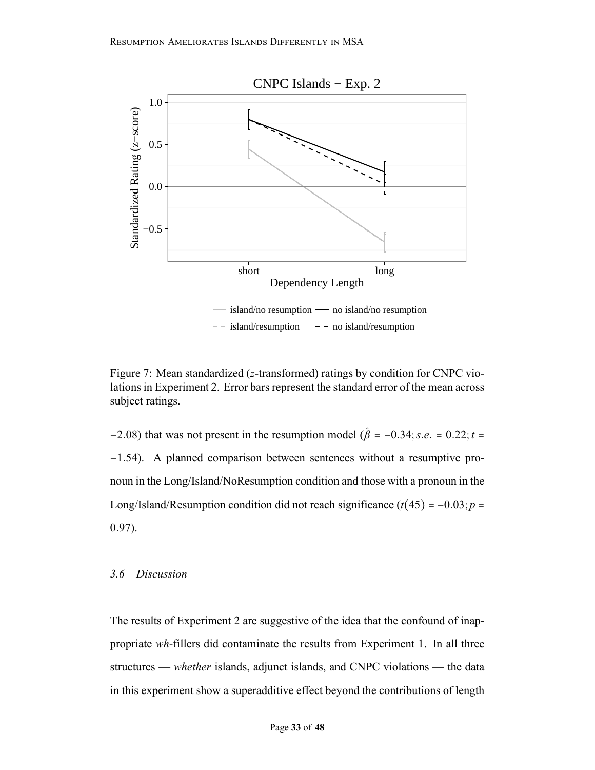Figure 7: Mean standardized ($z$-transformed) ratings by condition for CNPC violations in Experiment 2. Error bars represent the standard error of the mean across subject ratings.

$-2.08$) that was not present in the resumption model ($\hat{\beta} = -0.34; s.e. = 0.22; t = -1.54$). A planned comparison between sentences without a resumptive pronoun in the Long/Island/NoResumption condition and those with a pronoun in the Long/Island/Resumption condition did not reach significance ($t(45) = -0.03; p = 0.97$).

### *3.6 Discussion*

The results of Experiment 2 are suggestive of the idea that the confound of inappropriate *wh*-fillers did contaminate the results from Experiment 1. In all three structures — *whether* islands, adjunct islands, and CNPC violations — the data in this experiment show a superadditive effect beyond the contributions of length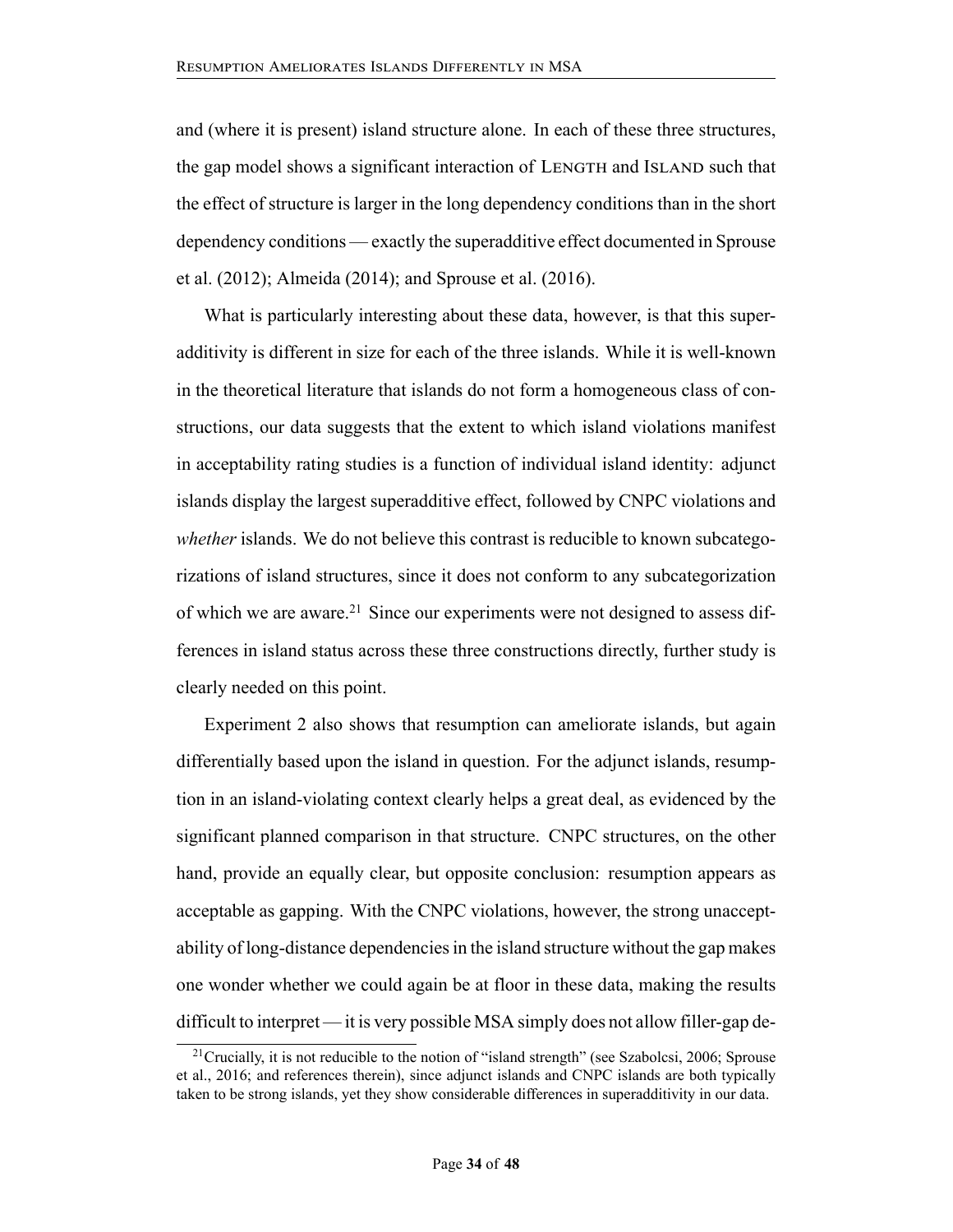and (where it is present) island structure alone. In each of these three structures, the gap model shows a significant interaction of LENGTH and ISLAND such that the effect of structure is larger in the long dependency conditions than in the short dependency conditions — exactly the superadditive effect documented in Sprouse et al. (2012); Almeida (2014); and Sprouse et al. (2016).

What is particularly interesting about these data, however, is that this superadditivity is different in size for each of the three islands. While it is well-known in the theoretical literature that islands do not form a homogeneous class of constructions, our data suggests that the extent to which island violations manifest in acceptability rating studies is a function of individual island identity: adjunct islands display the largest superadditive effect, followed by CNPC violations and *whether* islands. We do not believe this contrast is reducible to known subcategorizations of island structures, since it does not conform to any subcategorization of which we are aware.[21] Since our experiments were not designed to assess differences in island status across these three constructions directly, further study is clearly needed on this point.

Experiment 2 also shows that resumption can ameliorate islands, but again differentially based upon the island in question. For the adjunct islands, resumption in an island-violating context clearly helps a great deal, as evidenced by the significant planned comparison in that structure. CNPC structures, on the other hand, provide an equally clear, but opposite conclusion: resumption appears as acceptable as gapping. With the CNPC violations, however, the strong unacceptability of long-distance dependencies in the island structure without the gap makes one wonder whether we could again be at floor in these data, making the results difficult to interpret — it is very possible MSA simply does not allow filler-gap de-

[21] Crucially, it is not reducible to the notion of "island strength" (see Szabolcsi, 2006; Sprouse et al., 2016; and references therein), since adjunct islands and CNPC islands are both typically taken to be strong islands, yet they show considerable differences in superadditivity in our data.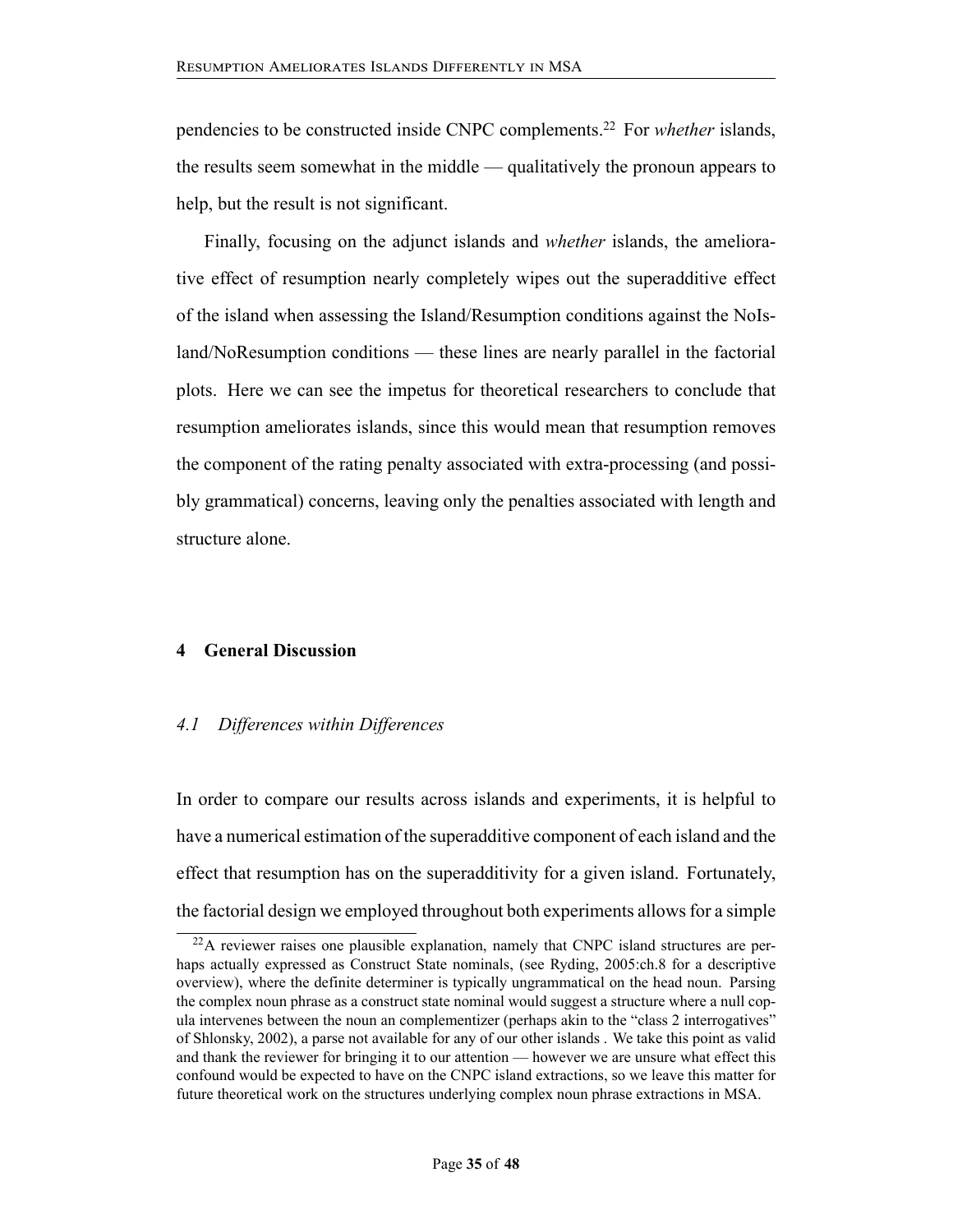pendencies to be constructed inside CNPC complements.[22] For *whether* islands, the results seem somewhat in the middle — qualitatively the pronoun appears to help, but the result is not significant.

Finally, focusing on the adjunct islands and *whether* islands, the ameliorative effect of resumption nearly completely wipes out the superadditive effect of the island when assessing the Island/Resumption conditions against the NoIsland/NoResumption conditions — these lines are nearly parallel in the factorial plots. Here we can see the impetus for theoretical researchers to conclude that resumption ameliorates islands, since this would mean that resumption removes the component of the rating penalty associated with extra-processing (and possibly grammatical) concerns, leaving only the penalties associated with length and structure alone.

## 4 General Discussion

### *4.1 Differences within Differences*

In order to compare our results across islands and experiments, it is helpful to have a numerical estimation of the superadditive component of each island and the effect that resumption has on the superadditivity for a given island. Fortunately, the factorial design we employed throughout both experiments allows for a simple

[22] A reviewer raises one plausible explanation, namely that CNPC island structures are perhaps actually expressed as Construct State nominals, (see Ryding, 2005:ch.8 for a descriptive overview), where the definite determiner is typically ungrammatical on the head noun. Parsing the complex noun phrase as a construct state nominal would suggest a structure where a null copula intervenes between the noun an complementizer (perhaps akin to the "class 2 interrogatives" of Shlonsky, 2002), a parse not available for any of our other islands . We take this point as valid and thank the reviewer for bringing it to our attention — however we are unsure what effect this confound would be expected to have on the CNPC island extractions, so we leave this matter for future theoretical work on the structures underlying complex noun phrase extractions in MSA.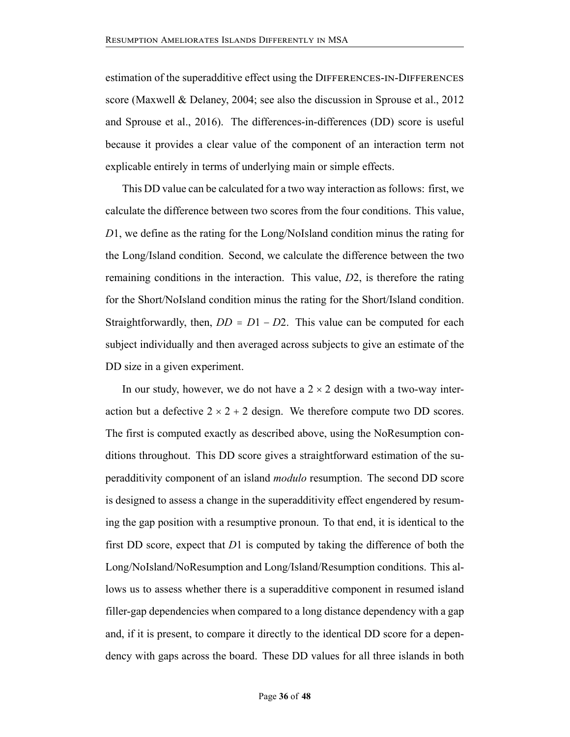estimation of the superadditive effect using the Differences-in-Differences score (Maxwell & Delaney, 2004; see also the discussion in Sprouse et al., 2012 and Sprouse et al., 2016). The differences-in-differences (DD) score is useful because it provides a clear value of the component of an interaction term not explicable entirely in terms of underlying main or simple effects.

This DD value can be calculated for a two way interaction as follows: first, we calculate the difference between two scores from the four conditions. This value, $D1$, we define as the rating for the Long/NoIsland condition minus the rating for the Long/Island condition. Second, we calculate the difference between the two remaining conditions in the interaction. This value, $D2$, is therefore the rating for the Short/NoIsland condition minus the rating for the Short/Island condition. Straightforwardly, then, $DD = D1 - D2$. This value can be computed for each subject individually and then averaged across subjects to give an estimate of the DD size in a given experiment.

In our study, however, we do not have a $2 \times 2$ design with a two-way interaction but a defective $2 \times 2 + 2$ design. We therefore compute two DD scores. The first is computed exactly as described above, using the NoResumption conditions throughout. This DD score gives a straightforward estimation of the superadditivity component of an island *modulo* resumption. The second DD score is designed to assess a change in the superadditivity effect engendered by resuming the gap position with a resumptive pronoun. To that end, it is identical to the first DD score, expect that $D1$ is computed by taking the difference of both the Long/NoIsland/NoResumption and Long/Island/Resumption conditions. This allows us to assess whether there is a superadditive component in resumed island filler-gap dependencies when compared to a long distance dependency with a gap and, if it is present, to compare it directly to the identical DD score for a dependency with gaps across the board. These DD values for all three islands in both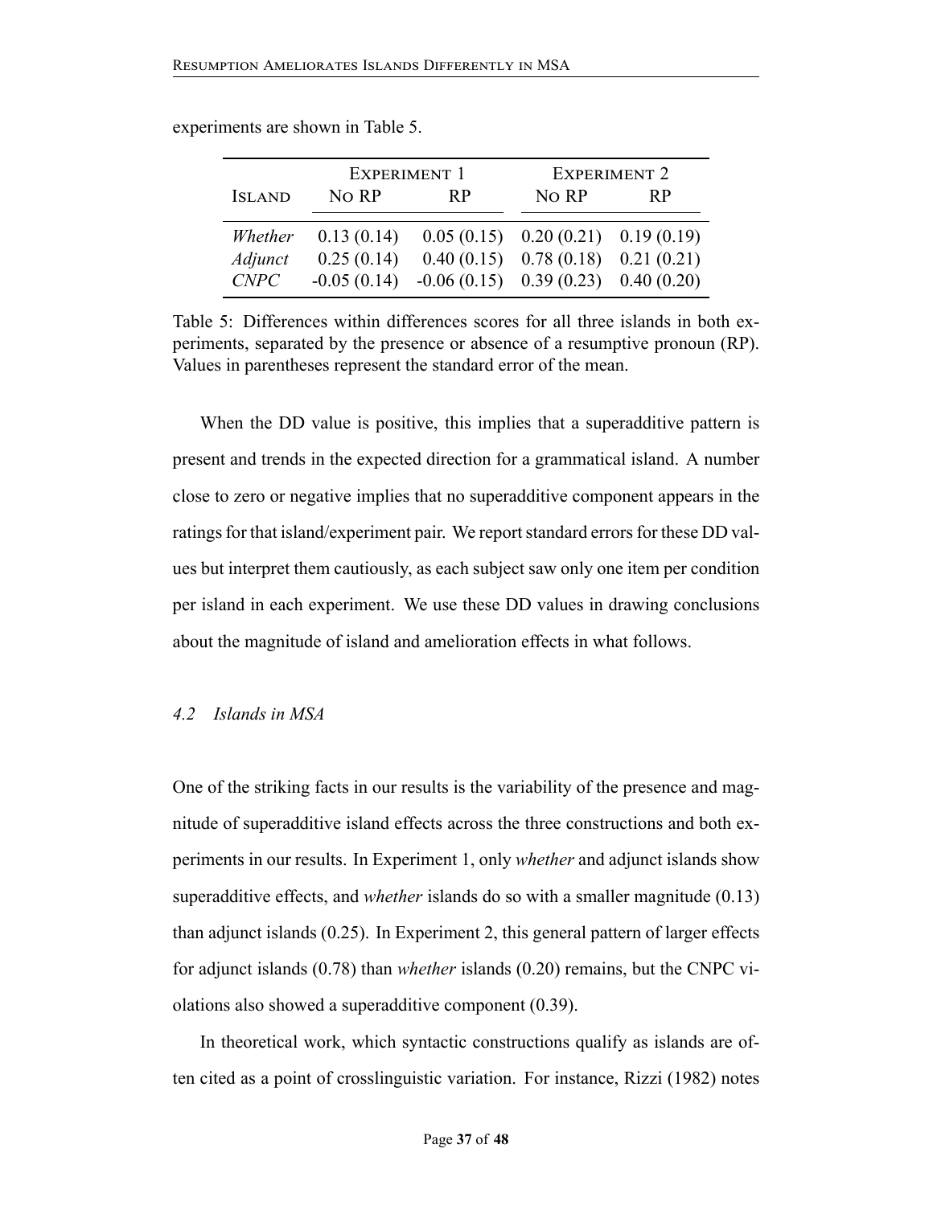experiments are shown in Table 5.

| Island | Experiment 1 | | Experiment 2 | |
|---|---|---|---|---|
| | No RP | RP | No RP | RP |
| *Whether* | 0.13 (0.14) | 0.05 (0.15) | 0.20 (0.21) | 0.19 (0.19) |
| *Adjunct* | 0.25 (0.14) | 0.40 (0.15) | 0.78 (0.18) | 0.21 (0.21) |
| *CNPC* | -0.05 (0.14) | -0.06 (0.15) | 0.39 (0.23) | 0.40 (0.20) |

Table 5: Differences within differences scores for all three islands in both experiments, separated by the presence or absence of a resumptive pronoun (RP). Values in parentheses represent the standard error of the mean.

When the DD value is positive, this implies that a superadditive pattern is present and trends in the expected direction for a grammatical island. A number close to zero or negative implies that no superadditive component appears in the ratings for that island/experiment pair. We report standard errors for these DD values but interpret them cautiously, as each subject saw only one item per condition per island in each experiment. We use these DD values in drawing conclusions about the magnitude of island and amelioration effects in what follows.

### *4.2 Islands in MSA*

One of the striking facts in our results is the variability of the presence and magnitude of superadditive island effects across the three constructions and both experiments in our results. In Experiment 1, only *whether* and adjunct islands show superadditive effects, and *whether* islands do so with a smaller magnitude (0.13) than adjunct islands (0.25). In Experiment 2, this general pattern of larger effects for adjunct islands (0.78) than *whether* islands (0.20) remains, but the CNPC violations also showed a superadditive component (0.39).

In theoretical work, which syntactic constructions qualify as islands are often cited as a point of crosslinguistic variation. For instance, Rizzi (1982) notes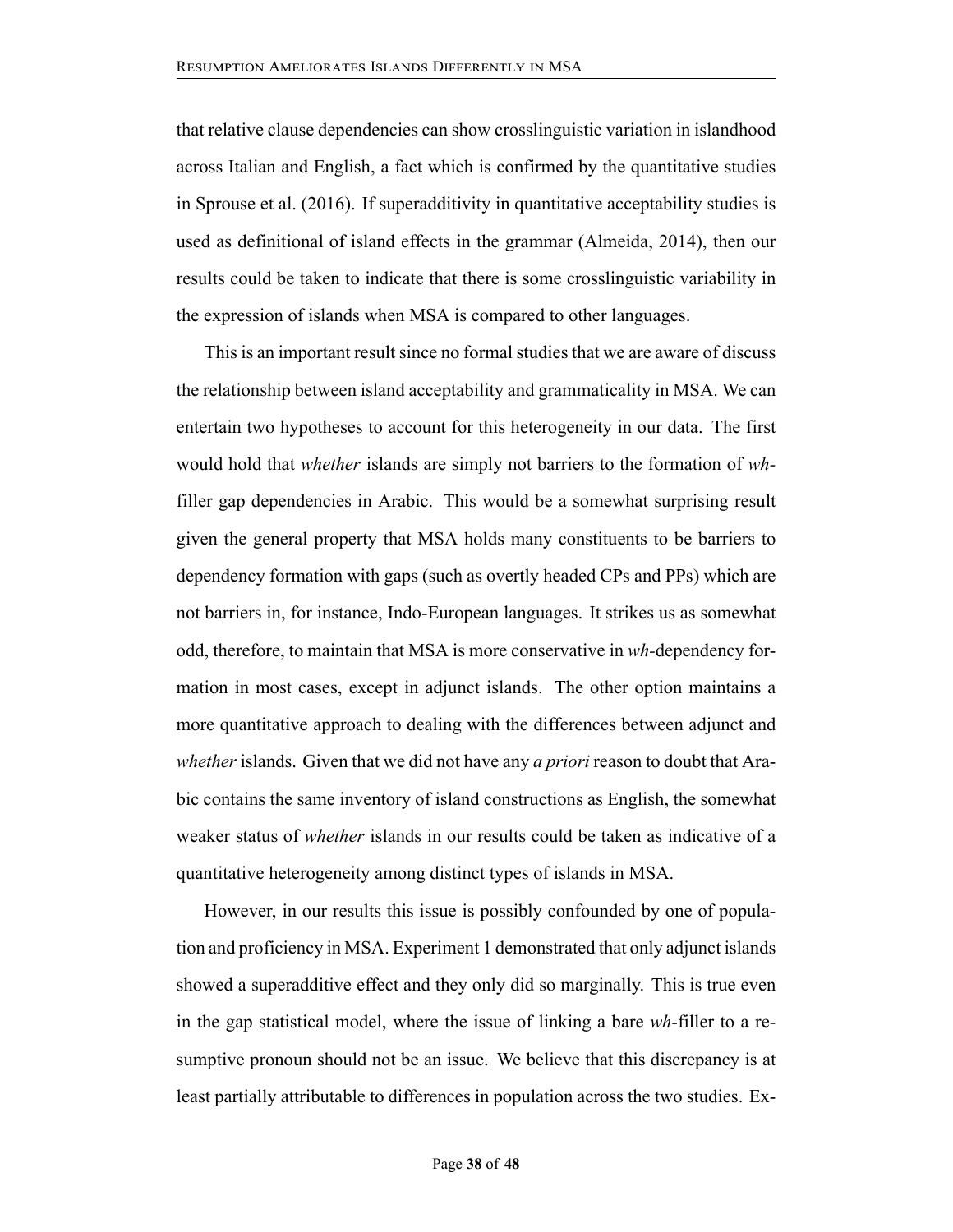that relative clause dependencies can show crosslinguistic variation in islandhood across Italian and English, a fact which is confirmed by the quantitative studies in Sprouse et al. (2016). If superadditivity in quantitative acceptability studies is used as definitional of island effects in the grammar (Almeida, 2014), then our results could be taken to indicate that there is some crosslinguistic variability in the expression of islands when MSA is compared to other languages.

This is an important result since no formal studies that we are aware of discuss the relationship between island acceptability and grammaticality in MSA. We can entertain two hypotheses to account for this heterogeneity in our data. The first would hold that *whether* islands are simply not barriers to the formation of *wh*-filler gap dependencies in Arabic. This would be a somewhat surprising result given the general property that MSA holds many constituents to be barriers to dependency formation with gaps (such as overtly headed CPs and PPs) which are not barriers in, for instance, Indo-European languages. It strikes us as somewhat odd, therefore, to maintain that MSA is more conservative in *wh*-dependency formation in most cases, except in adjunct islands. The other option maintains a more quantitative approach to dealing with the differences between adjunct and *whether* islands. Given that we did not have any *a priori* reason to doubt that Arabic contains the same inventory of island constructions as English, the somewhat weaker status of *whether* islands in our results could be taken as indicative of a quantitative heterogeneity among distinct types of islands in MSA.

However, in our results this issue is possibly confounded by one of population and proficiency in MSA. Experiment 1 demonstrated that only adjunct islands showed a superadditive effect and they only did so marginally. This is true even in the gap statistical model, where the issue of linking a bare *wh*-filler to a resumptive pronoun should not be an issue. We believe that this discrepancy is at least partially attributable to differences in population across the two studies. Ex-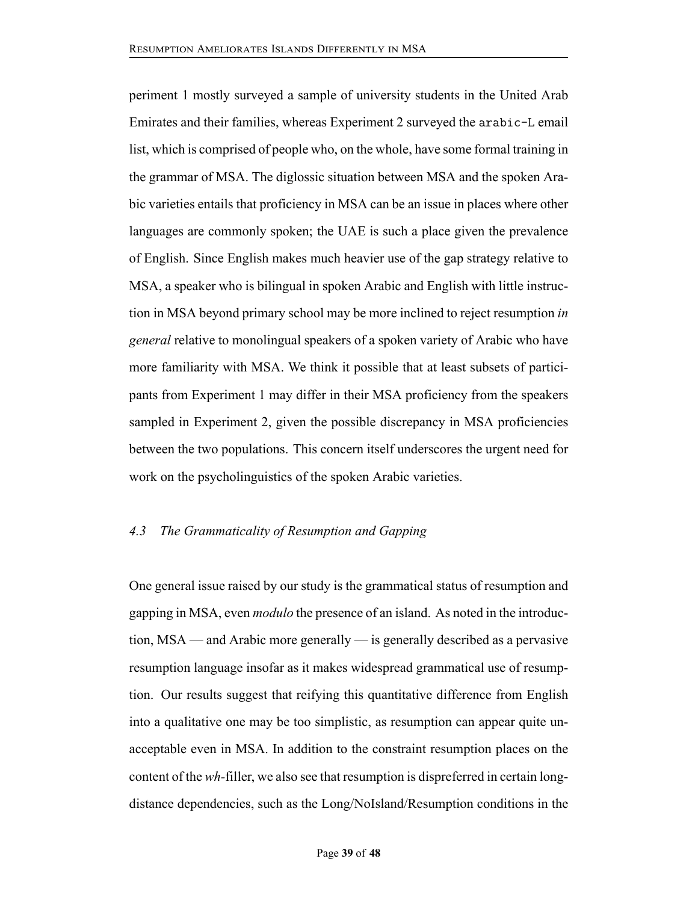periment 1 mostly surveyed a sample of university students in the United Arab Emirates and their families, whereas Experiment 2 surveyed the `arabic-L` email list, which is comprised of people who, on the whole, have some formal training in the grammar of MSA. The diglossic situation between MSA and the spoken Arabic varieties entails that proficiency in MSA can be an issue in places where other languages are commonly spoken; the UAE is such a place given the prevalence of English. Since English makes much heavier use of the gap strategy relative to MSA, a speaker who is bilingual in spoken Arabic and English with little instruction in MSA beyond primary school may be more inclined to reject resumption *in general* relative to monolingual speakers of a spoken variety of Arabic who have more familiarity with MSA. We think it possible that at least subsets of participants from Experiment 1 may differ in their MSA proficiency from the speakers sampled in Experiment 2, given the possible discrepancy in MSA proficiencies between the two populations. This concern itself underscores the urgent need for work on the psycholinguistics of the spoken Arabic varieties.

### *4.3 The Grammaticality of Resumption and Gapping*

One general issue raised by our study is the grammatical status of resumption and gapping in MSA, even *modulo* the presence of an island. As noted in the introduction, MSA — and Arabic more generally — is generally described as a pervasive resumption language insofar as it makes widespread grammatical use of resumption. Our results suggest that reifying this quantitative difference from English into a qualitative one may be too simplistic, as resumption can appear quite unacceptable even in MSA. In addition to the constraint resumption places on the content of the *wh*-filler, we also see that resumption is dispreferred in certain long-distance dependencies, such as the Long/NoIsland/Resumption conditions in the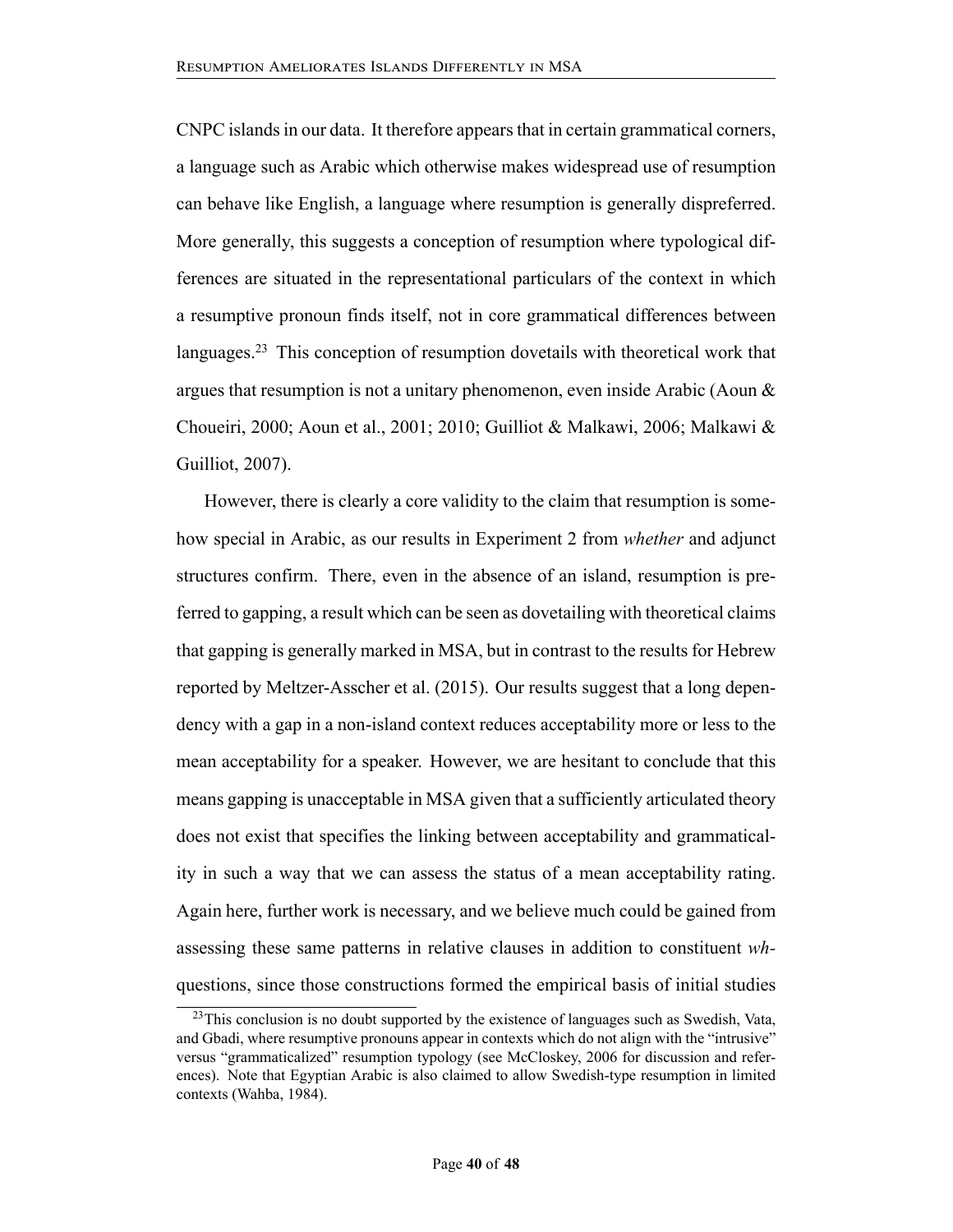CNPC islands in our data. It therefore appears that in certain grammatical corners, a language such as Arabic which otherwise makes widespread use of resumption can behave like English, a language where resumption is generally dispreferred. More generally, this suggests a conception of resumption where typological differences are situated in the representational particulars of the context in which a resumptive pronoun finds itself, not in core grammatical differences between languages.[23] This conception of resumption dovetails with theoretical work that argues that resumption is not a unitary phenomenon, even inside Arabic (Aoun & Choueiri, 2000; Aoun et al., 2001; 2010; Guilliot & Malkawi, 2006; Malkawi & Guilliot, 2007).

However, there is clearly a core validity to the claim that resumption is somehow special in Arabic, as our results in Experiment 2 from *whether* and adjunct structures confirm. There, even in the absence of an island, resumption is preferred to gapping, a result which can be seen as dovetailing with theoretical claims that gapping is generally marked in MSA, but in contrast to the results for Hebrew reported by Meltzer-Asscher et al. (2015). Our results suggest that a long dependency with a gap in a non-island context reduces acceptability more or less to the mean acceptability for a speaker. However, we are hesitant to conclude that this means gapping is unacceptable in MSA given that a sufficiently articulated theory does not exist that specifies the linking between acceptability and grammaticality in such a way that we can assess the status of a mean acceptability rating. Again here, further work is necessary, and we believe much could be gained from assessing these same patterns in relative clauses in addition to constituent *wh*-questions, since those constructions formed the empirical basis of initial studies

[23] This conclusion is no doubt supported by the existence of languages such as Swedish, Vata, and Gbadi, where resumptive pronouns appear in contexts which do not align with the "intrusive" versus "grammaticalized" resumption typology (see McCloskey, 2006 for discussion and references). Note that Egyptian Arabic is also claimed to allow Swedish-type resumption in limited contexts (Wahba, 1984).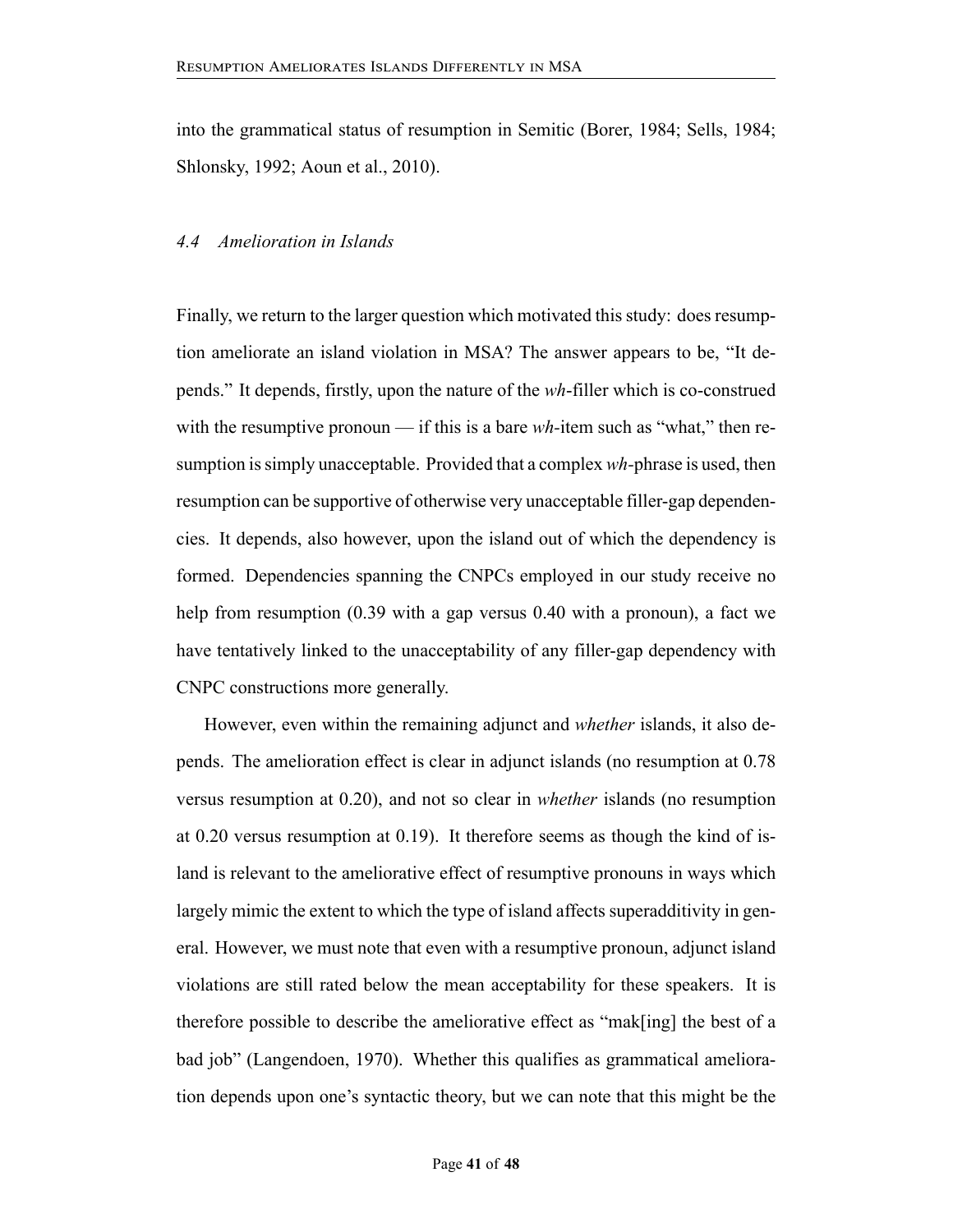into the grammatical status of resumption in Semitic (Borer, 1984; Sells, 1984; Shlonsky, 1992; Aoun et al., 2010).

### *4.4 Amelioration in Islands*

Finally, we return to the larger question which motivated this study: does resumption ameliorate an island violation in MSA? The answer appears to be, "It depends." It depends, firstly, upon the nature of the *wh*-filler which is co-construed with the resumptive pronoun — if this is a bare *wh*-item such as "what," then resumption is simply unacceptable. Provided that a complex *wh*-phrase is used, then resumption can be supportive of otherwise very unacceptable filler-gap dependencies. It depends, also however, upon the island out of which the dependency is formed. Dependencies spanning the CNPCs employed in our study receive no help from resumption (0.39 with a gap versus 0.40 with a pronoun), a fact we have tentatively linked to the unacceptability of any filler-gap dependency with CNPC constructions more generally.

However, even within the remaining adjunct and *whether* islands, it also depends. The amelioration effect is clear in adjunct islands (no resumption at 0.78 versus resumption at 0.20), and not so clear in *whether* islands (no resumption at 0.20 versus resumption at 0.19). It therefore seems as though the kind of island is relevant to the ameliorative effect of resumptive pronouns in ways which largely mimic the extent to which the type of island affects superadditivity in general. However, we must note that even with a resumptive pronoun, adjunct island violations are still rated below the mean acceptability for these speakers. It is therefore possible to describe the ameliorative effect as "mak[ing] the best of a bad job" (Langendoen, 1970). Whether this qualifies as grammatical amelioration depends upon one's syntactic theory, but we can note that this might be the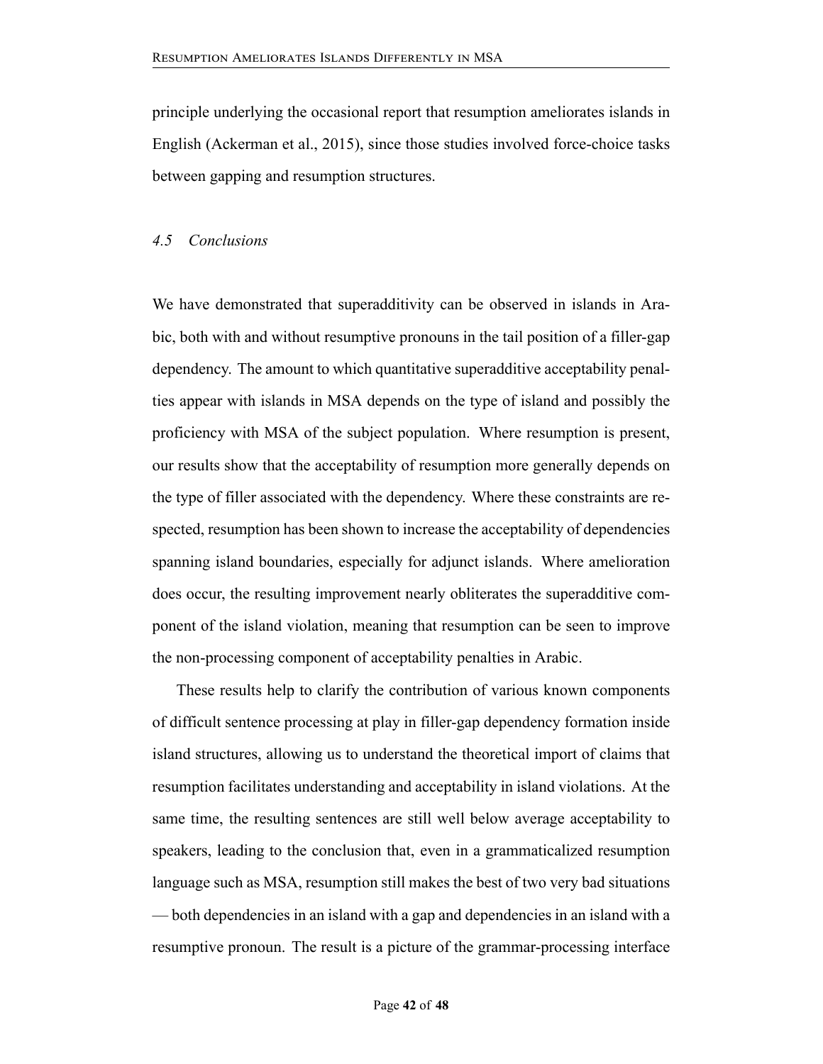principle underlying the occasional report that resumption ameliorates islands in English (Ackerman et al., 2015), since those studies involved force-choice tasks between gapping and resumption structures.

### *4.5 Conclusions*

We have demonstrated that superadditivity can be observed in islands in Arabic, both with and without resumptive pronouns in the tail position of a filler-gap dependency. The amount to which quantitative superadditive acceptability penalties appear with islands in MSA depends on the type of island and possibly the proficiency with MSA of the subject population. Where resumption is present, our results show that the acceptability of resumption more generally depends on the type of filler associated with the dependency. Where these constraints are respected, resumption has been shown to increase the acceptability of dependencies spanning island boundaries, especially for adjunct islands. Where amelioration does occur, the resulting improvement nearly obliterates the superadditive component of the island violation, meaning that resumption can be seen to improve the non-processing component of acceptability penalties in Arabic.

These results help to clarify the contribution of various known components of difficult sentence processing at play in filler-gap dependency formation inside island structures, allowing us to understand the theoretical import of claims that resumption facilitates understanding and acceptability in island violations. At the same time, the resulting sentences are still well below average acceptability to speakers, leading to the conclusion that, even in a grammaticalized resumption language such as MSA, resumption still makes the best of two very bad situations — both dependencies in an island with a gap and dependencies in an island with a resumptive pronoun. The result is a picture of the grammar-processing interface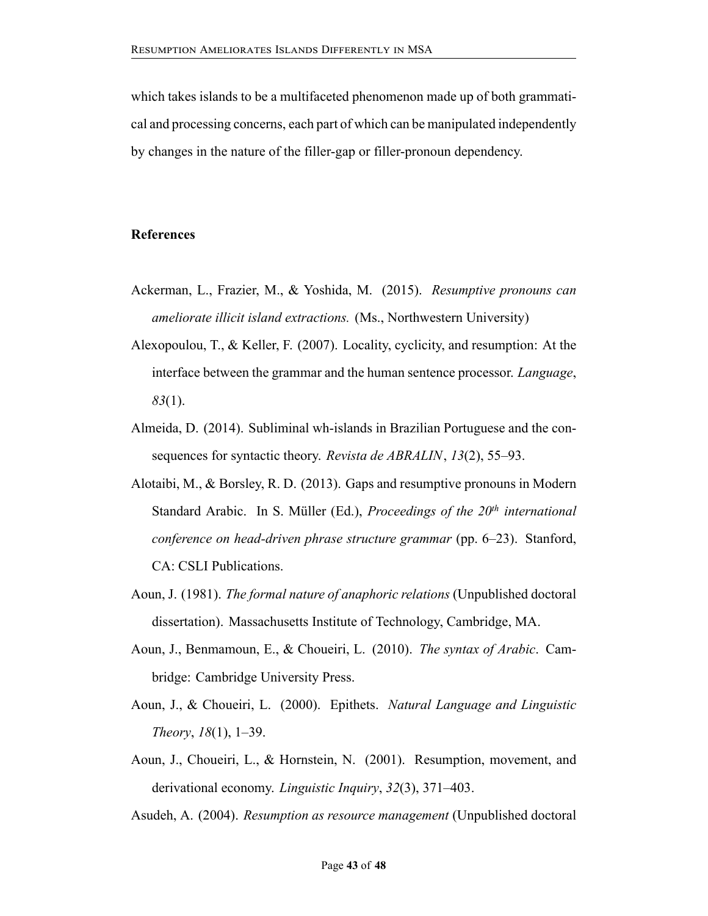which takes islands to be a multifaceted phenomenon made up of both grammatical and processing concerns, each part of which can be manipulated independently by changes in the nature of the filler-gap or filler-pronoun dependency.

## References

Ackerman, L., Frazier, M., & Yoshida, M. (2015). *Resumptive pronouns can ameliorate illicit island extractions.* (Ms., Northwestern University)

Alexopoulou, T., & Keller, F. (2007). Locality, cyclicity, and resumption: At the interface between the grammar and the human sentence processor. *Language*, *83*(1).

Almeida, D. (2014). Subliminal wh-islands in Brazilian Portuguese and the consequences for syntactic theory. *Revista de ABRALIN*, *13*(2), 55–93.

Alotaibi, M., & Borsley, R. D. (2013). Gaps and resumptive pronouns in Modern Standard Arabic. In S. Müller (Ed.), *Proceedings of the 20th international conference on head-driven phrase structure grammar* (pp. 6–23). Stanford, CA: CSLI Publications.

Aoun, J. (1981). *The formal nature of anaphoric relations* (Unpublished doctoral dissertation). Massachusetts Institute of Technology, Cambridge, MA.

Aoun, J., Benmamoun, E., & Choueiri, L. (2010). *The syntax of Arabic*. Cambridge: Cambridge University Press.

Aoun, J., & Choueiri, L. (2000). Epithets. *Natural Language and Linguistic Theory*, *18*(1), 1–39.

Aoun, J., Choueiri, L., & Hornstein, N. (2001). Resumption, movement, and derivational economy. *Linguistic Inquiry*, *32*(3), 371–403.

Asudeh, A. (2004). *Resumption as resource management* (Unpublished doctoral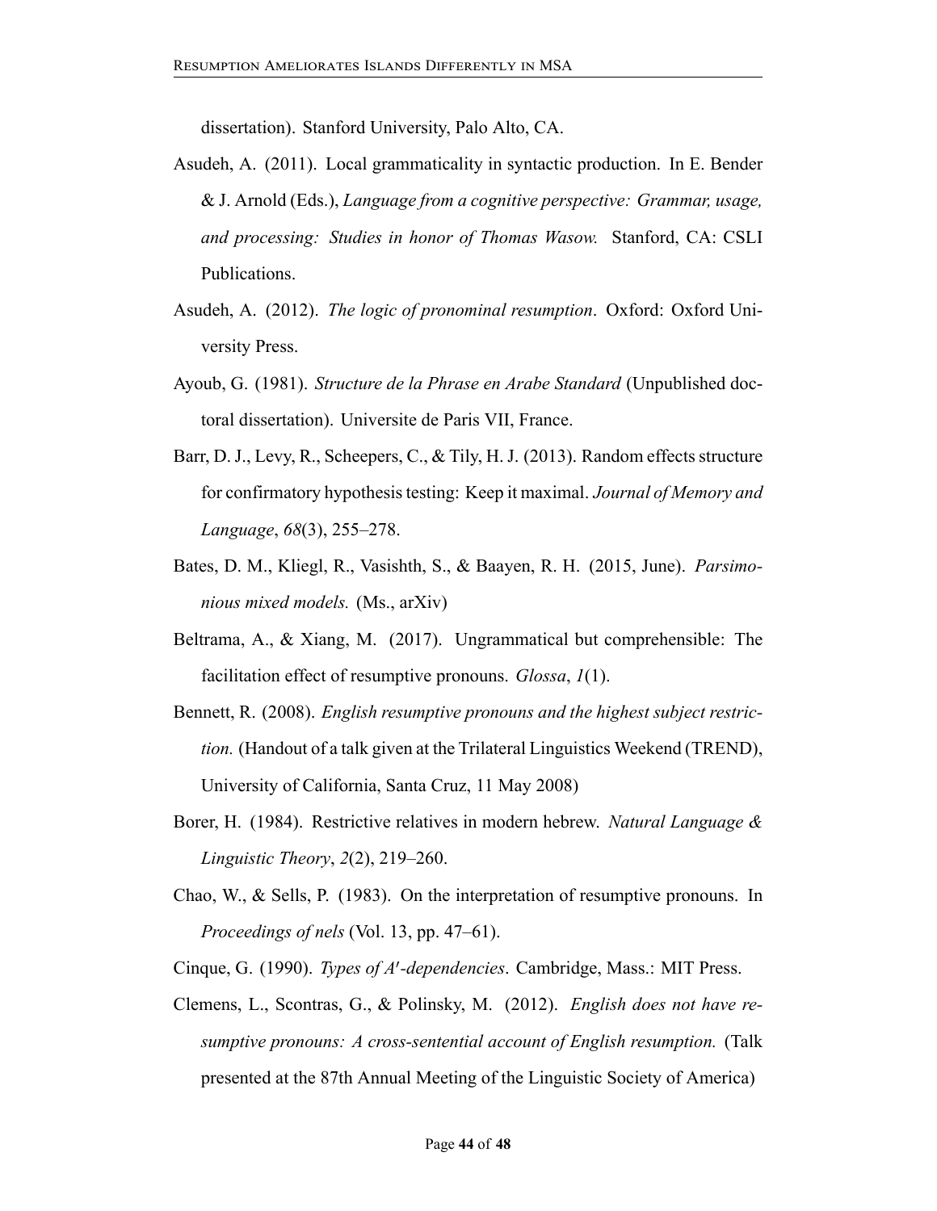dissertation). Stanford University, Palo Alto, CA.

Asudeh, A. (2011). Local grammaticality in syntactic production. In E. Bender & J. Arnold (Eds.), *Language from a cognitive perspective: Grammar, usage, and processing: Studies in honor of Thomas Wasow.* Stanford, CA: CSLI Publications.

Asudeh, A. (2012). *The logic of pronominal resumption*. Oxford: Oxford University Press.

Ayoub, G. (1981). *Structure de la Phrase en Arabe Standard* (Unpublished doctoral dissertation). Universite de Paris VII, France.

Barr, D. J., Levy, R., Scheepers, C., & Tily, H. J. (2013). Random effects structure for confirmatory hypothesis testing: Keep it maximal. *Journal of Memory and Language*, *68*(3), 255–278.

Bates, D. M., Kliegl, R., Vasishth, S., & Baayen, R. H. (2015, June). *Parsimonious mixed models.* (Ms., arXiv)

Beltrama, A., & Xiang, M. (2017). Ungrammatical but comprehensible: The facilitation effect of resumptive pronouns. *Glossa*, *1*(1).

Bennett, R. (2008). *English resumptive pronouns and the highest subject restriction.* (Handout of a talk given at the Trilateral Linguistics Weekend (TREND), University of California, Santa Cruz, 11 May 2008)

Borer, H. (1984). Restrictive relatives in modern hebrew. *Natural Language & Linguistic Theory*, *2*(2), 219–260.

Chao, W., & Sells, P. (1983). On the interpretation of resumptive pronouns. In *Proceedings of nels* (Vol. 13, pp. 47–61).

Cinque, G. (1990). *Types of A′-dependencies*. Cambridge, Mass.: MIT Press.

Clemens, L., Scontras, G., & Polinsky, M. (2012). *English does not have resumptive pronouns: A cross-sentential account of English resumption.* (Talk presented at the 87th Annual Meeting of the Linguistic Society of America)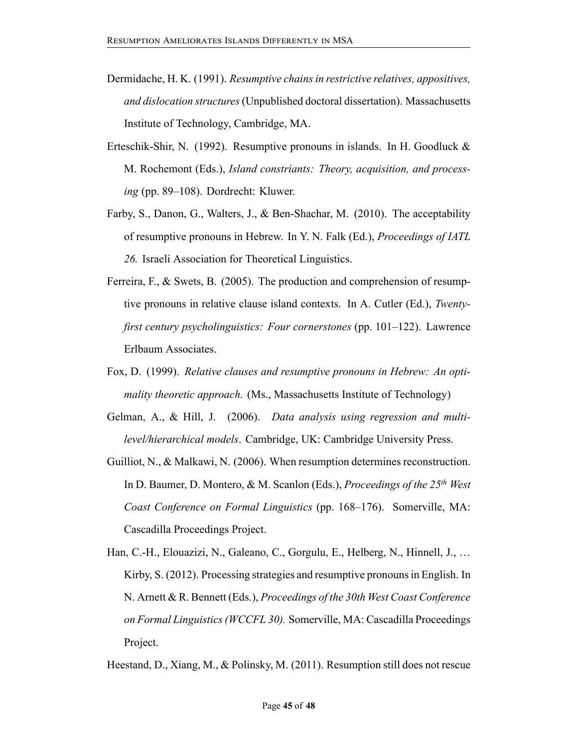Dermidache, H. K. (1991). *Resumptive chains in restrictive relatives, appositives, and dislocation structures* (Unpublished doctoral dissertation). Massachusetts Institute of Technology, Cambridge, MA.

Erteschik-Shir, N. (1992). Resumptive pronouns in islands. In H. Goodluck & M. Rochemont (Eds.), *Island constriants: Theory, acquisition, and processing* (pp. 89–108). Dordrecht: Kluwer.

Farby, S., Danon, G., Walters, J., & Ben-Shachar, M. (2010). The acceptability of resumptive pronouns in Hebrew. In Y. N. Falk (Ed.), *Proceedings of IATL 26.* Israeli Association for Theoretical Linguistics.

Ferreira, F., & Swets, B. (2005). The production and comprehension of resumptive pronouns in relative clause island contexts. In A. Cutler (Ed.), *Twenty-first century psycholinguistics: Four cornerstones* (pp. 101–122). Lawrence Erlbaum Associates.

Fox, D. (1999). *Relative clauses and resumptive pronouns in Hebrew: An optimality theoretic approach.* (Ms., Massachusetts Institute of Technology)

Gelman, A., & Hill, J. (2006). *Data analysis using regression and multilevel/hierarchical models*. Cambridge, UK: Cambridge University Press.

Guilliot, N., & Malkawi, N. (2006). When resumption determines reconstruction. In D. Baumer, D. Montero, & M. Scanlon (Eds.), *Proceedings of the 25th West Coast Conference on Formal Linguistics* (pp. 168–176). Somerville, MA: Cascadilla Proceedings Project.

Han, C.-H., Elouazizi, N., Galeano, C., Gorgulu, E., Helberg, N., Hinnell, J., … Kirby, S. (2012). Processing strategies and resumptive pronouns in English. In N. Arnett & R. Bennett (Eds.), *Proceedings of the 30th West Coast Conference on Formal Linguistics (WCCFL 30).* Somerville, MA: Cascadilla Proceedings Project.

Heestand, D., Xiang, M., & Polinsky, M. (2011). Resumption still does not rescue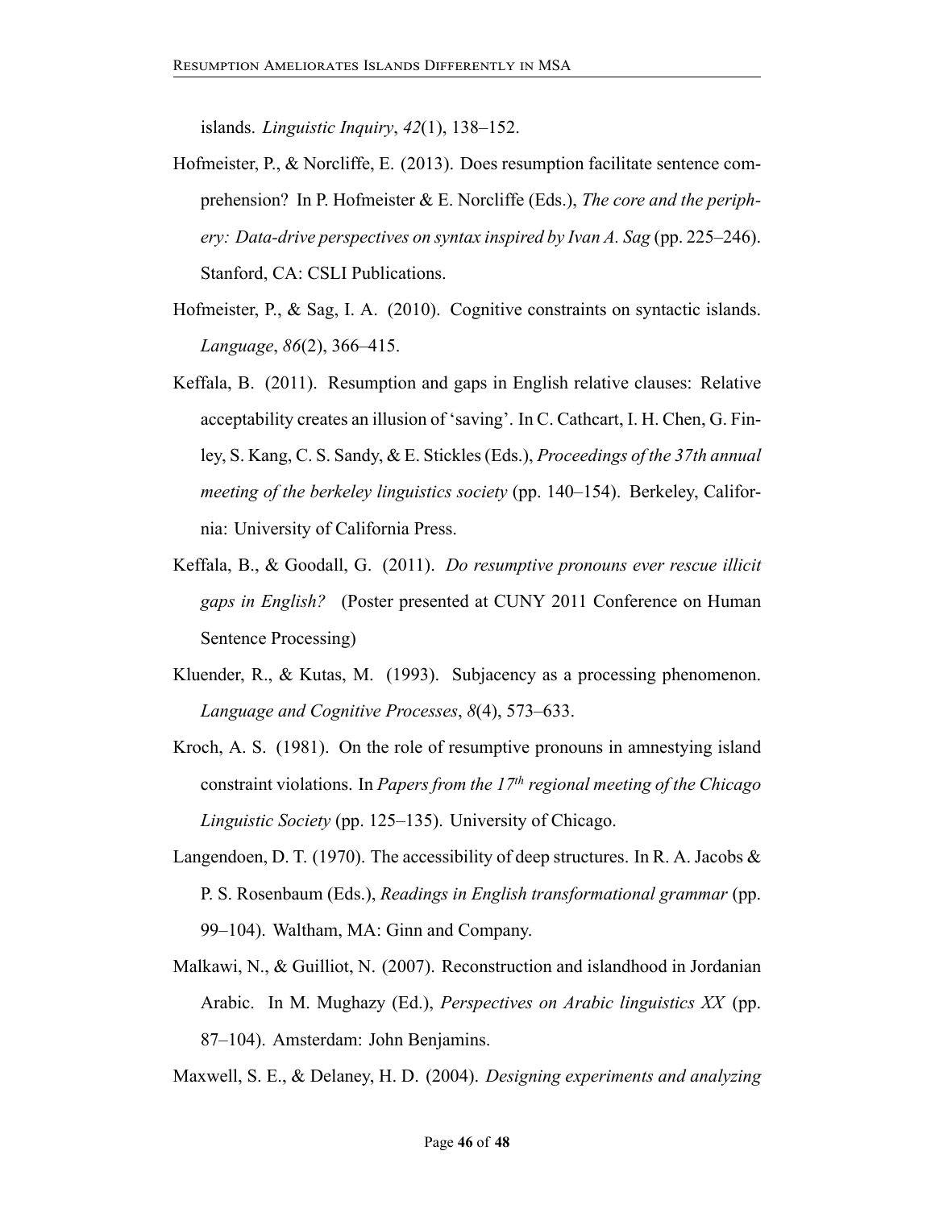islands. *Linguistic Inquiry*, *42*(1), 138–152.

Hofmeister, P., & Norcliffe, E. (2013). Does resumption facilitate sentence comprehension? In P. Hofmeister & E. Norcliffe (Eds.), *The core and the periphery: Data-drive perspectives on syntax inspired by Ivan A. Sag* (pp. 225–246). Stanford, CA: CSLI Publications.

Hofmeister, P., & Sag, I. A. (2010). Cognitive constraints on syntactic islands. *Language*, *86*(2), 366–415.

Keffala, B. (2011). Resumption and gaps in English relative clauses: Relative acceptability creates an illusion of 'saving'. In C. Cathcart, I. H. Chen, G. Finley, S. Kang, C. S. Sandy, & E. Stickles (Eds.), *Proceedings of the 37th annual meeting of the berkeley linguistics society* (pp. 140–154). Berkeley, California: University of California Press.

Keffala, B., & Goodall, G. (2011). *Do resumptive pronouns ever rescue illicit gaps in English?* (Poster presented at CUNY 2011 Conference on Human Sentence Processing)

Kluender, R., & Kutas, M. (1993). Subjacency as a processing phenomenon. *Language and Cognitive Processes*, *8*(4), 573–633.

Kroch, A. S. (1981). On the role of resumptive pronouns in amnestying island constraint violations. In *Papers from the 17th regional meeting of the Chicago Linguistic Society* (pp. 125–135). University of Chicago.

Langendoen, D. T. (1970). The accessibility of deep structures. In R. A. Jacobs & P. S. Rosenbaum (Eds.), *Readings in English transformational grammar* (pp. 99–104). Waltham, MA: Ginn and Company.

Malkawi, N., & Guilliot, N. (2007). Reconstruction and islandhood in Jordanian Arabic. In M. Mughazy (Ed.), *Perspectives on Arabic linguistics XX* (pp. 87–104). Amsterdam: John Benjamins.

Maxwell, S. E., & Delaney, H. D. (2004). *Designing experiments and analyzing*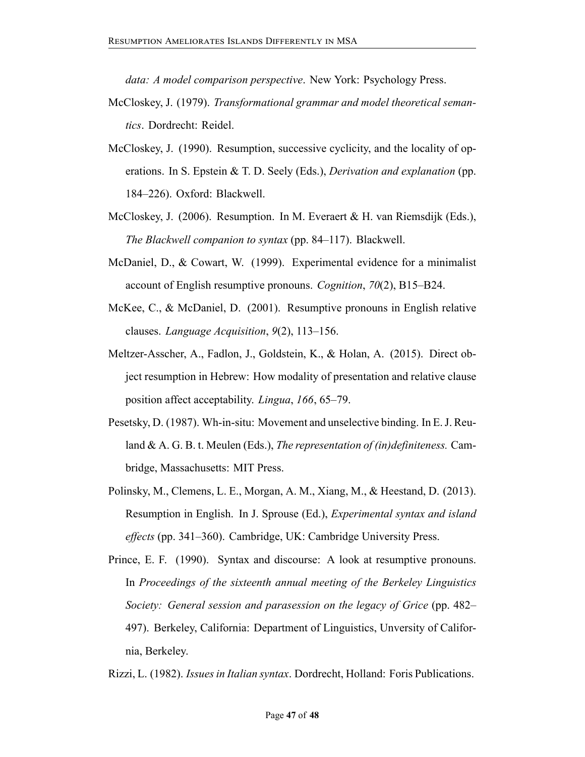*data: A model comparison perspective*. New York: Psychology Press.

McCloskey, J. (1979). *Transformational grammar and model theoretical semantics*. Dordrecht: Reidel.

McCloskey, J. (1990). Resumption, successive cyclicity, and the locality of operations. In S. Epstein & T. D. Seely (Eds.), *Derivation and explanation* (pp. 184–226). Oxford: Blackwell.

McCloskey, J. (2006). Resumption. In M. Everaert & H. van Riemsdijk (Eds.), *The Blackwell companion to syntax* (pp. 84–117). Blackwell.

McDaniel, D., & Cowart, W. (1999). Experimental evidence for a minimalist account of English resumptive pronouns. *Cognition*, *70*(2), B15–B24.

McKee, C., & McDaniel, D. (2001). Resumptive pronouns in English relative clauses. *Language Acquisition*, *9*(2), 113–156.

Meltzer-Asscher, A., Fadlon, J., Goldstein, K., & Holan, A. (2015). Direct object resumption in Hebrew: How modality of presentation and relative clause position affect acceptability. *Lingua*, *166*, 65–79.

Pesetsky, D. (1987). Wh-in-situ: Movement and unselective binding. In E. J. Reuland & A. G. B. t. Meulen (Eds.), *The representation of (in)definiteness.* Cambridge, Massachusetts: MIT Press.

Polinsky, M., Clemens, L. E., Morgan, A. M., Xiang, M., & Heestand, D. (2013). Resumption in English. In J. Sprouse (Ed.), *Experimental syntax and island effects* (pp. 341–360). Cambridge, UK: Cambridge University Press.

Prince, E. F. (1990). Syntax and discourse: A look at resumptive pronouns. In *Proceedings of the sixteenth annual meeting of the Berkeley Linguistics Society: General session and parasession on the legacy of Grice* (pp. 482–497). Berkeley, California: Department of Linguistics, Unversity of California, Berkeley.

Rizzi, L. (1982). *Issues in Italian syntax*. Dordrecht, Holland: Foris Publications.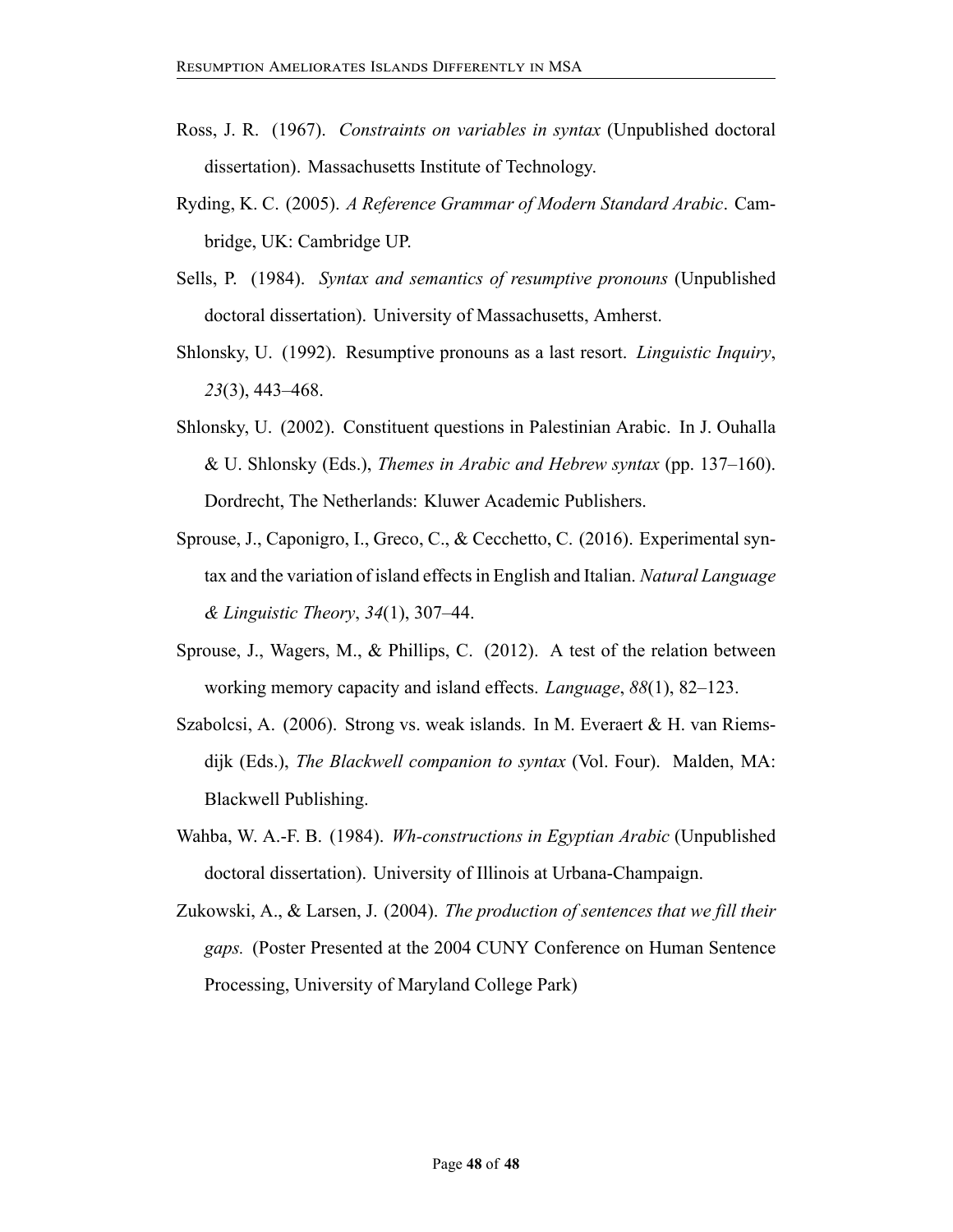Ross, J. R. (1967). *Constraints on variables in syntax* (Unpublished doctoral dissertation). Massachusetts Institute of Technology.

Ryding, K. C. (2005). *A Reference Grammar of Modern Standard Arabic*. Cambridge, UK: Cambridge UP.

Sells, P. (1984). *Syntax and semantics of resumptive pronouns* (Unpublished doctoral dissertation). University of Massachusetts, Amherst.

Shlonsky, U. (1992). Resumptive pronouns as a last resort. *Linguistic Inquiry*, *23*(3), 443–468.

Shlonsky, U. (2002). Constituent questions in Palestinian Arabic. In J. Ouhalla & U. Shlonsky (Eds.), *Themes in Arabic and Hebrew syntax* (pp. 137–160). Dordrecht, The Netherlands: Kluwer Academic Publishers.

Sprouse, J., Caponigro, I., Greco, C., & Cecchetto, C. (2016). Experimental syntax and the variation of island effects in English and Italian. *Natural Language & Linguistic Theory*, *34*(1), 307–44.

Sprouse, J., Wagers, M., & Phillips, C. (2012). A test of the relation between working memory capacity and island effects. *Language*, *88*(1), 82–123.

Szabolcsi, A. (2006). Strong vs. weak islands. In M. Everaert & H. van Riemsdijk (Eds.), *The Blackwell companion to syntax* (Vol. Four). Malden, MA: Blackwell Publishing.

Wahba, W. A.-F. B. (1984). *Wh-constructions in Egyptian Arabic* (Unpublished doctoral dissertation). University of Illinois at Urbana-Champaign.

Zukowski, A., & Larsen, J. (2004). *The production of sentences that we fill their gaps.* (Poster Presented at the 2004 CUNY Conference on Human Sentence Processing, University of Maryland College Park)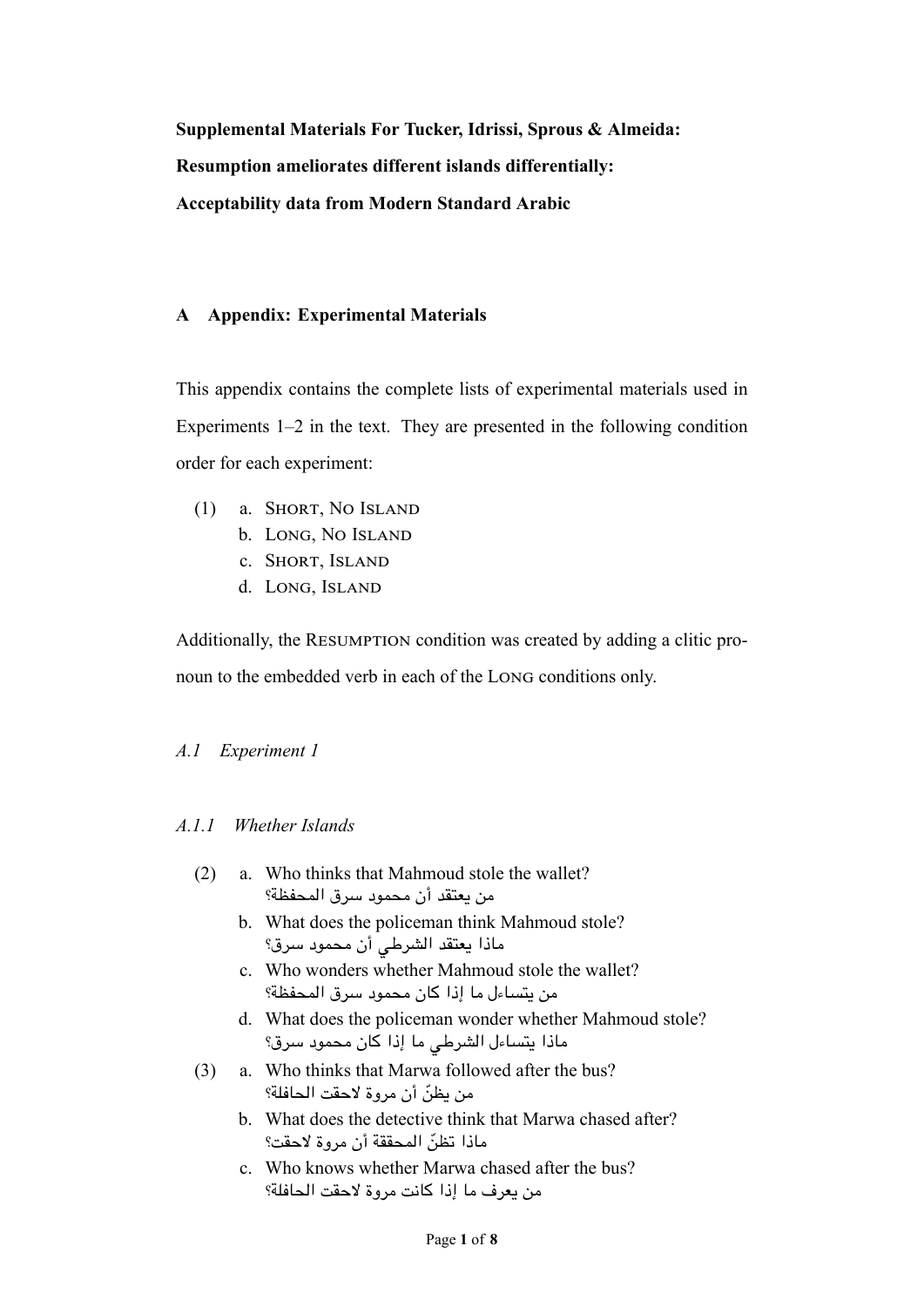**Supplemental Materials For Tucker, Idrissi, Sprous & Almeida:**

**Resumption ameliorates different islands differentially:**

**Acceptability data from Modern Standard Arabic**

## A Appendix: Experimental Materials

This appendix contains the complete lists of experimental materials used in Experiments 1–2 in the text. They are presented in the following condition order for each experiment:

(1)
   a. SHORT, NO ISLAND
   b. LONG, NO ISLAND
   c. SHORT, ISLAND
   d. LONG, ISLAND

Additionally, the RESUMPTION condition was created by adding a clitic pronoun to the embedded verb in each of the LONG conditions only.

### *A.1 Experiment 1*

#### *A.1.1 Whether Islands*

(2)
   a. Who thinks that Mahmoud stole the wallet?
   من يعتقد أن محمود سرق المحفظة؟
   b. What does the policeman think Mahmoud stole?
   ماذا يعتقد الشرطي أن محمود سرق؟
   c. Who wonders whether Mahmoud stole the wallet?
   من يتساءل ما إذا كان محمود سرق المحفظة؟
   d. What does the policeman wonder whether Mahmoud stole?
   ماذا يتساءل الشرطي ما إذا كان محمود سرق؟

(3)
   a. Who thinks that Marwa followed after the bus?
   من يظنّ أن مروة لاحقت الحافلة؟
   b. What does the detective think that Marwa chased after?
   ماذا تظنّ المحققة أن مروة لاحقت؟
   c. Who knows whether Marwa chased after the bus?
   من يعرف ما إذا كانت مروة لاحقت الحافلة؟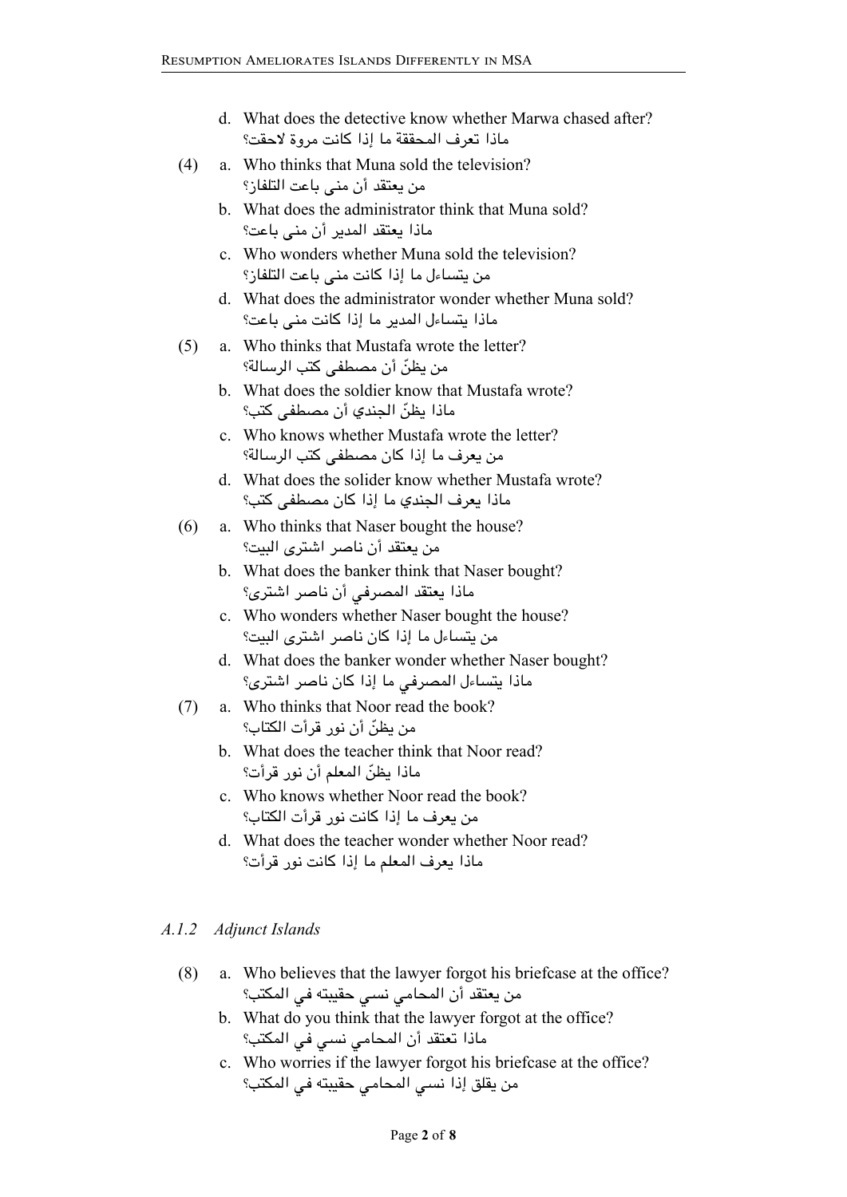d. What does the detective know whether Marwa chased after?
   ماذا تعرف المحققة ما إذا كانت مروة لاحقت؟

(4) a. Who thinks that Muna sold the television?
   من يعتقد أن منى باعت التلفاز؟
   b. What does the administrator think that Muna sold?
   ماذا يعتقد المدير أن منى باعت؟
   c. Who wonders whether Muna sold the television?
   من يتساءل ما إذا كانت منى باعت التلفاز؟
   d. What does the administrator wonder whether Muna sold?
   ماذا يتساءل المدير ما إذا كانت منى باعت؟

(5) a. Who thinks that Mustafa wrote the letter?
   من يظنّ أن مصطفى كتب الرسالة؟
   b. What does the soldier know that Mustafa wrote?
   ماذا يظنّ الجندي أن مصطفى كتب؟
   c. Who knows whether Mustafa wrote the letter?
   من يعرف ما إذا كان مصطفى كتب الرسالة؟
   d. What does the solider know whether Mustafa wrote?
   ماذا يعرف الجندي ما إذا كان مصطفى كتب؟

(6) a. Who thinks that Naser bought the house?
   من يعتقد أن ناصر اشترى البيت؟
   b. What does the banker think that Naser bought?
   ماذا يعتقد المصرفي أن ناصر اشترى؟
   c. Who wonders whether Naser bought the house?
   من يتساءل ما إذا كان ناصر اشترى البيت؟
   d. What does the banker wonder whether Naser bought?
   ماذا يتساءل المصرفي ما إذا كان ناصر اشترى؟

(7) a. Who thinks that Noor read the book?
   من يظنّ أن نور قرأت الكتاب؟
   b. What does the teacher think that Noor read?
   ماذا يظنّ المعلم أن نور قرأت؟
   c. Who knows whether Noor read the book?
   من يعرف ما إذا كانت نور قرأت الكتاب؟
   d. What does the teacher wonder whether Noor read?
   ماذا يعرف المعلم ما إذا كانت نور قرأت؟

### *A.1.2 Adjunct Islands*

(8) a. Who believes that the lawyer forgot his briefcase at the office?
   من يعتقد أن المحامي نسي حقيبته في المكتب؟
   b. What do you think that the lawyer forgot at the office?
   ماذا تعتقد أن المحامي نسي في المكتب؟
   c. Who worries if the lawyer forgot his briefcase at the office?
   من يقلق إذا نسي المحامي حقيبته في المكتب؟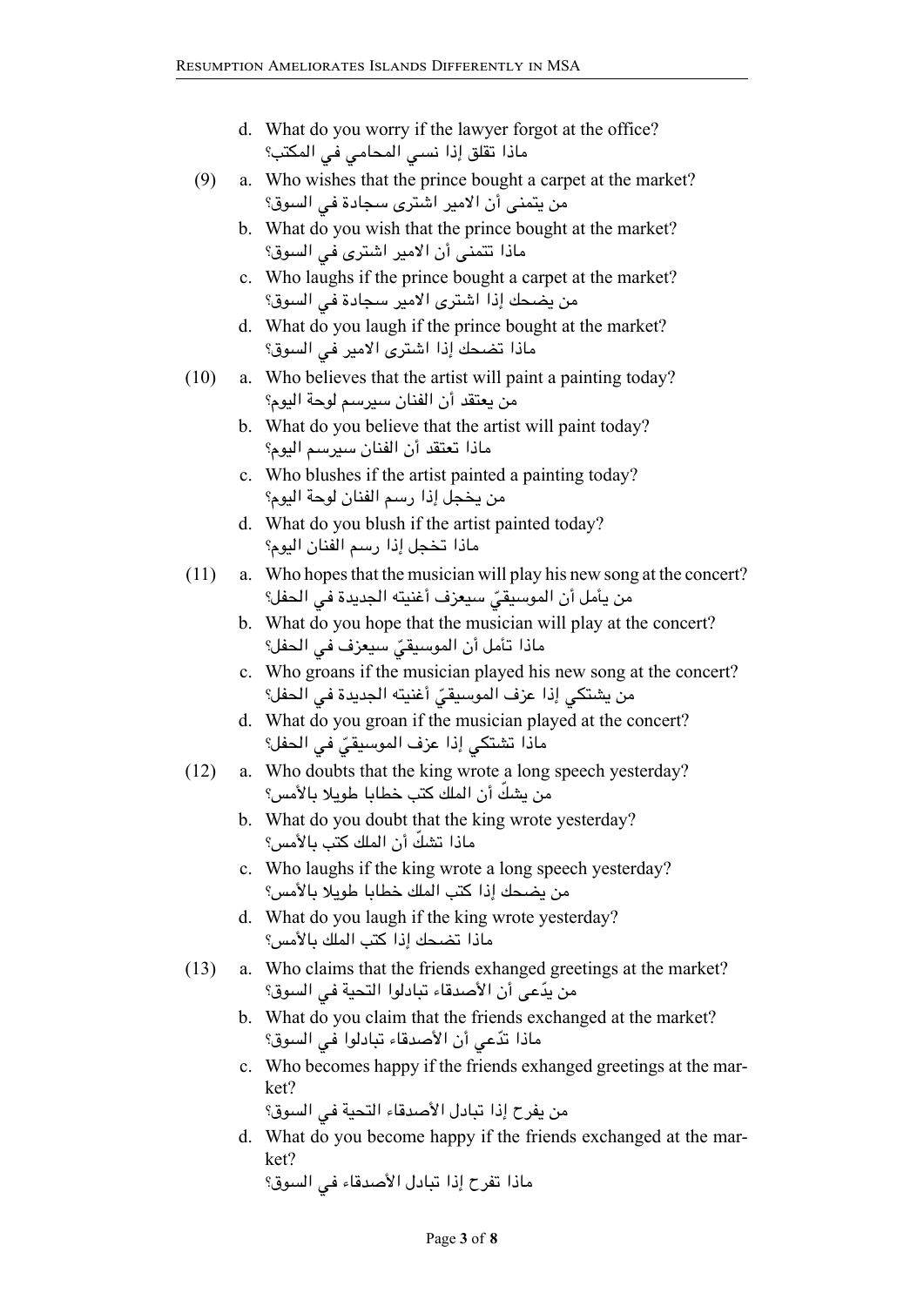d. What do you worry if the lawyer forgot at the office?
   ماذا تقلق إذا نسي المحامي في المكتب؟

(9) a. What wishes that the prince bought a carpet at the market?
   من يتمنى أن الامير اشترى سجادة في السوق؟

   b. What do you wish that the prince bought at the market?
   ماذا تتمنى أن الامير اشترى في السوق؟

   c. Who laughs if the prince bought a carpet at the market?
   من يضحك إذا اشترى الامير سجادة في السوق؟

   d. What do you laugh if the prince bought at the market?
   ماذا تضحك إذا اشترى الامير في السوق؟

(10) a. Who believes that the artist will paint a painting today?
   من يعتقد أن الفنان سيرسم لوحة اليوم؟

   b. What do you believe that the artist will paint today?
   ماذا تعتقد أن الفنان سيرسم اليوم؟

   c. Who blushes if the artist painted a painting today?
   من يخجل إذا رسم الفنان لوحة اليوم؟

   d. What do you blush if the artist painted today?
   ماذا تخجل إذا رسم الفنان اليوم؟

(11) a. Who hopes that the musician will play his new song at the concert?
   من يأمل أن الموسيقيّ سيعزف أغنيته الجديدة في الحفل؟

   b. What do you hope that the musician will play at the concert?
   ماذا تأمل أن الموسيقيّ سيعزف في الحفل؟

   c. Who groans if the musician played his new song at the concert?
   من يشتكي إذا عزف الموسيقيّ أغنيته الجديدة في الحفل؟

   d. What do you groan if the musician played at the concert?
   ماذا تشتكي إذا عزف الموسيقيّ في الحفل؟

(12) a. Who doubts that the king wrote a long speech yesterday?
   من يشكّ أن الملك كتب خطابا طويلا بالأمس؟

   b. What do you doubt that the king wrote yesterday?
   ماذا تشكّ أن الملك كتب بالأمس؟

   c. Who laughs if the king wrote a long speech yesterday?
   من يضحك إذا كتب الملك خطابا طويلا بالأمس؟

   d. What do you laugh if the king wrote yesterday?
   ماذا تضحك إذا كتب الملك بالأمس؟

(13) a. Who claims that the friends exhanged greetings at the market?
   من يدّعى أن الأصدقاء تبادلوا التحية في السوق؟

   b. What do you claim that the friends exchanged at the market?
   ماذا تدّعي أن الأصدقاء تبادلوا في السوق؟

   c. Who becomes happy if the friends exhanged greetings at the market?
   من يفرح إذا تبادل الأصدقاء التحية في السوق؟

   d. What do you become happy if the friends exchanged at the market?
   ماذا تفرح إذا تبادل الأصدقاء في السوق؟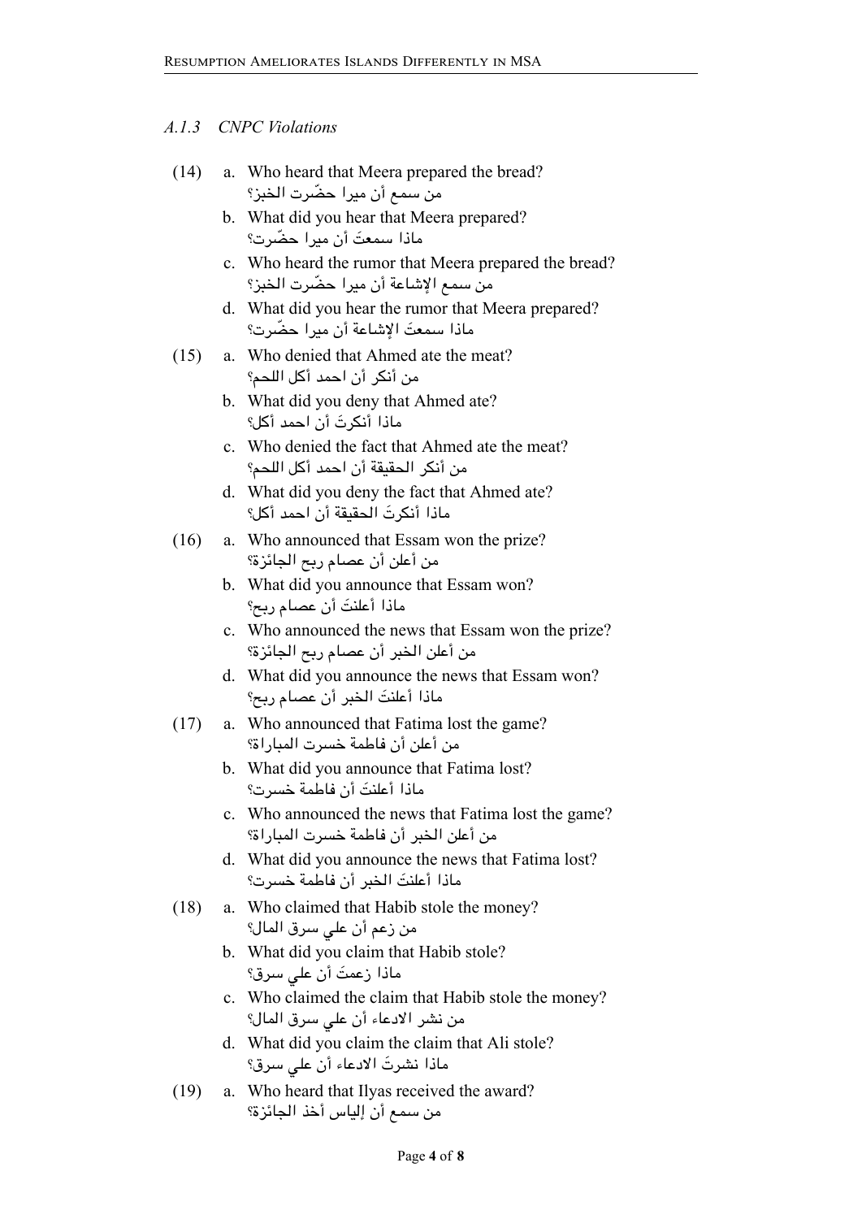### *A.1.3 CNPC Violations*

(14) a. Who heard that Meera prepared the bread?
من سمع أن ميرا حضّرت الخبز؟

b. What did you hear that Meera prepared?
ماذا سمعتَ أن ميرا حضّرت؟

c. Who heard the rumor that Meera prepared the bread?
من سمع الإشاعة أن ميرا حضّرت الخبز؟

d. What did you hear the rumor that Meera prepared?
ماذا سمعتَ الإشاعة أن ميرا حضّرت؟

(15) a. Who denied that Ahmed ate the meat?
من أنكر أن احمد أكل اللحم؟

b. What did you deny that Ahmed ate?
ماذا أنكرتَ أن احمد أكل؟

c. Who denied the fact that Ahmed ate the meat?
من أنكر الحقيقة أن احمد أكل اللحم؟

d. What did you deny the fact that Ahmed ate?
ماذا أنكرتَ الحقيقة أن احمد أكل؟

(16) a. Who announced that Essam won the prize?
من أعلن أن عصام ربح الجائزة؟

b. What did you announce that Essam won?
ماذا أعلنتَ أن عصام ربح؟

c. Who announced the news that Essam won the prize?
من أعلن الخبر أن عصام ربح الجائزة؟

d. What did you announce the news that Essam won?
ماذا أعلنتَ الخبر أن عصام ربح؟

(17) a. Who announced that Fatima lost the game?
من أعلن أن فاطمة خسرت المباراة؟

b. What did you announce that Fatima lost?
ماذا أعلنتَ أن فاطمة خسرت؟

c. Who announced the news that Fatima lost the game?
من أعلن الخبر أن فاطمة خسرت المباراة؟

d. What did you announce the news that Fatima lost?
ماذا أعلنتَ الخبر أن فاطمة خسرت؟

(18) a. Who claimed that Habib stole the money?
من زعم أن علي سرق المال؟

b. What did you claim that Habib stole?
ماذا زعمتَ أن علي سرق؟

c. Who claimed the claim that Habib stole the money?
من نشر الادعاء أن علي سرق المال؟

d. What did you claim the claim that Ali stole?
ماذا نشرتَ الادعاء أن علي سرق؟

(19) a. Who heard that Ilyas received the award?
من سمع أن إلياس أخذ الجائزة؟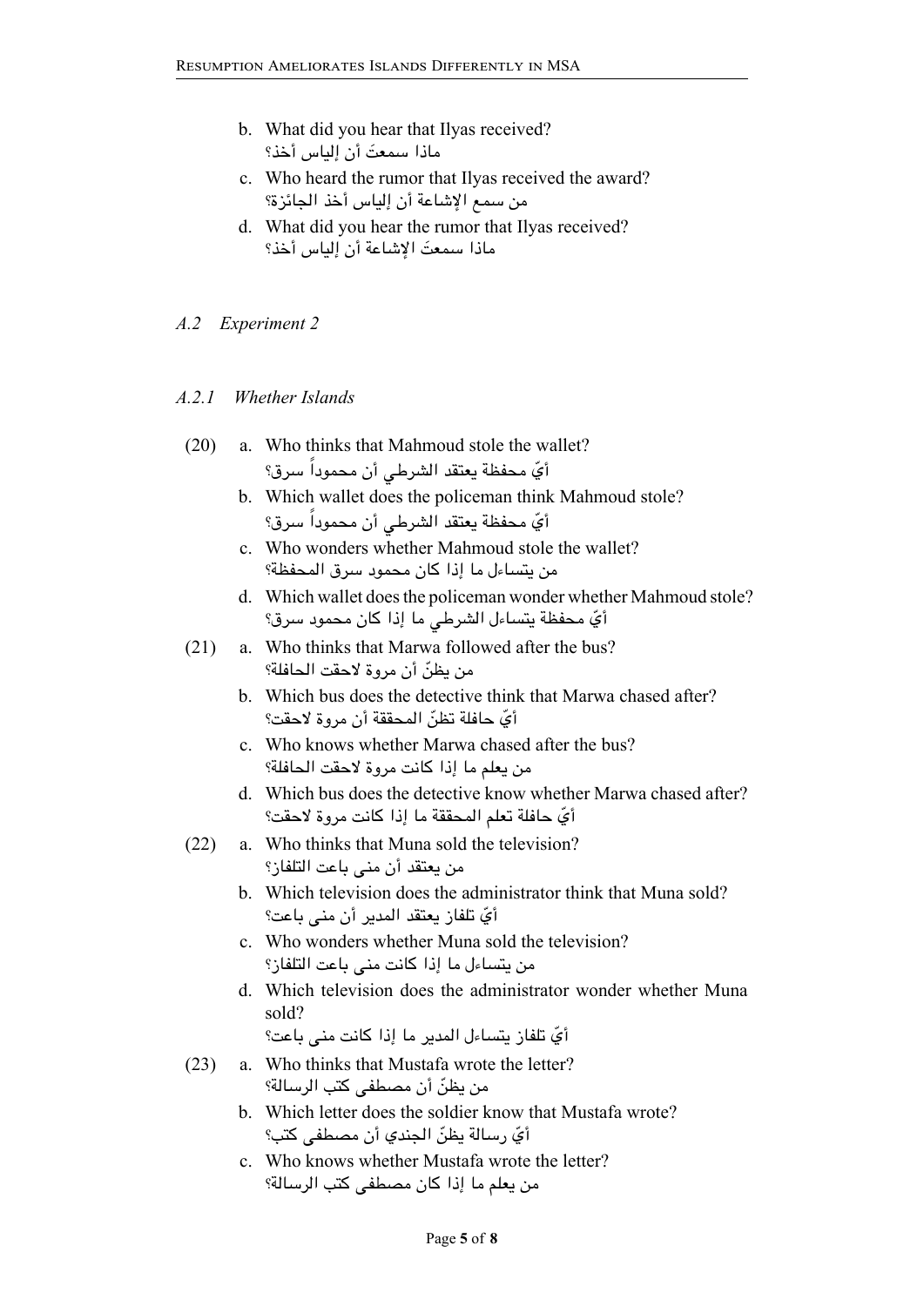b. What did you hear that Ilyas received?
ماذا سمعتَ أن إلياس أخذ؟

c. Who heard the rumor that Ilyas received the award?
من سمع الإشاعة أن إلياس أخذ الجائزة؟

d. What did you hear the rumor that Ilyas received?
ماذا سمعتَ الإشاعة أن إلياس أخذ؟

### *A.2 Experiment 2*

#### *A.2.1 Whether Islands*

(20) a. Who thinks that Mahmoud stole the wallet?
أيّ محفظة يعتقد الشرطي أن محموداً سرق؟

b. Which wallet does the policeman think Mahmoud stole?
أيّ محفظة يعتقد الشرطي أن محموداً سرق؟

c. Who wonders whether Mahmoud stole the wallet?
من يتساءل ما إذا كان محمود سرق المحفظة؟

d. Which wallet does the policeman wonder whether Mahmoud stole?
أيّ محفظة يتساءل الشرطي ما إذا كان محمود سرق؟

(21) a. Who thinks that Marwa followed after the bus?
من يظنّ أن مروة لاحقت الحافلة؟

b. Which bus does the detective think that Marwa chased after?
أيّ حافلة تظنّ المحققة أن مروة لاحقت؟

c. Who knows whether Marwa chased after the bus?
من يعلم ما إذا كانت مروة لاحقت الحافلة؟

d. Which bus does the detective know whether Marwa chased after?
أيّ حافلة تعلم المحققة ما إذا كانت مروة لاحقت؟

(22) a. Who thinks that Muna sold the television?
من يعتقد أن منى باعت التلفاز؟

b. Which television does the administrator think that Muna sold?
أيّ تلفاز يعتقد المدير أن منى باعت؟

c. Who wonders whether Muna sold the television?
من يتساءل ما إذا كانت منى باعت التلفاز؟

d. Which television does the administrator wonder whether Muna sold?
أيّ تلفاز يتساءل المدير ما إذا كانت منى باعت؟

(23) a. Who thinks that Mustafa wrote the letter?
من يظنّ أن مصطفى كتب الرسالة؟

b. Which letter does the soldier know that Mustafa wrote?
أيّ رسالة يظنّ الجندي أن مصطفى كتب؟

c. Who knows whether Mustafa wrote the letter?
من يعلم ما إذا كان مصطفى كتب الرسالة؟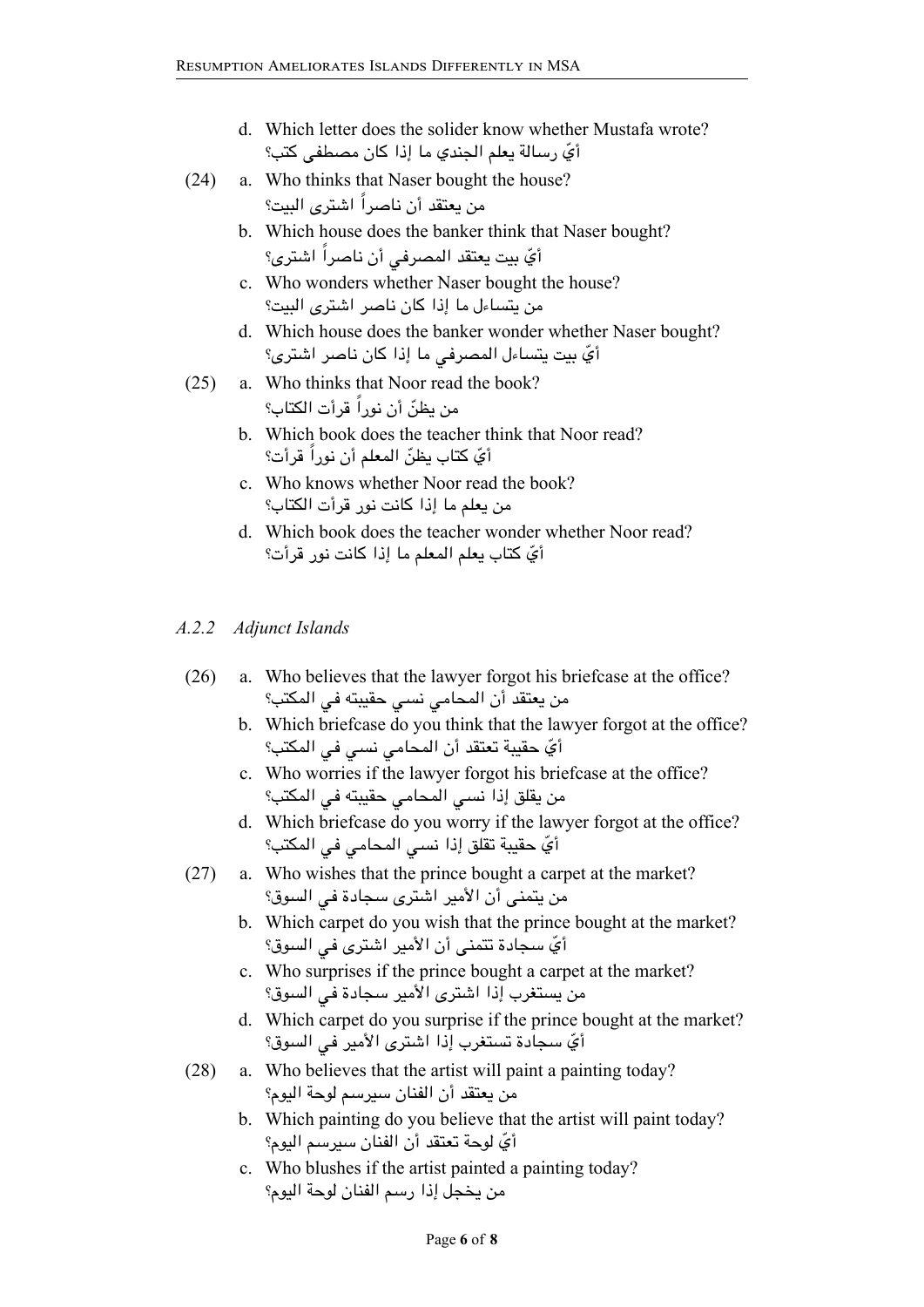d. Which letter does the solider know whether Mustafa wrote?
أيّ رسالة يعلم الجندي ما إذا كان مصطفى كتب؟

(24) a. Who thinks that Naser bought the house?
من يعتقد أن ناصراً اشترى البيت؟

b. Which house does the banker think that Naser bought?
أيّ بيت يعتقد المصرفي أن ناصراً اشترى؟

c. Who wonders whether Naser bought the house?
من يتساءل ما إذا كان ناصر اشترى البيت؟

d. Which house does the banker wonder whether Naser bought?
أيّ بيت يتساءل المصرفي ما إذا كان ناصر اشترى؟

(25) a. Who thinks that Noor read the book?
من يظنّ أن نوراً قرأت الكتاب؟

b. Which book does the teacher think that Noor read?
أيّ كتاب يظنّ المعلم أن نوراً قرأت؟

c. Who knows whether Noor read the book?
من يعلم ما إذا كانت نور قرأت الكتاب؟

d. Which book does the teacher wonder whether Noor read?
أيّ كتاب يعلم المعلم ما إذا كانت نور قرأت؟

### *A.2.2 Adjunct Islands*

(26) a. Who believes that the lawyer forgot his briefcase at the office?
من يعتقد أن المحامي نسي حقيبته في المكتب؟

b. Which briefcase do you think that the lawyer forgot at the office?
أيّ حقيبة تعتقد أن المحامي نسي في المكتب؟

c. Who worries if the lawyer forgot his briefcase at the office?
من يقلق إذا نسي المحامي حقيبته في المكتب؟

d. Which briefcase do you worry if the lawyer forgot at the office?
أيّ حقيبة تقلق إذا نسي المحامي في المكتب؟

(27) a. Who wishes that the prince bought a carpet at the market?
من يتمنى أن الأمير اشترى سجادة في السوق؟

b. Which carpet do you wish that the prince bought at the market?
أيّ سجادة تتمنى أن الأمير اشترى في السوق؟

c. Who surprises if the prince bought a carpet at the market?
من يستغرب إذا اشترى الأمير سجادة في السوق؟

d. Which carpet do you surprise if the prince bought at the market?
أيّ سجادة تستغرب إذا اشترى الأمير في السوق؟

(28) a. Who believes that the artist will paint a painting today?
من يعتقد أن الفنان سيرسم لوحة اليوم؟

b. Which painting do you believe that the artist will paint today?
أيّ لوحة تعتقد أن الفنان سيرسم اليوم؟

c. Who blushes if the artist painted a painting today?
من يخجل إذا رسم الفنان لوحة اليوم؟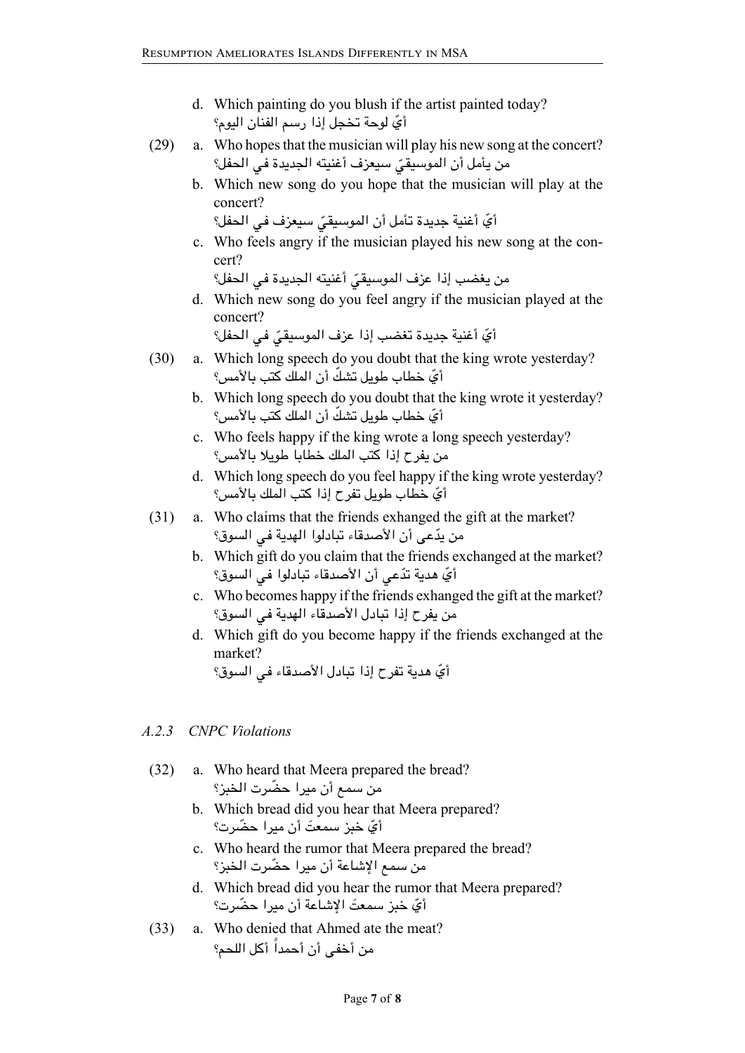d. Which painting do you blush if the artist painted today?
أيّ لوحة تخجل إذا رسم الفنان اليوم؟

(29) a. Who hopes that the musician will play his new song at the concert?
من يأمل أن الموسيقيّ سيعزف أغنيته الجديدة في الحفل؟

b. Which new song do you hope that the musician will play at the concert?
أيّ أغنية جديدة تأمل أن الموسيقيّ سيعزف في الحفل؟

c. Who feels angry if the musician played his new song at the concert?
من يغضب إذا عزف الموسيقيّ أغنيته الجديدة في الحفل؟

d. Which new song do you feel angry if the musician played at the concert?
أيّ أغنية جديدة تغضب إذا عزف الموسيقيّ في الحفل؟

(30) a. Which long speech do you doubt that the king wrote yesterday?
أيّ خطاب طويل تشكّ أن الملك كتب بالأمس؟

b. Which long speech do you doubt that the king wrote it yesterday?
أيّ خطاب طويل تشكّ أن الملك كتب بالأمس؟

c. Who feels happy if the king wrote a long speech yesterday?
من يفرح إذا كتب الملك خطابا طويلا بالأمس؟

d. Which long speech do you feel happy if the king wrote yesterday?
أيّ خطاب طويل تفرح إذا كتب الملك بالأمس؟

(31) a. Who claims that the friends exhanged the gift at the market?
من يدّعى أن الأصدقاء تبادلوا الهدية في السوق؟

b. Which gift do you claim that the friends exchanged at the market?
أيّ هدية تدّعي أن الأصدقاء تبادلوا في السوق؟

c. Who becomes happy if the friends exhanged the gift at the market?
من يفرح إذا تبادل الأصدقاء الهدية في السوق؟

d. Which gift do you become happy if the friends exchanged at the market?
أيّ هدية تفرح إذا تبادل الأصدقاء في السوق؟

### *A.2.3 CNPC Violations*

(32) a. Who heard that Meera prepared the bread?
من سمع أن ميرا حضّرت الخبز؟

b. Which bread did you hear that Meera prepared?
أيّ خبز سمعتَ أن ميرا حضّرت؟

c. Who heard the rumor that Meera prepared the bread?
من سمع الإشاعة أن ميرا حضّرت الخبز؟

d. Which bread did you hear the rumor that Meera prepared?
أيّ خبز سمعتَ الإشاعة أن ميرا حضّرت؟

(33) a. Who denied that Ahmed ate the meat?
من أخفى أن أحمداً أكل اللحم؟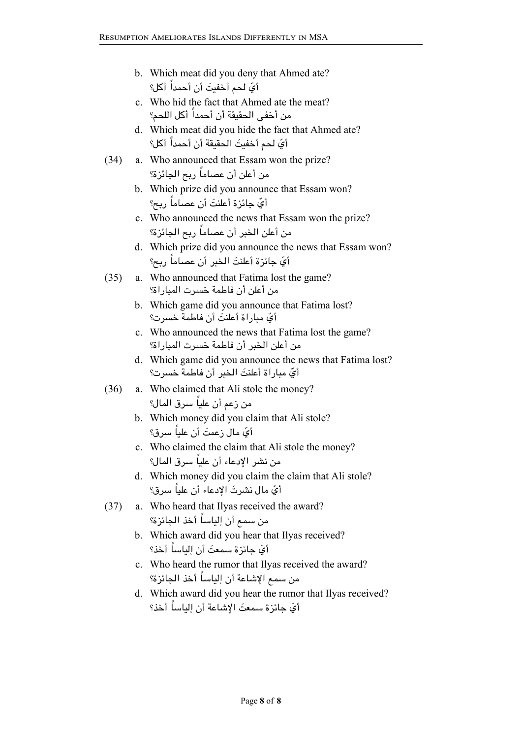b. Which meat did you deny that Ahmed ate?
أيّ لحم أخفيتَ أن أحمداً أكل؟

c. Who hid the fact that Ahmed ate the meat?
من أخفى الحقيقة أن أحمداً أكل اللحم؟

d. Which meat did you hide the fact that Ahmed ate?
أيّ لحم أخفيتَ الحقيقة أن أحمداً أكل؟

(34) a. Who announced that Essam won the prize?
من أعلن أن عصاماً ربح الجائزة؟

b. Which prize did you announce that Essam won?
أيّ جائزة أعلنتَ أن عصاماً ربح؟

c. Who announced the news that Essam won the prize?
من أعلن الخبر أن عصاماً ربح الجائزة؟

d. Which prize did you announce the news that Essam won?
أيّ جائزة أعلنتَ الخبر أن عصاماً ربح؟

(35) a. Who announced that Fatima lost the game?
من أعلن أن فاطمة خسرت المباراة؟

b. Which game did you announce that Fatima lost?
أيّ مباراة أعلنتَ أن فاطمة خسرت؟

c. Who announced the news that Fatima lost the game?
من أعلن الخبر أن فاطمة خسرت المباراة؟

d. Which game did you announce the news that Fatima lost?
أيّ مباراة أعلنتَ الخبر أن فاطمة خسرت؟

(36) a. Who claimed that Ali stole the money?
من زعم أن علياً سرق المال؟

b. Which money did you claim that Ali stole?
أيّ مال زعمتَ أن علياً سرق؟

c. Who claimed the claim that Ali stole the money?
من نشر الإدعاء أن علياً سرق المال؟

d. Which money did you claim the claim that Ali stole?
أيّ مال نشرتَ الإدعاء أن علياً سرق؟

(37) a. Who heard that Ilyas received the award?
من سمع أن إلياساً أخذ الجائزة؟

b. Which award did you hear that Ilyas received?
أيّ جائزة سمعتَ أن إلياساً أخذ؟

c. Who heard the rumor that Ilyas received the award?
من سمع الإشاعة أن إلياساً أخذ الجائزة؟

d. Which award did you hear the rumor that Ilyas received?
أيّ جائزة سمعتَ الإشاعة أن إلياساً أخذ؟